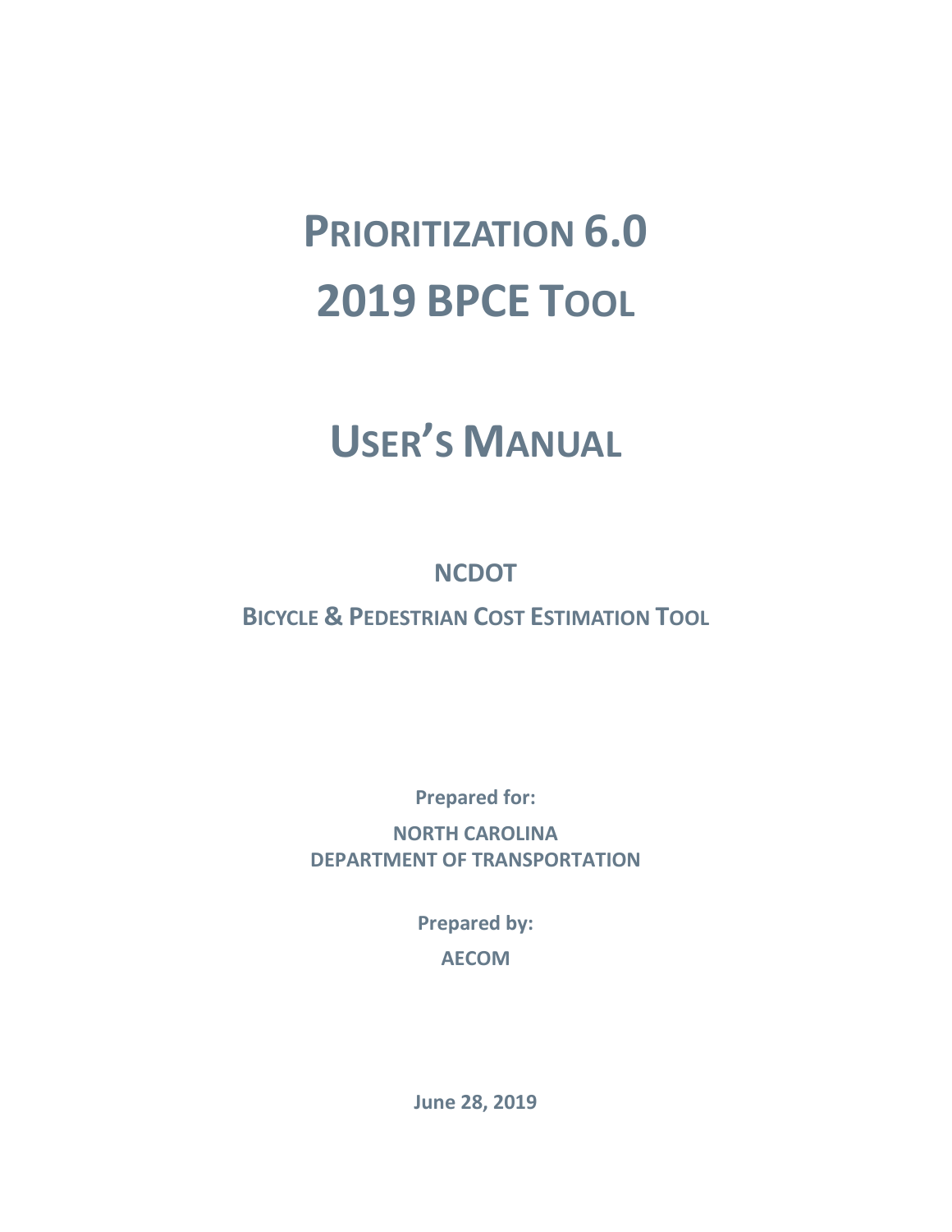# PRIORITIZATION 6.0
# 2019 BPCE TOOL

# USER'S MANUAL

## NCDOT

## BICYCLE & PEDESTRIAN COST ESTIMATION TOOL

**Prepared for:**

**NORTH CAROLINA**
**DEPARTMENT OF TRANSPORTATION**

**Prepared by:**

**AECOM**

**June 28, 2019**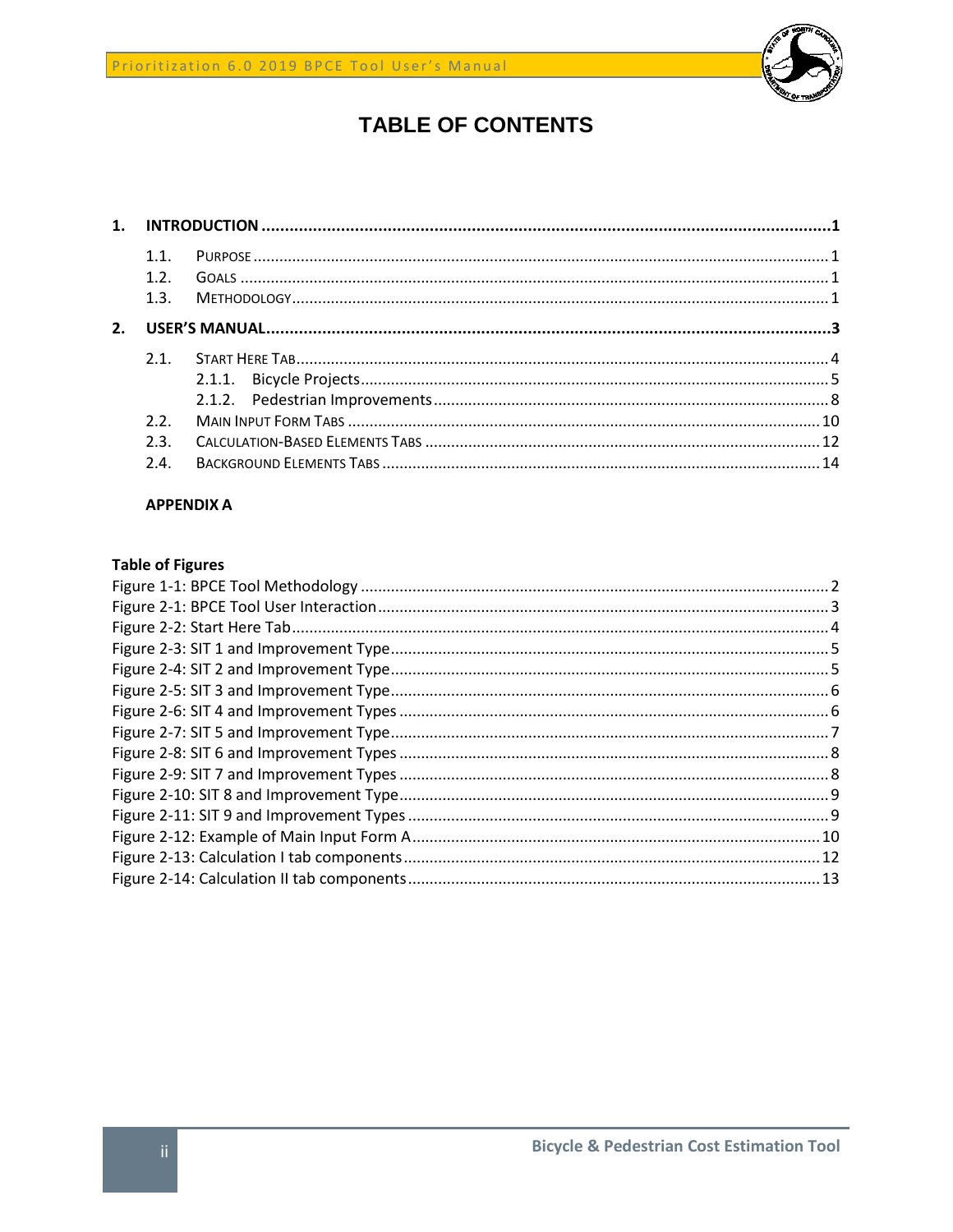# TABLE OF CONTENTS

**1. INTRODUCTION** ..... 1

- 1.1. PURPOSE ..... 1
- 1.2. GOALS ..... 1
- 1.3. METHODOLOGY ..... 1

**2. USER'S MANUAL** ..... 3

- 2.1. START HERE TAB ..... 4
  - 2.1.1. Bicycle Projects ..... 5
  - 2.1.2. Pedestrian Improvements ..... 8
- 2.2. MAIN INPUT FORM TABS ..... 10
- 2.3. CALCULATION-BASED ELEMENTS TABS ..... 12
- 2.4. BACKGROUND ELEMENTS TABS ..... 14

**APPENDIX A**

**Table of Figures**

Figure 1-1: BPCE Tool Methodology ..... 2
Figure 2-1: BPCE Tool User Interaction ..... 3
Figure 2-2: Start Here Tab ..... 4
Figure 2-3: SIT 1 and Improvement Type ..... 5
Figure 2-4: SIT 2 and Improvement Type ..... 5
Figure 2-5: SIT 3 and Improvement Type ..... 6
Figure 2-6: SIT 4 and Improvement Types ..... 6
Figure 2-7: SIT 5 and Improvement Type ..... 7
Figure 2-8: SIT 6 and Improvement Types ..... 8
Figure 2-9: SIT 7 and Improvement Types ..... 8
Figure 2-10: SIT 8 and Improvement Type ..... 9
Figure 2-11: SIT 9 and Improvement Types ..... 9
Figure 2-12: Example of Main Input Form A ..... 10
Figure 2-13: Calculation I tab components ..... 12
Figure 2-14: Calculation II tab components ..... 13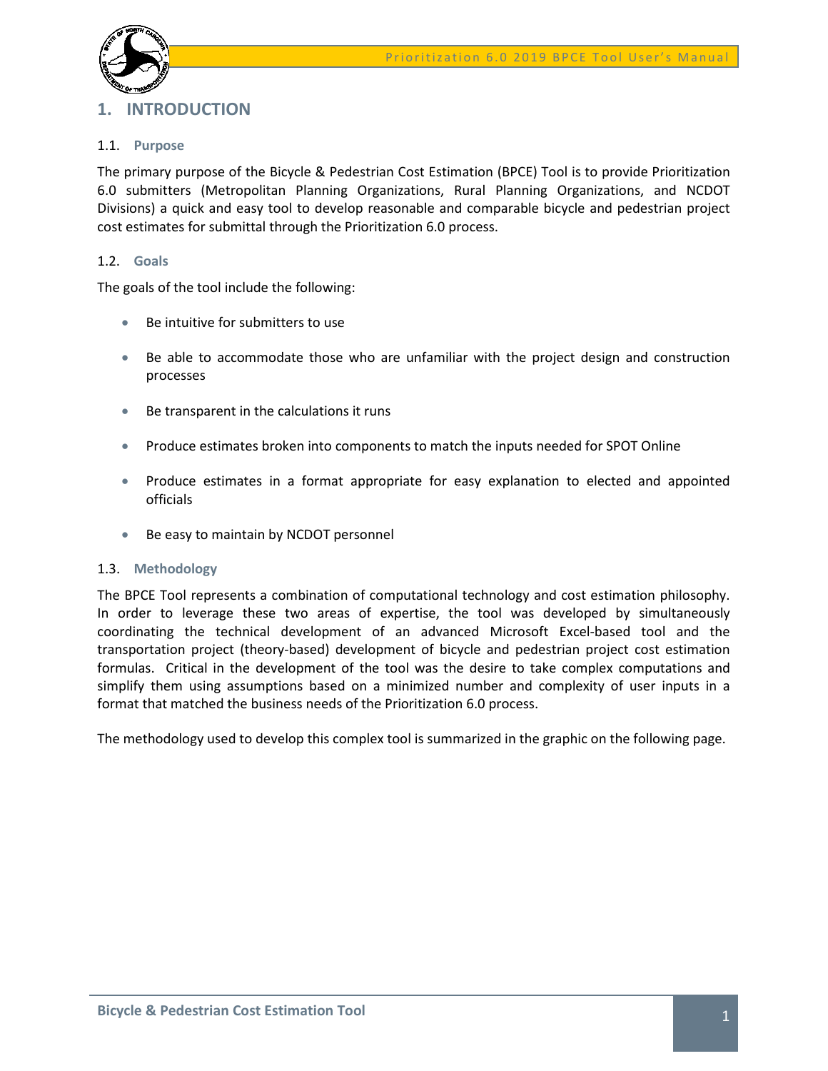# 1. INTRODUCTION

## 1.1. Purpose

The primary purpose of the Bicycle & Pedestrian Cost Estimation (BPCE) Tool is to provide Prioritization 6.0 submitters (Metropolitan Planning Organizations, Rural Planning Organizations, and NCDOT Divisions) a quick and easy tool to develop reasonable and comparable bicycle and pedestrian project cost estimates for submittal through the Prioritization 6.0 process.

## 1.2. Goals

The goals of the tool include the following:

- Be intuitive for submitters to use
- Be able to accommodate those who are unfamiliar with the project design and construction processes
- Be transparent in the calculations it runs
- Produce estimates broken into components to match the inputs needed for SPOT Online
- Produce estimates in a format appropriate for easy explanation to elected and appointed officials
- Be easy to maintain by NCDOT personnel

## 1.3. Methodology

The BPCE Tool represents a combination of computational technology and cost estimation philosophy. In order to leverage these two areas of expertise, the tool was developed by simultaneously coordinating the technical development of an advanced Microsoft Excel-based tool and the transportation project (theory-based) development of bicycle and pedestrian project cost estimation formulas. Critical in the development of the tool was the desire to take complex computations and simplify them using assumptions based on a minimized number and complexity of user inputs in a format that matched the business needs of the Prioritization 6.0 process.

The methodology used to develop this complex tool is summarized in the graphic on the following page.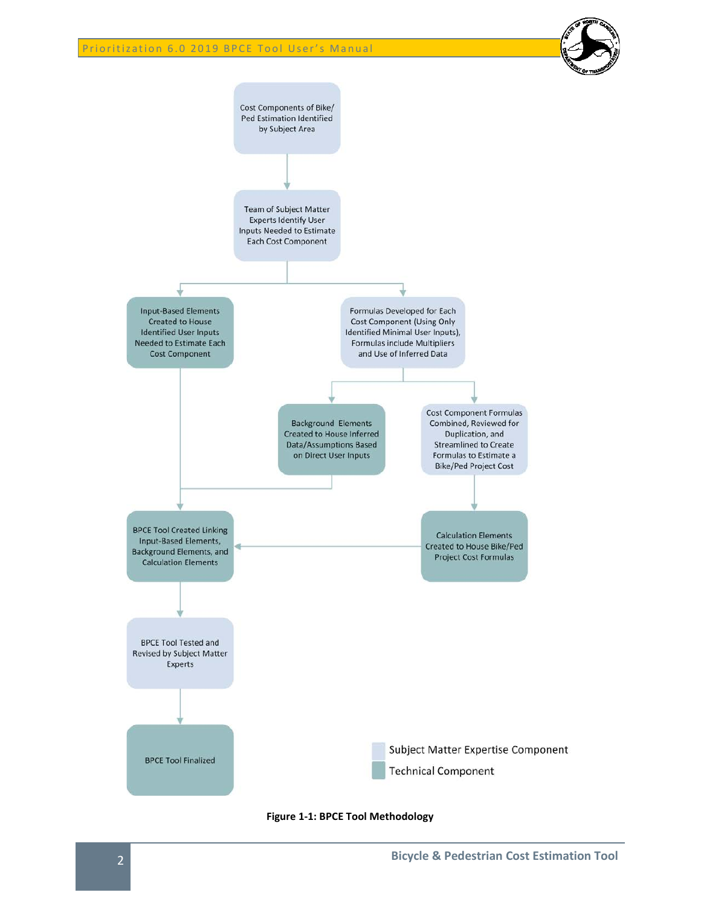Cost Components of Bike/Ped Estimation Identified by Subject Area

Team of Subject Matter Experts Identify User Inputs Needed to Estimate Each Cost Component

Input-Based Elements Created to House Identified User Inputs Needed to Estimate Each Cost Component

Formulas Developed for Each Cost Component (Using Only Identified Minimal User Inputs), Formulas include Multipliers and Use of Inferred Data

Background Elements Created to House Inferred Data/Assumptions Based on Direct User Inputs

Cost Component Formulas Combined, Reviewed for Duplication, and Streamlined to Create Formulas to Estimate a Bike/Ped Project Cost

BPCE Tool Created Linking Input-Based Elements, Background Elements, and Calculation Elements

Calculation Elements Created to House Bike/Ped Project Cost Formulas

BPCE Tool Tested and Revised by Subject Matter Experts

BPCE Tool Finalized

Subject Matter Expertise Component

Technical Component

**Figure 1-1: BPCE Tool Methodology**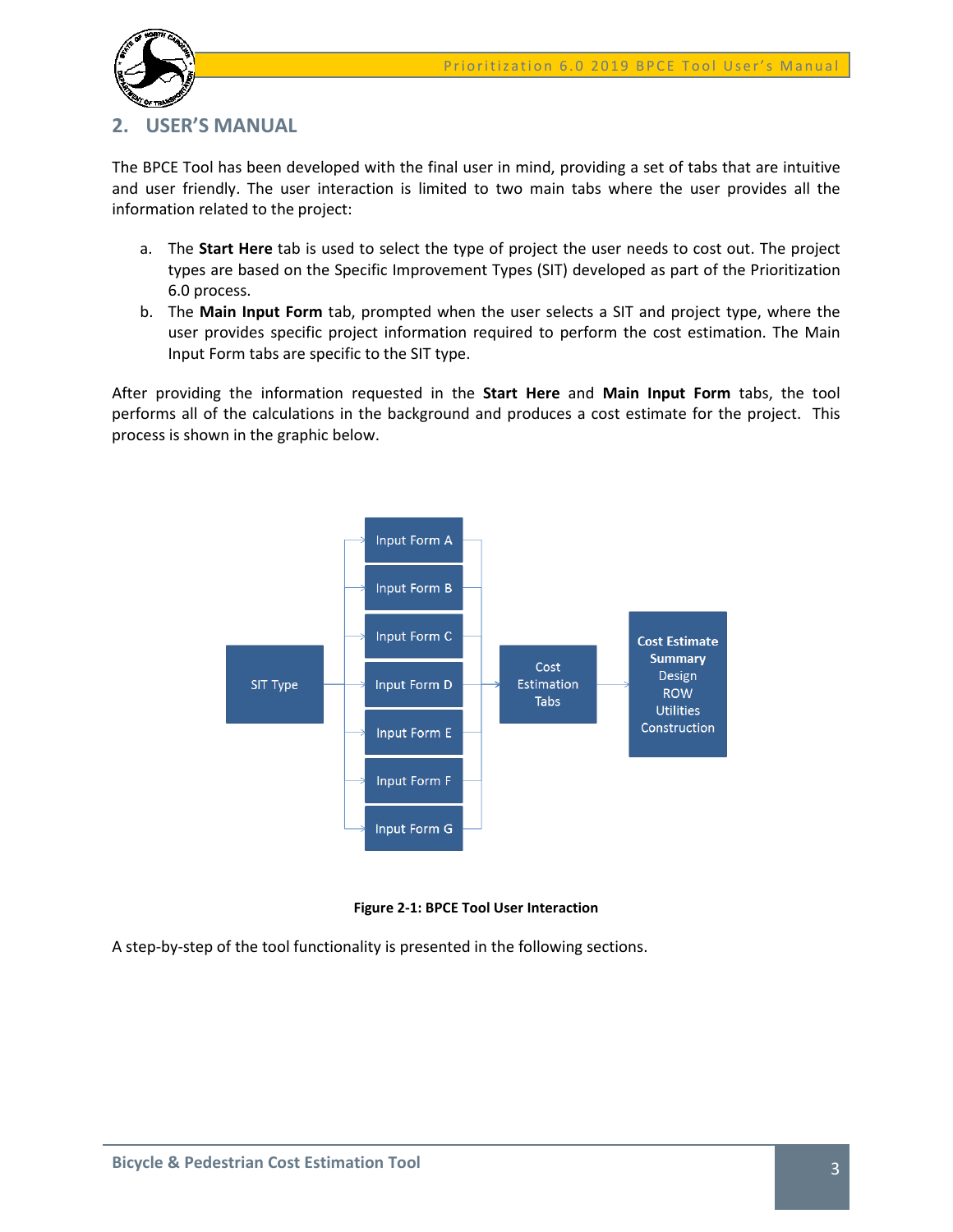## 2. USER'S MANUAL

The BPCE Tool has been developed with the final user in mind, providing a set of tabs that are intuitive and user friendly. The user interaction is limited to two main tabs where the user provides all the information related to the project:

a. The **Start Here** tab is used to select the type of project the user needs to cost out. The project types are based on the Specific Improvement Types (SIT) developed as part of the Prioritization 6.0 process.
b. The **Main Input Form** tab, prompted when the user selects a SIT and project type, where the user provides specific project information required to perform the cost estimation. The Main Input Form tabs are specific to the SIT type.

After providing the information requested in the **Start Here** and **Main Input Form** tabs, the tool performs all of the calculations in the background and produces a cost estimate for the project. This process is shown in the graphic below.

**Figure 2-1: BPCE Tool User Interaction**

A step-by-step of the tool functionality is presented in the following sections.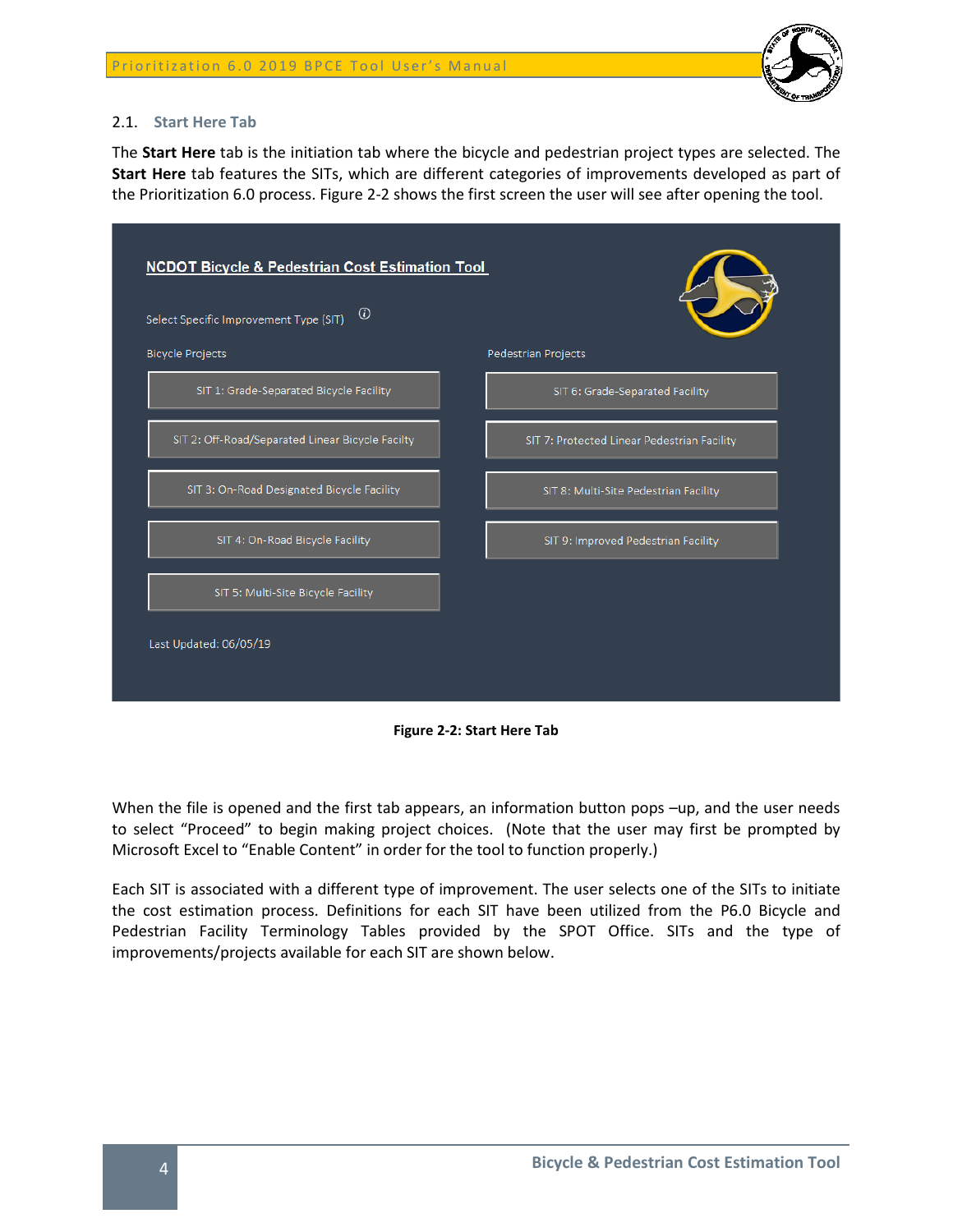## 2.1. Start Here Tab

The **Start Here** tab is the initiation tab where the bicycle and pedestrian project types are selected. The **Start Here** tab features the SITs, which are different categories of improvements developed as part of the Prioritization 6.0 process. Figure 2-2 shows the first screen the user will see after opening the tool.

NCDOT Bicycle & Pedestrian Cost Estimation Tool

Select Specific Improvement Type (SIT)

| Bicycle Projects | Pedestrian Projects |
|---|---|
| SIT 1: Grade-Separated Bicycle Facility | SIT 6: Grade-Separated Facility |
| SIT 2: Off-Road/Separated Linear Bicycle Facilty | SIT 7: Protected Linear Pedestrian Facility |
| SIT 3: On-Road Designated Bicycle Facility | SIT 8: Multi-Site Pedestrian Facility |
| SIT 4: On-Road Bicycle Facility | SIT 9: Improved Pedestrian Facility |
| SIT 5: Multi-Site Bicycle Facility | |

Last Updated: 06/05/19

**Figure 2-2: Start Here Tab**

When the file is opened and the first tab appears, an information button pops –up, and the user needs to select "Proceed" to begin making project choices. (Note that the user may first be prompted by Microsoft Excel to "Enable Content" in order for the tool to function properly.)

Each SIT is associated with a different type of improvement. The user selects one of the SITs to initiate the cost estimation process. Definitions for each SIT have been utilized from the P6.0 Bicycle and Pedestrian Facility Terminology Tables provided by the SPOT Office. SITs and the type of improvements/projects available for each SIT are shown below.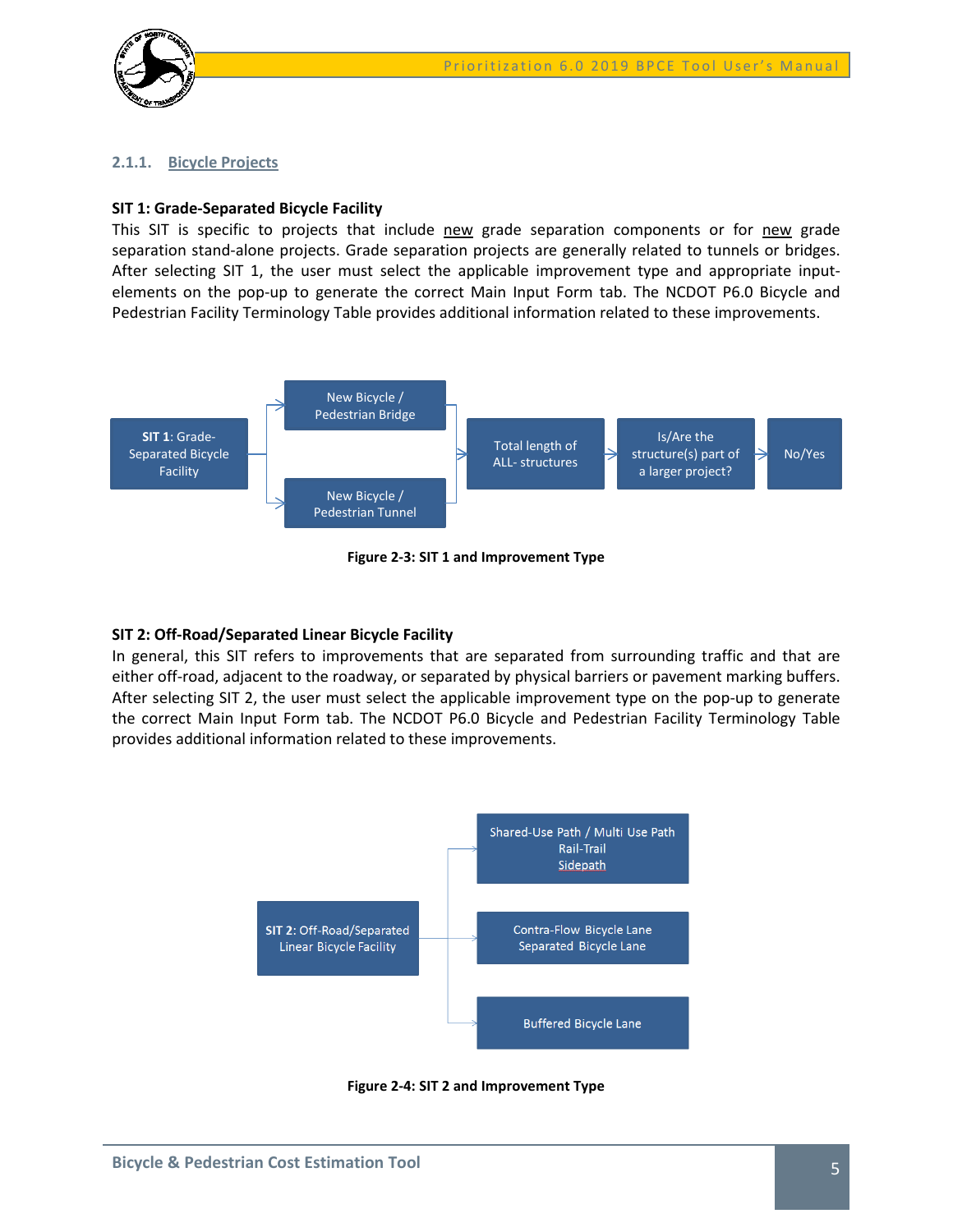### 2.1.1. Bicycle Projects

**SIT 1: Grade-Separated Bicycle Facility**

This SIT is specific to projects that include new grade separation components or for new grade separation stand-alone projects. Grade separation projects are generally related to tunnels or bridges. After selecting SIT 1, the user must select the applicable improvement type and appropriate input-elements on the pop-up to generate the correct Main Input Form tab. The NCDOT P6.0 Bicycle and Pedestrian Facility Terminology Table provides additional information related to these improvements.

**SIT 1**: Grade-Separated Bicycle Facility → New Bicycle / Pedestrian Bridge; New Bicycle / Pedestrian Tunnel → Total length of ALL- structures → Is/Are the structure(s) part of a larger project? → No/Yes

**Figure 2-3: SIT 1 and Improvement Type**

**SIT 2: Off-Road/Separated Linear Bicycle Facility**

In general, this SIT refers to improvements that are separated from surrounding traffic and that are either off-road, adjacent to the roadway, or separated by physical barriers or pavement marking buffers. After selecting SIT 2, the user must select the applicable improvement type on the pop-up to generate the correct Main Input Form tab. The NCDOT P6.0 Bicycle and Pedestrian Facility Terminology Table provides additional information related to these improvements.

**SIT 2**: Off-Road/Separated Linear Bicycle Facility →
- Shared-Use Path / Multi Use Path, Rail-Trail, Sidepath
- Contra-Flow Bicycle Lane, Separated Bicycle Lane
- Buffered Bicycle Lane

**Figure 2-4: SIT 2 and Improvement Type**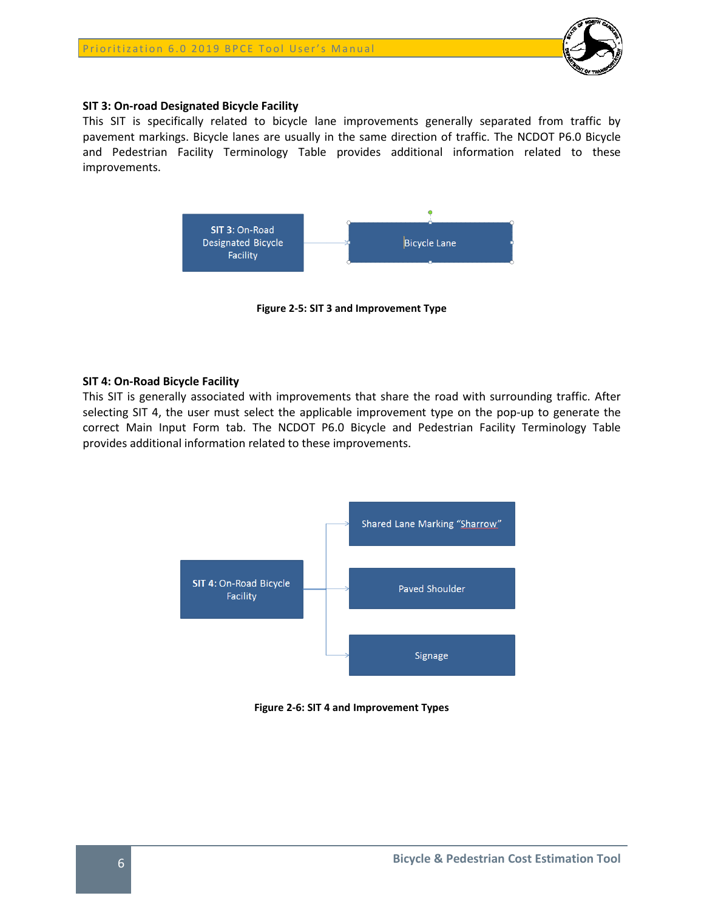**SIT 3: On-road Designated Bicycle Facility**

This SIT is specifically related to bicycle lane improvements generally separated from traffic by pavement markings. Bicycle lanes are usually in the same direction of traffic. The NCDOT P6.0 Bicycle and Pedestrian Facility Terminology Table provides additional information related to these improvements.

SIT 3: On-Road Designated Bicycle Facility → Bicycle Lane

**Figure 2-5: SIT 3 and Improvement Type**

**SIT 4: On-Road Bicycle Facility**

This SIT is generally associated with improvements that share the road with surrounding traffic. After selecting SIT 4, the user must select the applicable improvement type on the pop-up to generate the correct Main Input Form tab. The NCDOT P6.0 Bicycle and Pedestrian Facility Terminology Table provides additional information related to these improvements.

SIT 4: On-Road Bicycle Facility →
- Shared Lane Marking "Sharrow"
- Paved Shoulder
- Signage

**Figure 2-6: SIT 4 and Improvement Types**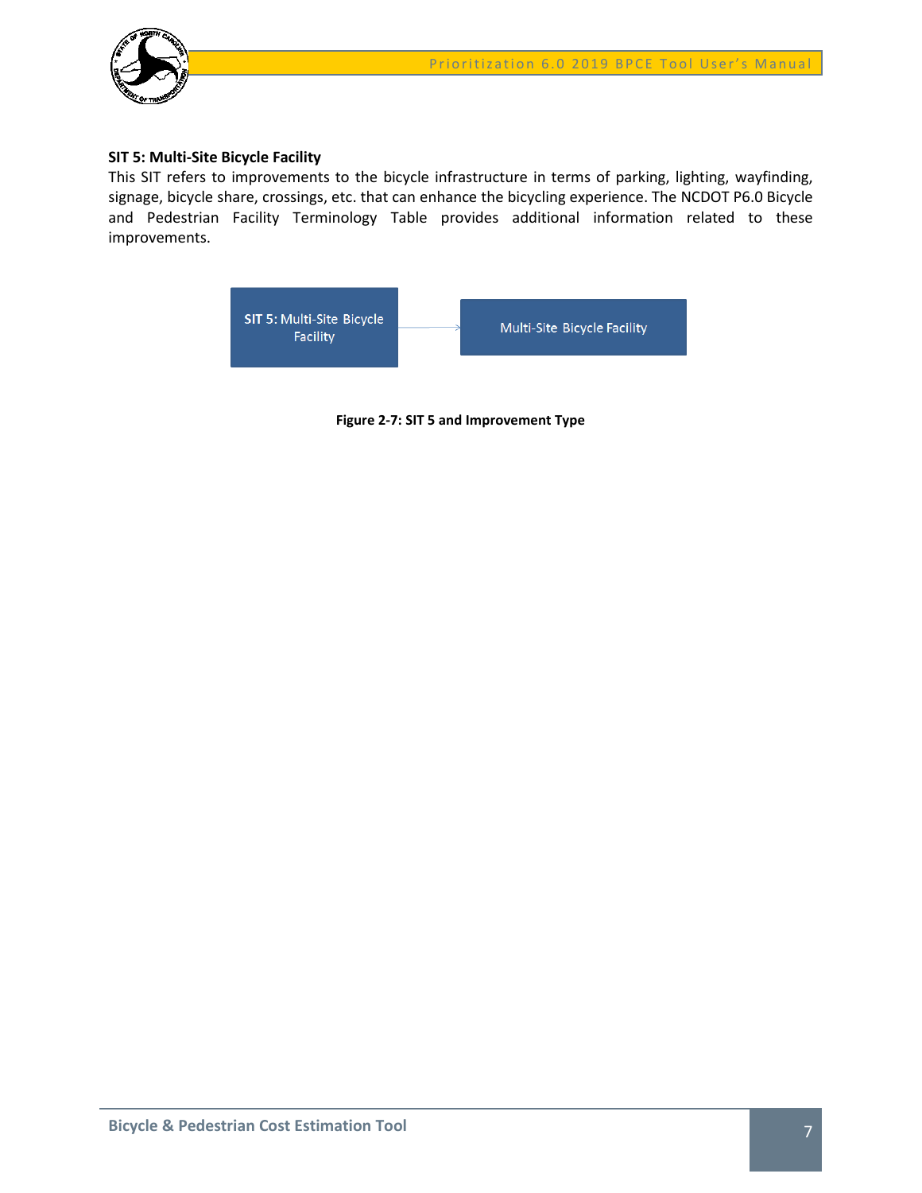### SIT 5: Multi-Site Bicycle Facility

This SIT refers to improvements to the bicycle infrastructure in terms of parking, lighting, wayfinding, signage, bicycle share, crossings, etc. that can enhance the bicycling experience. The NCDOT P6.0 Bicycle and Pedestrian Facility Terminology Table provides additional information related to these improvements.

SIT 5: Multi-Site Bicycle Facility → Multi-Site Bicycle Facility

**Figure 2-7: SIT 5 and Improvement Type**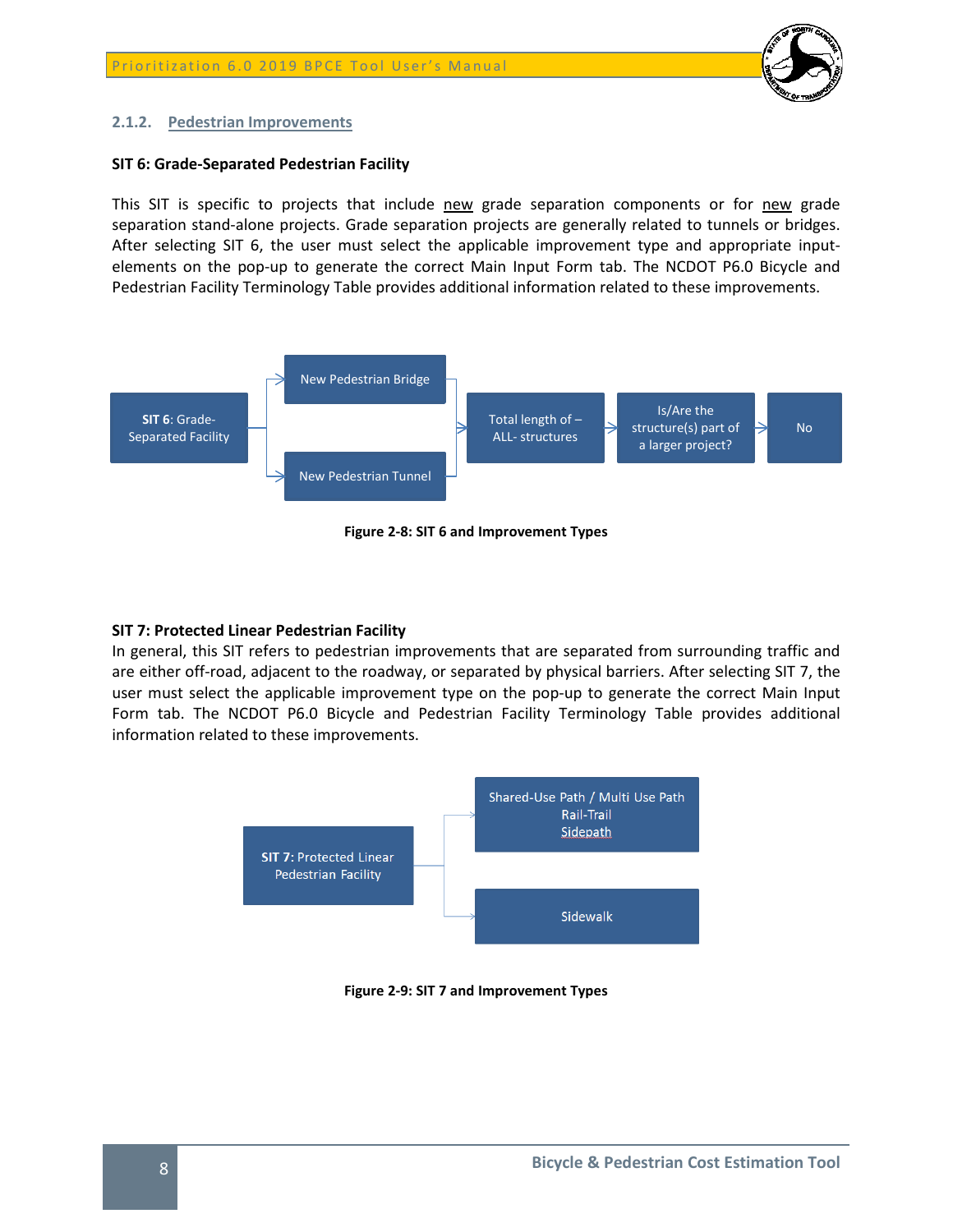### 2.1.2. Pedestrian Improvements

**SIT 6: Grade-Separated Pedestrian Facility**

This SIT is specific to projects that include new grade separation components or for new grade separation stand-alone projects. Grade separation projects are generally related to tunnels or bridges. After selecting SIT 6, the user must select the applicable improvement type and appropriate input-elements on the pop-up to generate the correct Main Input Form tab. The NCDOT P6.0 Bicycle and Pedestrian Facility Terminology Table provides additional information related to these improvements.

**SIT 6**: Grade-Separated Facility → New Pedestrian Bridge / New Pedestrian Tunnel → Total length of – ALL- structures → Is/Are the structure(s) part of a larger project? → No

**Figure 2-8: SIT 6 and Improvement Types**

**SIT 7: Protected Linear Pedestrian Facility**

In general, this SIT refers to pedestrian improvements that are separated from surrounding traffic and are either off-road, adjacent to the roadway, or separated by physical barriers. After selecting SIT 7, the user must select the applicable improvement type on the pop-up to generate the correct Main Input Form tab. The NCDOT P6.0 Bicycle and Pedestrian Facility Terminology Table provides additional information related to these improvements.

**SIT 7:** Protected Linear Pedestrian Facility → Shared-Use Path / Multi Use Path, Rail-Trail, Sidepath / Sidewalk

**Figure 2-9: SIT 7 and Improvement Types**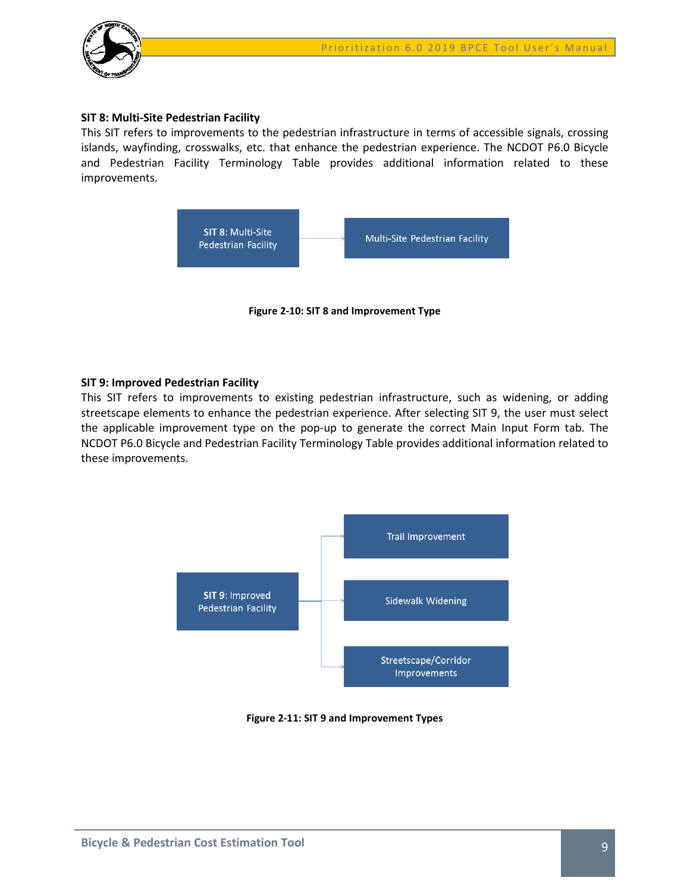**SIT 8: Multi-Site Pedestrian Facility**

This SIT refers to improvements to the pedestrian infrastructure in terms of accessible signals, crossing islands, wayfinding, crosswalks, etc. that enhance the pedestrian experience. The NCDOT P6.0 Bicycle and Pedestrian Facility Terminology Table provides additional information related to these improvements.

SIT 8: Multi-Site Pedestrian Facility → Multi-Site Pedestrian Facility

**Figure 2-10: SIT 8 and Improvement Type**

**SIT 9: Improved Pedestrian Facility**

This SIT refers to improvements to existing pedestrian infrastructure, such as widening, or adding streetscape elements to enhance the pedestrian experience. After selecting SIT 9, the user must select the applicable improvement type on the pop-up to generate the correct Main Input Form tab. The NCDOT P6.0 Bicycle and Pedestrian Facility Terminology Table provides additional information related to these improvements.

SIT 9: Improved Pedestrian Facility →
- Trail Improvement
- Sidewalk Widening
- Streetscape/Corridor Improvements

**Figure 2-11: SIT 9 and Improvement Types**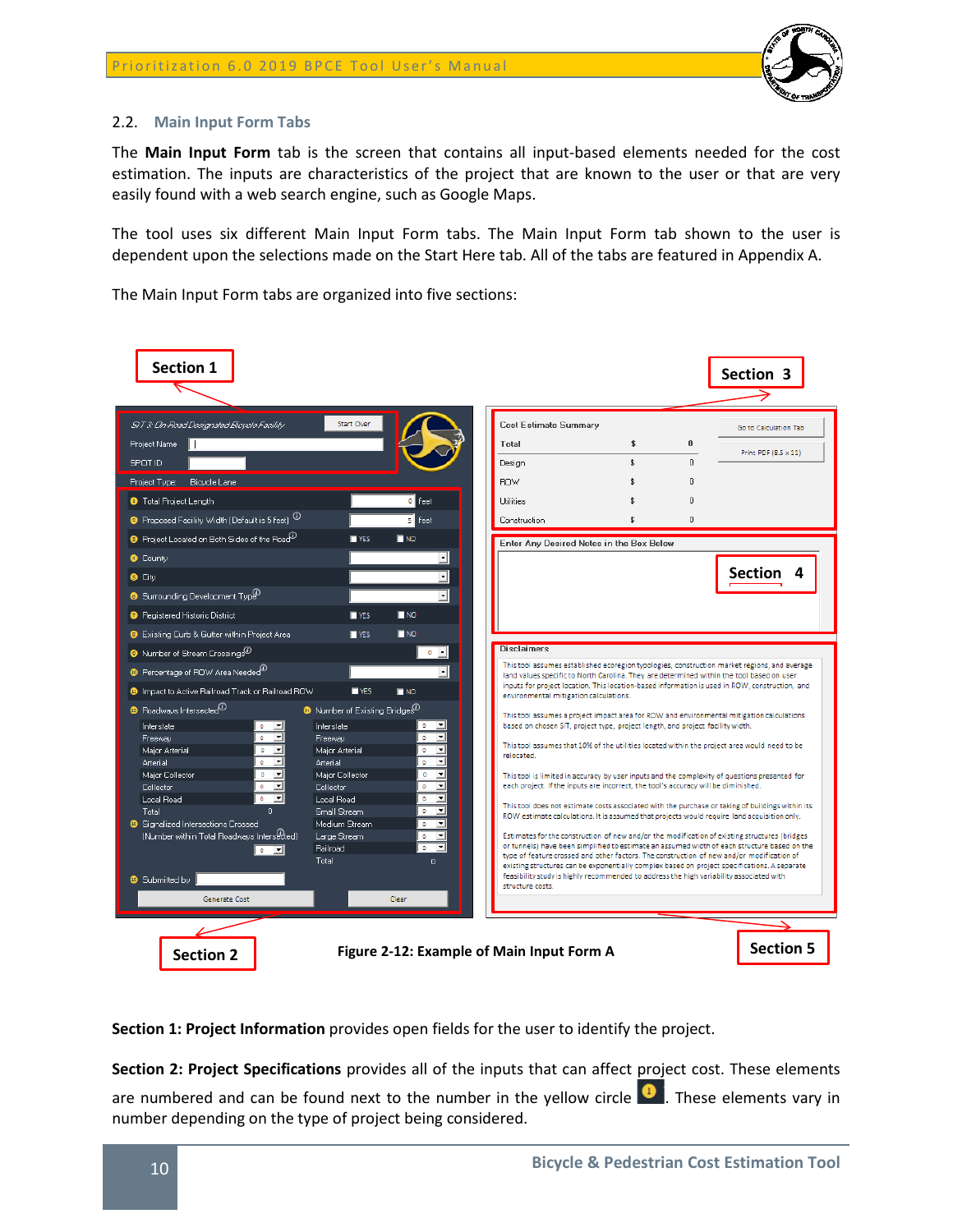### 2.2. Main Input Form Tabs

The **Main Input Form** tab is the screen that contains all input-based elements needed for the cost estimation. The inputs are characteristics of the project that are known to the user or that are very easily found with a web search engine, such as Google Maps.

The tool uses six different Main Input Form tabs. The Main Input Form tab shown to the user is dependent upon the selections made on the Start Here tab. All of the tabs are featured in Appendix A.

The Main Input Form tabs are organized into five sections:

Figure 2-12: Example of Main Input Form A

**Section 1: Project Information** provides open fields for the user to identify the project.

**Section 2: Project Specifications** provides all of the inputs that can affect project cost. These elements are numbered and can be found next to the number in the yellow circle. These elements vary in number depending on the type of project being considered.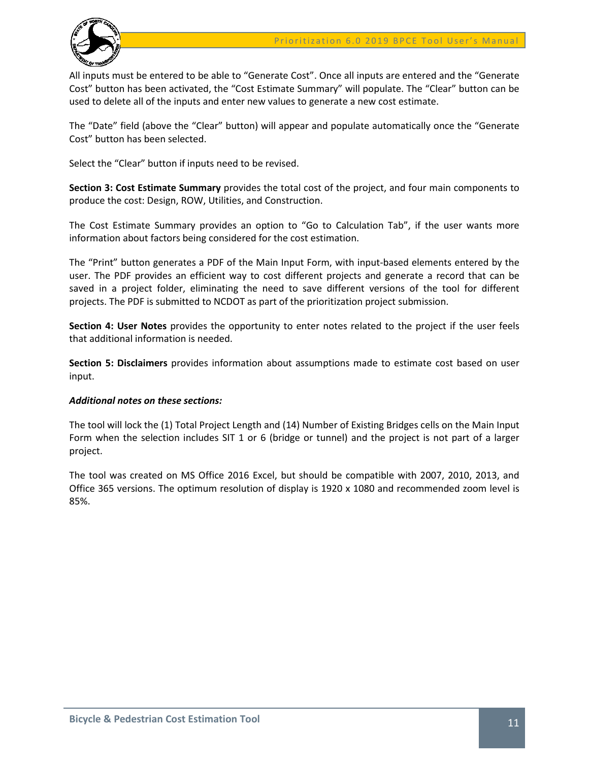All inputs must be entered to be able to "Generate Cost". Once all inputs are entered and the "Generate Cost" button has been activated, the "Cost Estimate Summary" will populate. The "Clear" button can be used to delete all of the inputs and enter new values to generate a new cost estimate.

The "Date" field (above the "Clear" button) will appear and populate automatically once the "Generate Cost" button has been selected.

Select the "Clear" button if inputs need to be revised.

**Section 3: Cost Estimate Summary** provides the total cost of the project, and four main components to produce the cost: Design, ROW, Utilities, and Construction.

The Cost Estimate Summary provides an option to "Go to Calculation Tab", if the user wants more information about factors being considered for the cost estimation.

The "Print" button generates a PDF of the Main Input Form, with input-based elements entered by the user. The PDF provides an efficient way to cost different projects and generate a record that can be saved in a project folder, eliminating the need to save different versions of the tool for different projects. The PDF is submitted to NCDOT as part of the prioritization project submission.

**Section 4: User Notes** provides the opportunity to enter notes related to the project if the user feels that additional information is needed.

**Section 5: Disclaimers** provides information about assumptions made to estimate cost based on user input.

***Additional notes on these sections:***

The tool will lock the (1) Total Project Length and (14) Number of Existing Bridges cells on the Main Input Form when the selection includes SIT 1 or 6 (bridge or tunnel) and the project is not part of a larger project.

The tool was created on MS Office 2016 Excel, but should be compatible with 2007, 2010, 2013, and Office 365 versions. The optimum resolution of display is 1920 x 1080 and recommended zoom level is 85%.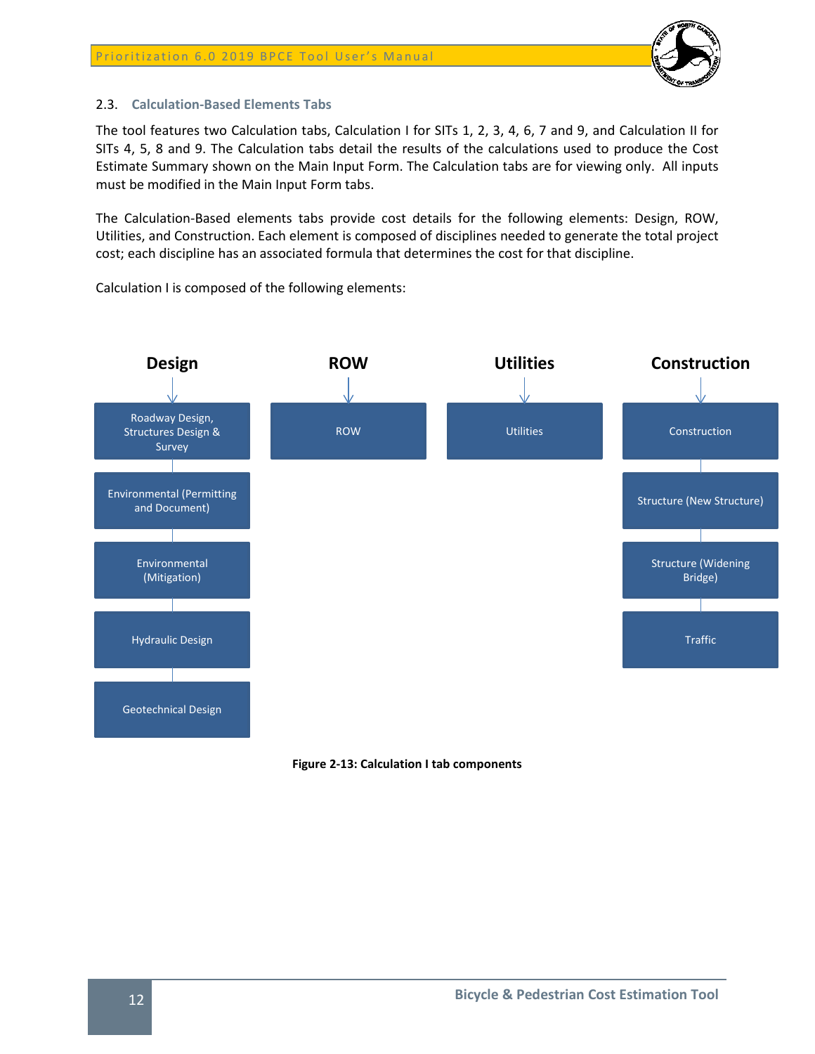### 2.3. Calculation-Based Elements Tabs

The tool features two Calculation tabs, Calculation I for SITs 1, 2, 3, 4, 6, 7 and 9, and Calculation II for SITs 4, 5, 8 and 9. The Calculation tabs detail the results of the calculations used to produce the Cost Estimate Summary shown on the Main Input Form. The Calculation tabs are for viewing only. All inputs must be modified in the Main Input Form tabs.

The Calculation-Based elements tabs provide cost details for the following elements: Design, ROW, Utilities, and Construction. Each element is composed of disciplines needed to generate the total project cost; each discipline has an associated formula that determines the cost for that discipline.

Calculation I is composed of the following elements:

| Design | ROW | Utilities | Construction |
|---|---|---|---|
| Roadway Design, Structures Design & Survey | ROW | Utilities | Construction |
| Environmental (Permitting and Document) | | | Structure (New Structure) |
| Environmental (Mitigation) | | | Structure (Widening Bridge) |
| Hydraulic Design | | | Traffic |
| Geotechnical Design | | | |

**Figure 2-13: Calculation I tab components**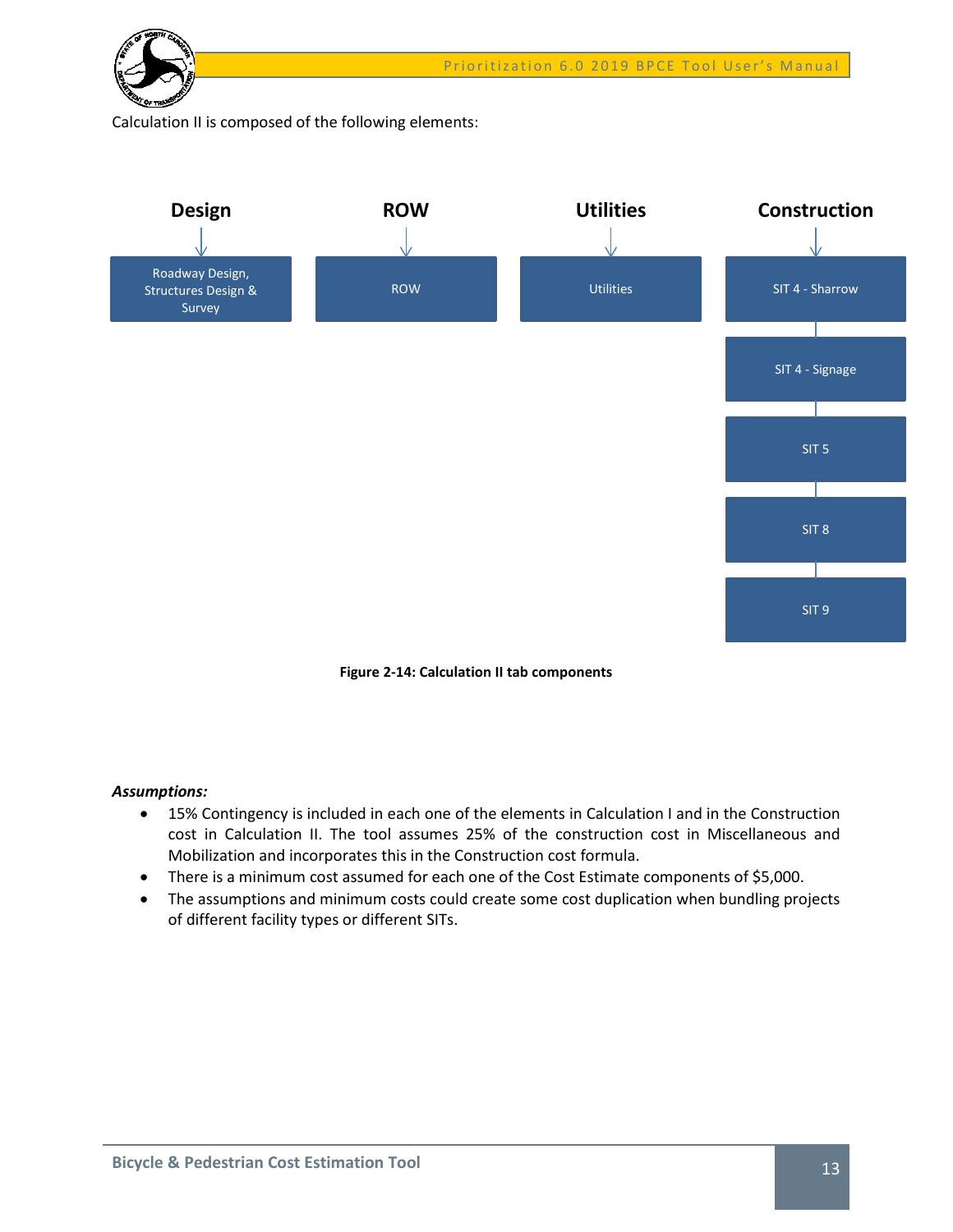Calculation II is composed of the following elements:

| Design | ROW | Utilities | Construction |
| --- | --- | --- | --- |
| Roadway Design, Structures Design & Survey | ROW | Utilities | SIT 4 - Sharrow |
| | | | SIT 4 - Signage |
| | | | SIT 5 |
| | | | SIT 8 |
| | | | SIT 9 |

**Figure 2-14: Calculation II tab components**

***Assumptions:***

- 15% Contingency is included in each one of the elements in Calculation I and in the Construction cost in Calculation II. The tool assumes 25% of the construction cost in Miscellaneous and Mobilization and incorporates this in the Construction cost formula.
- There is a minimum cost assumed for each one of the Cost Estimate components of $5,000.
- The assumptions and minimum costs could create some cost duplication when bundling projects of different facility types or different SITs.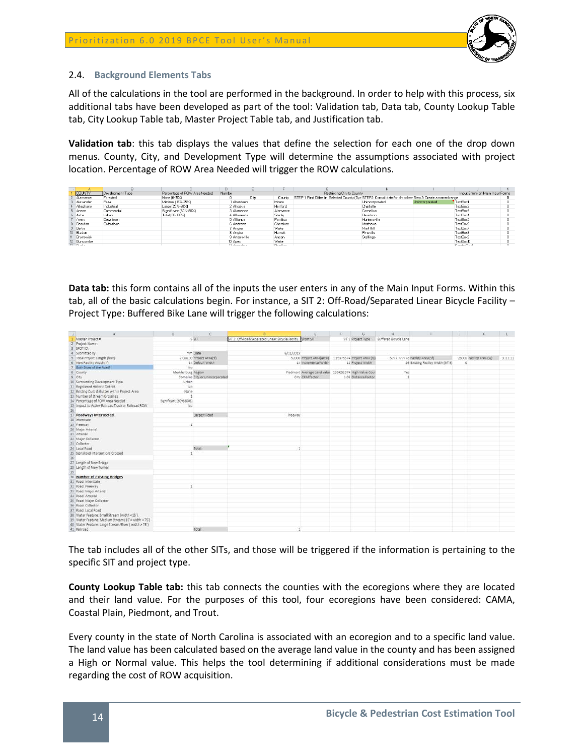## 2.4. Background Elements Tabs

All of the calculations in the tool are performed in the background. In order to help with this process, six additional tabs have been developed as part of the tool: Validation tab, Data tab, County Lookup Table tab, City Lookup Table tab, Master Project Table tab, and Justification tab.

**Validation tab**: this tab displays the values that define the selection for each one of the drop down menus. County, City, and Development Type will determine the assumptions associated with project location. Percentage of ROW Area Needed will trigger the ROW calculations.

**Data tab:** this form contains all of the inputs the user enters in any of the Main Input Forms. Within this tab, all of the basic calculations begin. For instance, a SIT 2: Off-Road/Separated Linear Bicycle Facility – Project Type: Buffered Bike Lane will trigger the following calculations:

The tab includes all of the other SITs, and those will be triggered if the information is pertaining to the specific SIT and project type.

**County Lookup Table tab:** this tab connects the counties with the ecoregions where they are located and their land value. For the purposes of this tool, four ecoregions have been considered: CAMA, Coastal Plain, Piedmont, and Trout.

Every county in the state of North Carolina is associated with an ecoregion and to a specific land value. The land value has been calculated based on the average land value in the county and has been assigned a High or Normal value. This helps the tool determining if additional considerations must be made regarding the cost of ROW acquisition.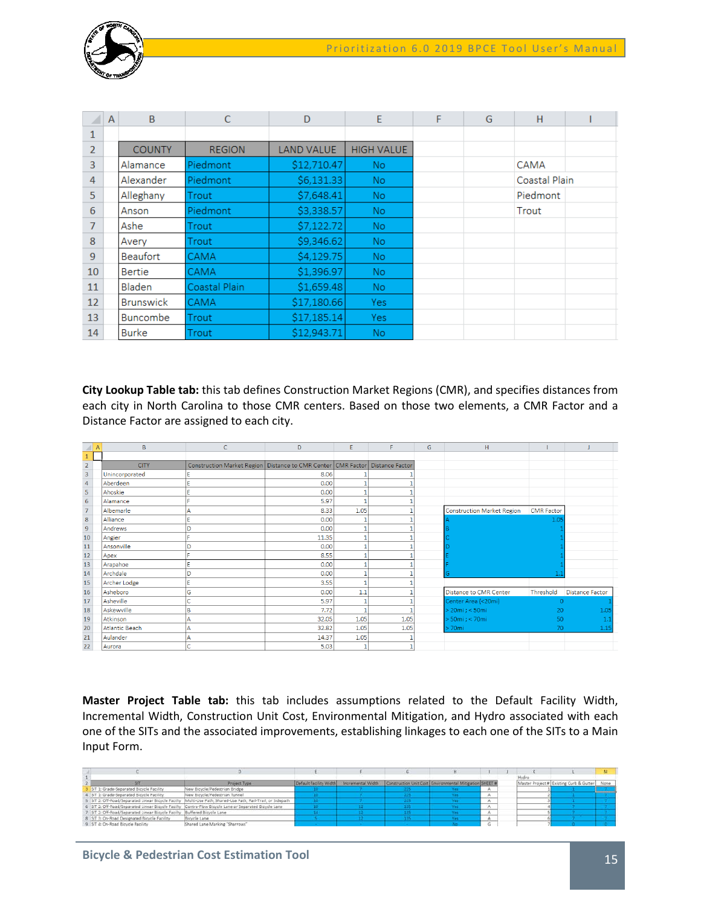| COUNTY | REGION | LAND VALUE | HIGH VALUE |
|---|---|---|---|
| Alamance | Piedmont | $12,710.47 | No |
| Alexander | Piedmont | $6,131.33 | No |
| Alleghany | Trout | $7,648.41 | No |
| Anson | Piedmont | $3,338.57 | No |
| Ashe | Trout | $7,122.72 | No |
| Avery | Trout | $9,346.62 | No |
| Beaufort | CAMA | $4,129.75 | No |
| Bertie | CAMA | $1,396.97 | No |
| Bladen | Coastal Plain | $1,659.48 | No |
| Brunswick | CAMA | $17,180.66 | Yes |
| Buncombe | Trout | $17,185.14 | Yes |
| Burke | Trout | $12,943.71 | No |

| Region |
|---|
| CAMA |
| Coastal Plain |
| Piedmont |
| Trout |

**City Lookup Table tab:** this tab defines Construction Market Regions (CMR), and specifies distances from each city in North Carolina to those CMR centers. Based on those two elements, a CMR Factor and a Distance Factor are assigned to each city.

| CITY | Construction Market Region | Distance to CMR Center | CMR Factor | Distance Factor |
|---|---|---|---|---|
| Unincorporated | E | 8.06 | 1 | 1 |
| Aberdeen | E | 0.00 | 1 | 1 |
| Ahoskie | E | 0.00 | 1 | 1 |
| Alamance | F | 5.97 | 1 | 1 |
| Albemarle | A | 8.33 | 1.05 | 1 |
| Alliance | E | 0.00 | 1 | 1 |
| Andrews | D | 0.00 | 1 | 1 |
| Angier | F | 11.35 | 1 | 1 |
| Ansonville | D | 0.00 | 1 | 1 |
| Apex | F | 8.55 | 1 | 1 |
| Arapahoe | E | 0.00 | 1 | 1 |
| Archdale | D | 0.00 | 1 | 1 |
| Archer Lodge | E | 3.55 | 1 | 1 |
| Asheboro | G | 0.00 | 1.1 | 1 |
| Asheville | C | 5.97 | 1 | 1 |
| Askewville | B | 7.72 | 1 | 1 |
| Atkinson | A | 32.05 | 1.05 | 1.05 |
| Atlantic Beach | A | 32.82 | 1.05 | 1.05 |
| Aulander | A | 14.37 | 1.05 | 1 |
| Aurora | C | 5.03 | 1 | 1 |

| Construction Market Region | CMR Factor |
|---|---|
| A | 1.05 |
| B | 1 |
| C | 1 |
| D | 1 |
| E | 1 |
| F | 1 |
| G | 1.1 |

| Distance to CMR Center | Threshold | Distance Factor |
|---|---|---|
| Center Area (<20mi) | 0 | 1 |
| > 20mi ; < 50mi | 20 | 1.05 |
| > 50mi ; < 70mi | 50 | 1.1 |
| > 70mi | 70 | 1.15 |

**Master Project Table tab:** this tab includes assumptions related to the Default Facility Width, Incremental Width, Construction Unit Cost, Environmental Mitigation, and Hydro associated with each one of the SITs and the associated improvements, establishing linkages to each one of the SITs to a Main Input Form.

| SIT | Project Type | Default facility Width | Incremental Width | Construction Unit Cost | Environmental Mitigation | SHEET # |
|---|---|---|---|---|---|---|
| SIT 1: Grade-Separated Bicycle Facility | New Bicycle/Pedestrian Bridge | 10 | 7 | 225 | Yes | A |
| SIT 1: Grade-Separated Bicycle Facility | New Bicycle/Pedestrian Tunnel | 10 | 7 | 225 | Yes | A |
| SIT 2: Off-Road/Separated Linear Bicycle Facility | Multi-Use Path, Shared-Use Path, Rail-Trail, or Sidepath | 10 | 7 | 225 | Yes | A |
| SIT 2: Off-Road/Separated Linear Bicycle Facility | Contra-Flow Bicycle Lane or Separated Bicycle Lane | 10 | 12 | 135 | Yes | A |
| SIT 2: Off-Road/Separated Linear Bicycle Facility | Buffered Bicycle Lane | 14 | 12 | 135 | Yes | A |
| SIT 3: On-Road Designated Bicycle Facility | Bicycle Lane | 5 | 12 | 135 | Yes | A |
| SIT 4: On-Road Bicycle Facility | Shared Lane Marking "Sharrows" | - | - | - | No | G |

| Hydro Master Project # | Existing Curb & Gutter | None |
|---|---|---|
| 1 | 1 | 1 |
| 2 | 1 | 1 |
| 3 | 1 | 1 |
| 4 | 2 | 2 |
| 5 | 2 | 2 |
| 6 | 2 | 2 |
| 7 | 0 | 0 |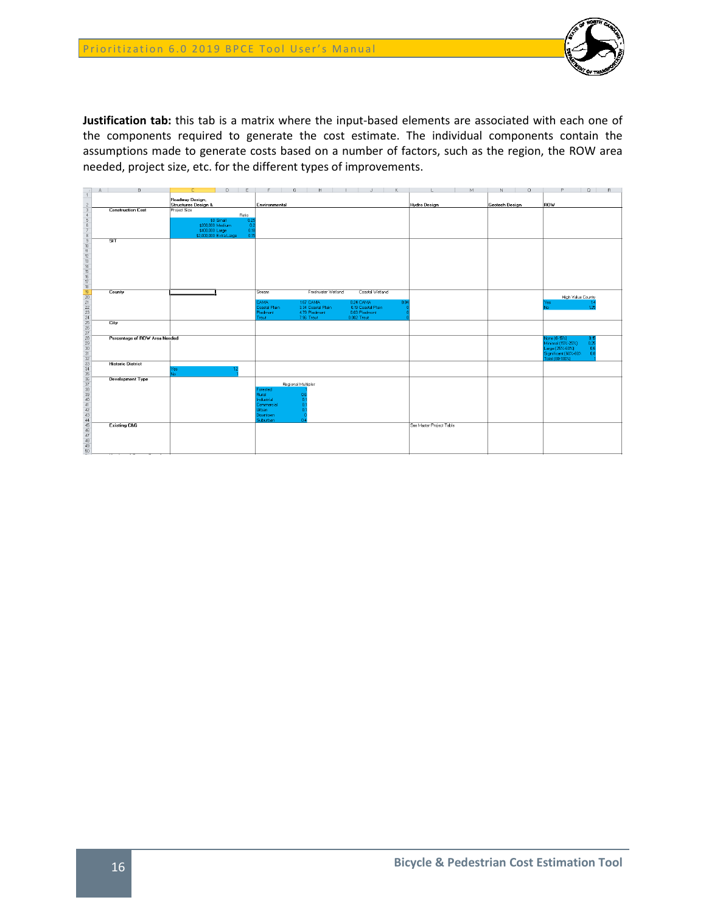**Justification tab:** this tab is a matrix where the input-based elements are associated with each one of the components required to generate the cost estimate. The individual components contain the assumptions made to generate costs based on a number of factors, such as the region, the ROW area needed, project size, etc. for the different types of improvements.

| | Roadway Design, Structures Design & | Environmental | Hydro Design | Geotech Design | ROW |
|---|---|---|---|---|---|
| Construction Cost | Project Size / Ratio<br>$0 Small 0.25<br>$200,000 Medium 0.2<br>$400,000 Large 0.18<br>$2,000,000 Extra Large 0.15 | | | | |
| STI | | | | | |
| County | | Stream / Freshwater Wetland / Coastal Wetland<br>CAMA 1.07 / CAMA 0.24 / CAMA 0.04<br>Coastal Plain 3.34 / Coastal Plain 0.19 / Coastal Plain 0<br>Piedmont 4.79 / Piedmont 0.03 / Piedmont 0<br>Trout 7.96 / Trout 0.002 / Trout 0 | | | High Value County<br>Yes 1.4<br>No 1.25 |
| City | | | | | |
| Percentage of ROW Area Needed | | | | | None (0-15%) 0.15<br>Minimal (15%-25%) 0.25<br>Large (25%-40%) 0.6<br>Significant (60%-80%) 0.8<br>Total (80-100%) 1 |
| Historic District | Yes 1.2<br>No 1 | | | | |
| Development Type | | Regional Multiplier<br>Forested 1<br>Rural 0.6<br>Industrial 0.1<br>Commercial 0.1<br>Urban 0.1<br>Downtown 0<br>Suburban 0.4 | | | |
| Existing C&G | | | See Master Project Table | | |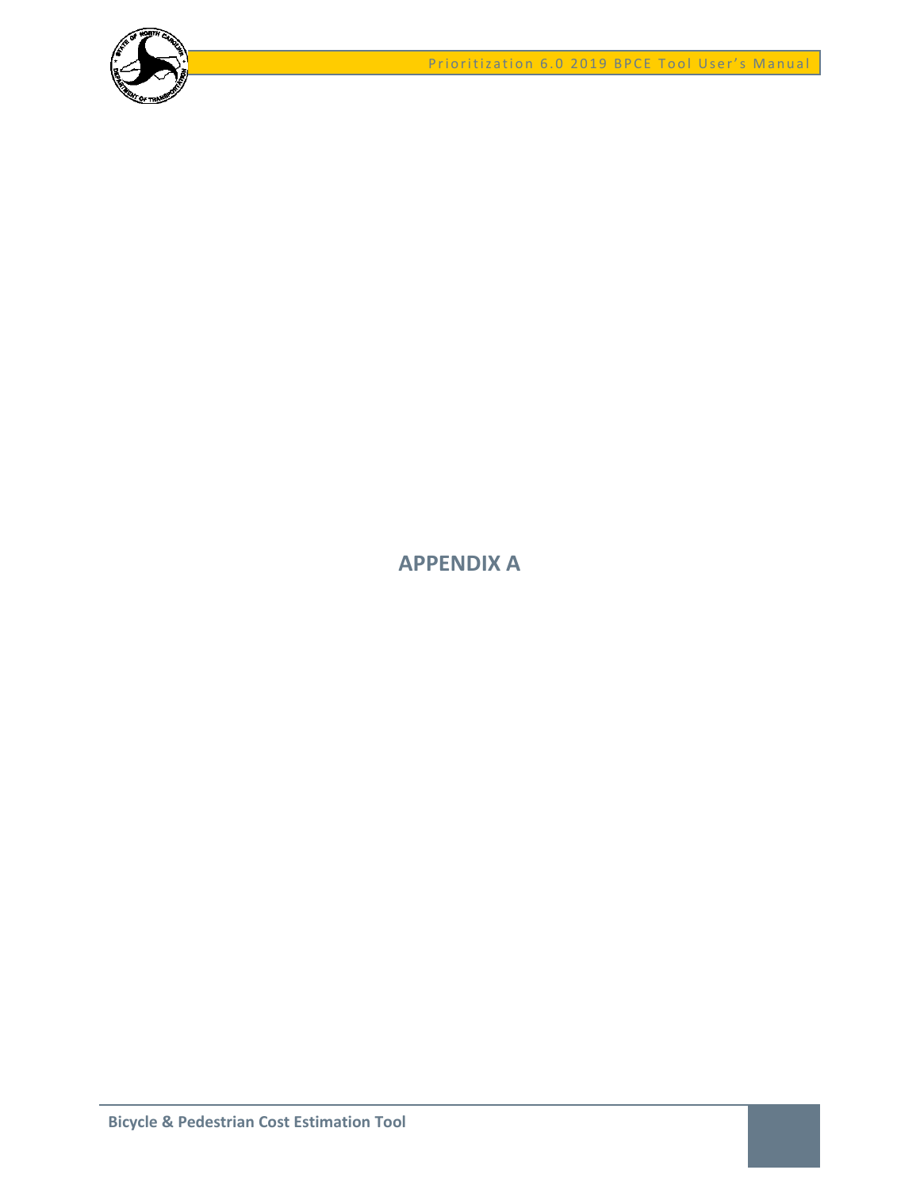# APPENDIX A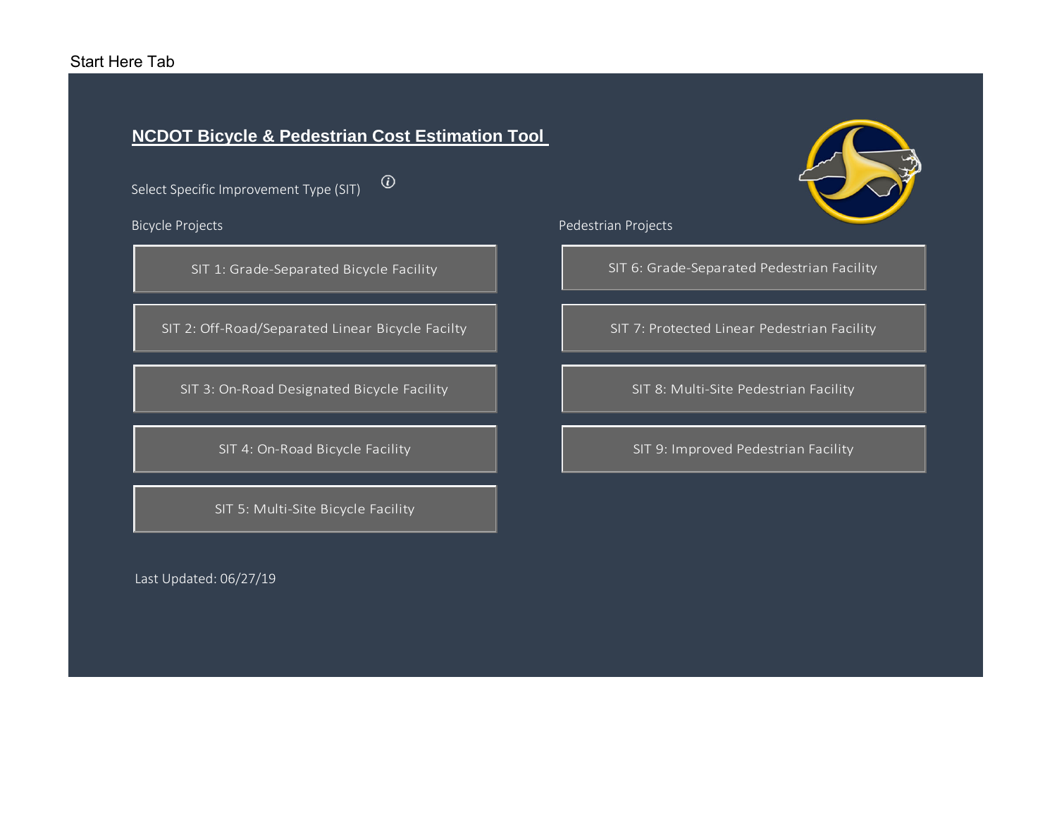Start Here Tab

## NCDOT Bicycle & Pedestrian Cost Estimation Tool

Select Specific Improvement Type (SIT)

Bicycle Projects

- SIT 1: Grade-Separated Bicycle Facility
- SIT 2: Off-Road/Separated Linear Bicycle Facilty
- SIT 3: On-Road Designated Bicycle Facility
- SIT 4: On-Road Bicycle Facility
- SIT 5: Multi-Site Bicycle Facility

Pedestrian Projects

- SIT 6: Grade-Separated Pedestrian Facility
- SIT 7: Protected Linear Pedestrian Facility
- SIT 8: Multi-Site Pedestrian Facility
- SIT 9: Improved Pedestrian Facility

Last Updated: 06/27/19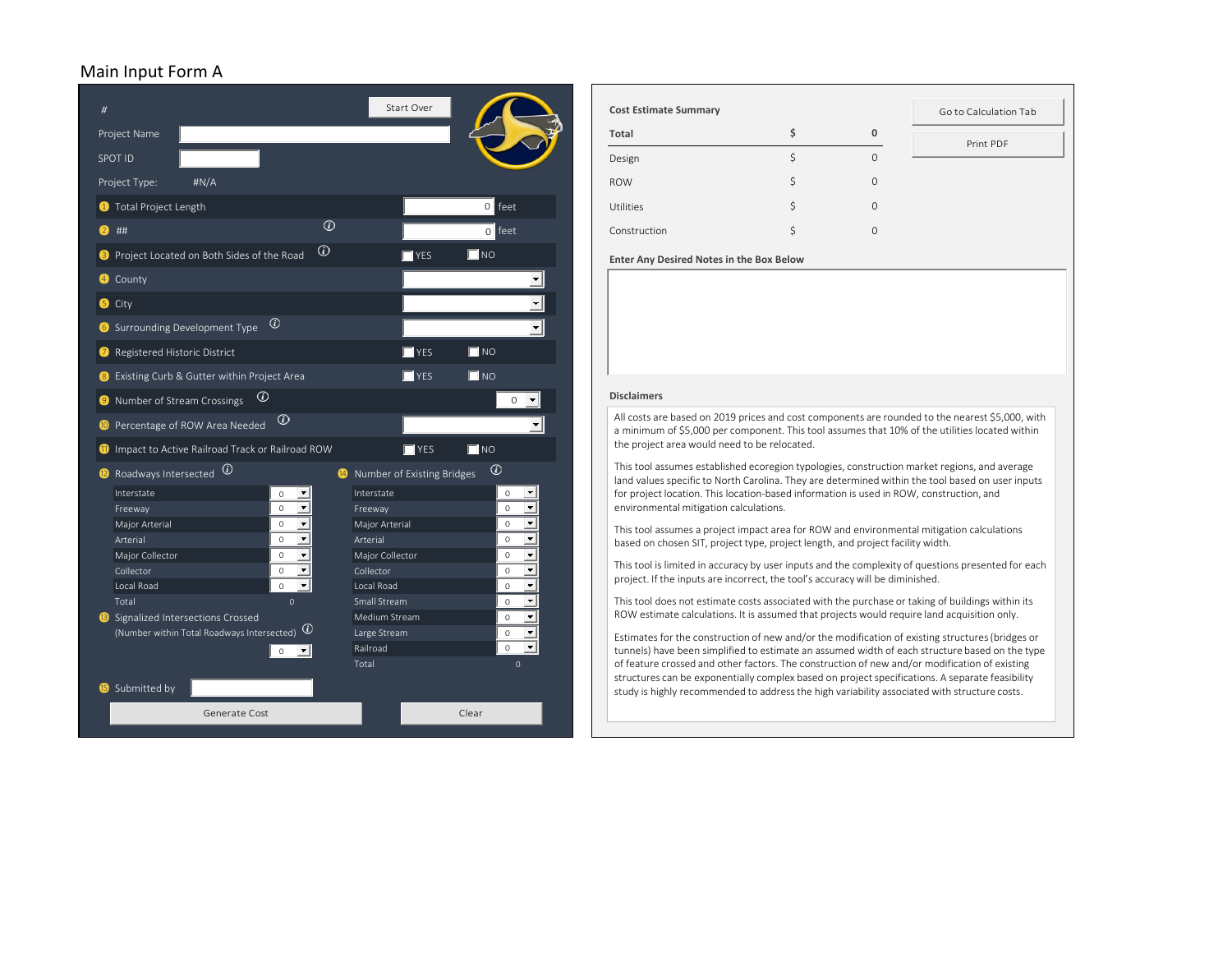## Main Input Form A

#

Start Over

Project Name

SPOT ID

Project Type: #N/A

1. Total Project Length — 0 feet
2. ## — 0 feet
3. Project Located on Both Sides of the Road — YES / NO
4. County
5. City
6. Surrounding Development Type
7. Registered Historic District — YES / NO
8. Existing Curb & Gutter within Project Area — YES / NO
9. Number of Stream Crossings — 0
10. Percentage of ROW Area Needed
11. Impact to Active Railroad Track or Railroad ROW — YES / NO
12. Roadways Intersected

| Roadways Intersected | |
|---|---|
| Interstate | 0 |
| Freeway | 0 |
| Major Arterial | 0 |
| Arterial | 0 |
| Major Collector | 0 |
| Collector | 0 |
| Local Road | 0 |
| Total | 0 |

13. Signalized Intersections Crossed (Number within Total Roadways Intersected) — 0
14. Number of Existing Bridges

| Number of Existing Bridges | |
|---|---|
| Interstate | 0 |
| Freeway | 0 |
| Major Arterial | 0 |
| Arterial | 0 |
| Major Collector | 0 |
| Collector | 0 |
| Local Road | 0 |
| Small Stream | 0 |
| Medium Stream | 0 |
| Large Stream | 0 |
| Railroad | 0 |
| Total | 0 |

15. Submitted by

Generate Cost | Clear

**Cost Estimate Summary**

Go to Calculation Tab | Print PDF

| | | |
|---|---|---|
| **Total** | **$** | **0** |
| Design | $ | 0 |
| ROW | $ | 0 |
| Utilities | $ | 0 |
| Construction | $ | 0 |

**Enter Any Desired Notes in the Box Below**

**Disclaimers**

All costs are based on 2019 prices and cost components are rounded to the nearest $5,000, with a minimum of $5,000 per component. This tool assumes that 10% of the utilities located within the project area would need to be relocated.

This tool assumes established ecoregion typologies, construction market regions, and average land values specific to North Carolina. They are determined within the tool based on user inputs for project location. This location-based information is used in ROW, construction, and environmental mitigation calculations.

This tool assumes a project impact area for ROW and environmental mitigation calculations based on chosen SIT, project type, project length, and project facility width.

This tool is limited in accuracy by user inputs and the complexity of questions presented for each project. If the inputs are incorrect, the tool's accuracy will be diminished.

This tool does not estimate costs associated with the purchase or taking of buildings within its ROW estimate calculations. It is assumed that projects would require land acquisition only.

Estimates for the construction of new and/or the modification of existing structures (bridges or tunnels) have been simplified to estimate an assumed width of each structure based on the type of feature crossed and other factors. The construction of new and/or modification of existing structures can be exponentially complex based on project specifications. A separate feasibility study is highly recommended to address the high variability associated with structure costs.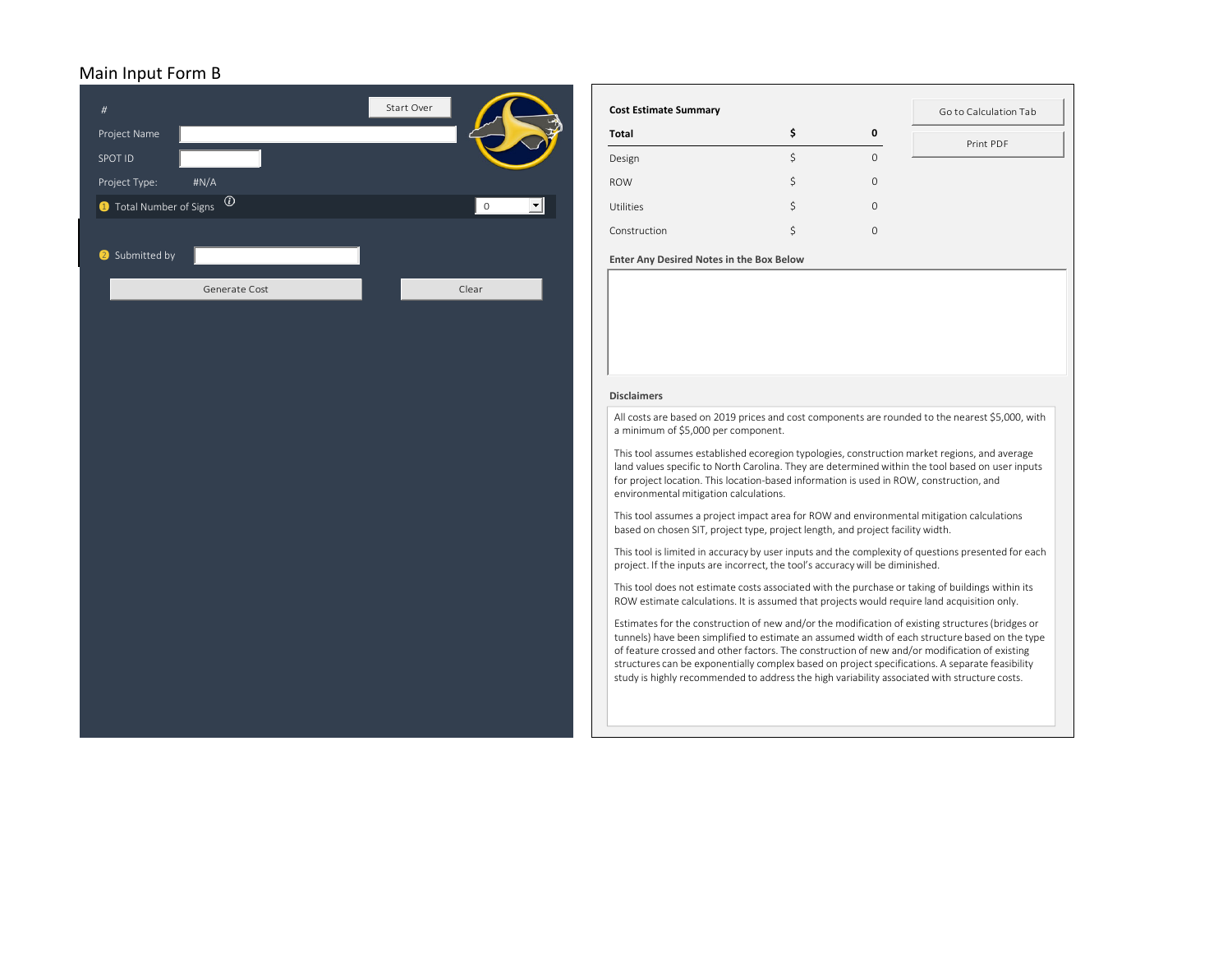# Main Input Form B

#

Start Over

Project Name

SPOT ID

Project Type: #N/A

1 Total Number of Signs 0

2 Submitted by

Generate Cost

Clear

**Cost Estimate Summary**

Go to Calculation Tab

Print PDF

| **Total** | **$** | **0** |
|---|---|---|
| Design | $ | 0 |
| ROW | $ | 0 |
| Utilities | $ | 0 |
| Construction | $ | 0 |

**Enter Any Desired Notes in the Box Below**

**Disclaimers**

All costs are based on 2019 prices and cost components are rounded to the nearest $5,000, with a minimum of $5,000 per component.

This tool assumes established ecoregion typologies, construction market regions, and average land values specific to North Carolina. They are determined within the tool based on user inputs for project location. This location-based information is used in ROW, construction, and environmental mitigation calculations.

This tool assumes a project impact area for ROW and environmental mitigation calculations based on chosen SIT, project type, project length, and project facility width.

This tool is limited in accuracy by user inputs and the complexity of questions presented for each project. If the inputs are incorrect, the tool's accuracy will be diminished.

This tool does not estimate costs associated with the purchase or taking of buildings within its ROW estimate calculations. It is assumed that projects would require land acquisition only.

Estimates for the construction of new and/or the modification of existing structures (bridges or tunnels) have been simplified to estimate an assumed width of each structure based on the type of feature crossed and other factors. The construction of new and/or modification of existing structures can be exponentially complex based on project specifications. A separate feasibility study is highly recommended to address the high variability associated with structure costs.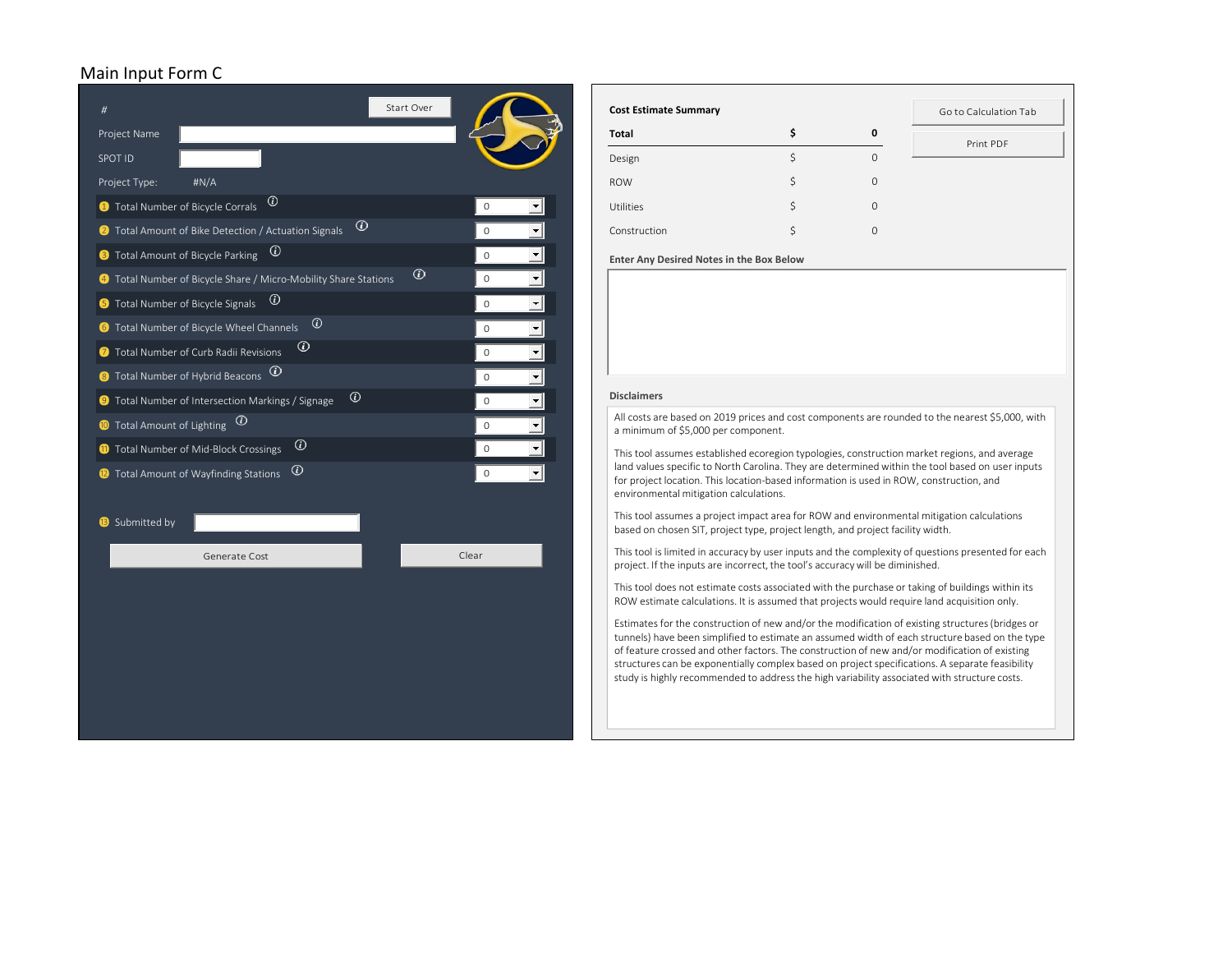# Main Input Form C

| | |
|---|---|
| # | Start Over |
| Project Name | |
| SPOT ID | |
| Project Type: | #N/A |

| # | Item | Value |
|---|---|---|
| 1 | Total Number of Bicycle Corrals | 0 |
| 2 | Total Amount of Bike Detection / Actuation Signals | 0 |
| 3 | Total Amount of Bicycle Parking | 0 |
| 4 | Total Number of Bicycle Share / Micro-Mobility Share Stations | 0 |
| 5 | Total Number of Bicycle Signals | 0 |
| 6 | Total Number of Bicycle Wheel Channels | 0 |
| 7 | Total Number of Curb Radii Revisions | 0 |
| 8 | Total Number of Hybrid Beacons | 0 |
| 9 | Total Number of Intersection Markings / Signage | 0 |
| 10 | Total Amount of Lighting | 0 |
| 11 | Total Number of Mid-Block Crossings | 0 |
| 12 | Total Amount of Wayfinding Stations | 0 |

13 Submitted by

Generate Cost | Clear

**Cost Estimate Summary**

Go to Calculation Tab | Print PDF

| | $ | |
|---|---|---|
| **Total** | **$** | **0** |
| Design | $ | 0 |
| ROW | $ | 0 |
| Utilities | $ | 0 |
| Construction | $ | 0 |

**Enter Any Desired Notes in the Box Below**

**Disclaimers**

All costs are based on 2019 prices and cost components are rounded to the nearest $5,000, with a minimum of $5,000 per component.

This tool assumes established ecoregion typologies, construction market regions, and average land values specific to North Carolina. They are determined within the tool based on user inputs for project location. This location-based information is used in ROW, construction, and environmental mitigation calculations.

This tool assumes a project impact area for ROW and environmental mitigation calculations based on chosen SIT, project type, project length, and project facility width.

This tool is limited in accuracy by user inputs and the complexity of questions presented for each project. If the inputs are incorrect, the tool's accuracy will be diminished.

This tool does not estimate costs associated with the purchase or taking of buildings within its ROW estimate calculations. It is assumed that projects would require land acquisition only.

Estimates for the construction of new and/or the modification of existing structures (bridges or tunnels) have been simplified to estimate an assumed width of each structure based on the type of feature crossed and other factors. The construction of new and/or modification of existing structures can be exponentially complex based on project specifications. A separate feasibility study is highly recommended to address the high variability associated with structure costs.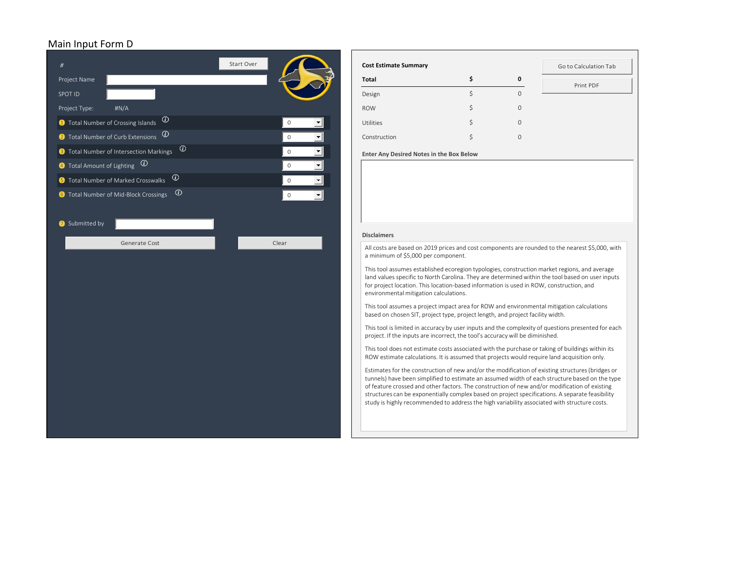Main Input Form D

| | |
|---|---|
| # | Start Over |
| Project Name | |
| SPOT ID | |
| Project Type: | #N/A |
| 1 Total Number of Crossing Islands | 0 |
| 2 Total Number of Curb Extensions | 0 |
| 3 Total Number of Intersection Markings | 0 |
| 4 Total Amount of Lighting | 0 |
| 5 Total Number of Marked Crosswalks | 0 |
| 6 Total Number of Mid-Block Crossings | 0 |
| 7 Submitted by | |

Generate Cost | Clear

**Cost Estimate Summary**

Go to Calculation Tab | Print PDF

| | | |
|---|---|---|
| **Total** | **$** | **0** |
| Design | $ | 0 |
| ROW | $ | 0 |
| Utilities | $ | 0 |
| Construction | $ | 0 |

**Enter Any Desired Notes in the Box Below**

**Disclaimers**

All costs are based on 2019 prices and cost components are rounded to the nearest $5,000, with a minimum of $5,000 per component.

This tool assumes established ecoregion typologies, construction market regions, and average land values specific to North Carolina. They are determined within the tool based on user inputs for project location. This location-based information is used in ROW, construction, and environmental mitigation calculations.

This tool assumes a project impact area for ROW and environmental mitigation calculations based on chosen SIT, project type, project length, and project facility width.

This tool is limited in accuracy by user inputs and the complexity of questions presented for each project. If the inputs are incorrect, the tool's accuracy will be diminished.

This tool does not estimate costs associated with the purchase or taking of buildings within its ROW estimate calculations. It is assumed that projects would require land acquisition only.

Estimates for the construction of new and/or the modification of existing structures (bridges or tunnels) have been simplified to estimate an assumed width of each structure based on the type of feature crossed and other factors. The construction of new and/or modification of existing structures can be exponentially complex based on project specifications. A separate feasibility study is highly recommended to address the high variability associated with structure costs.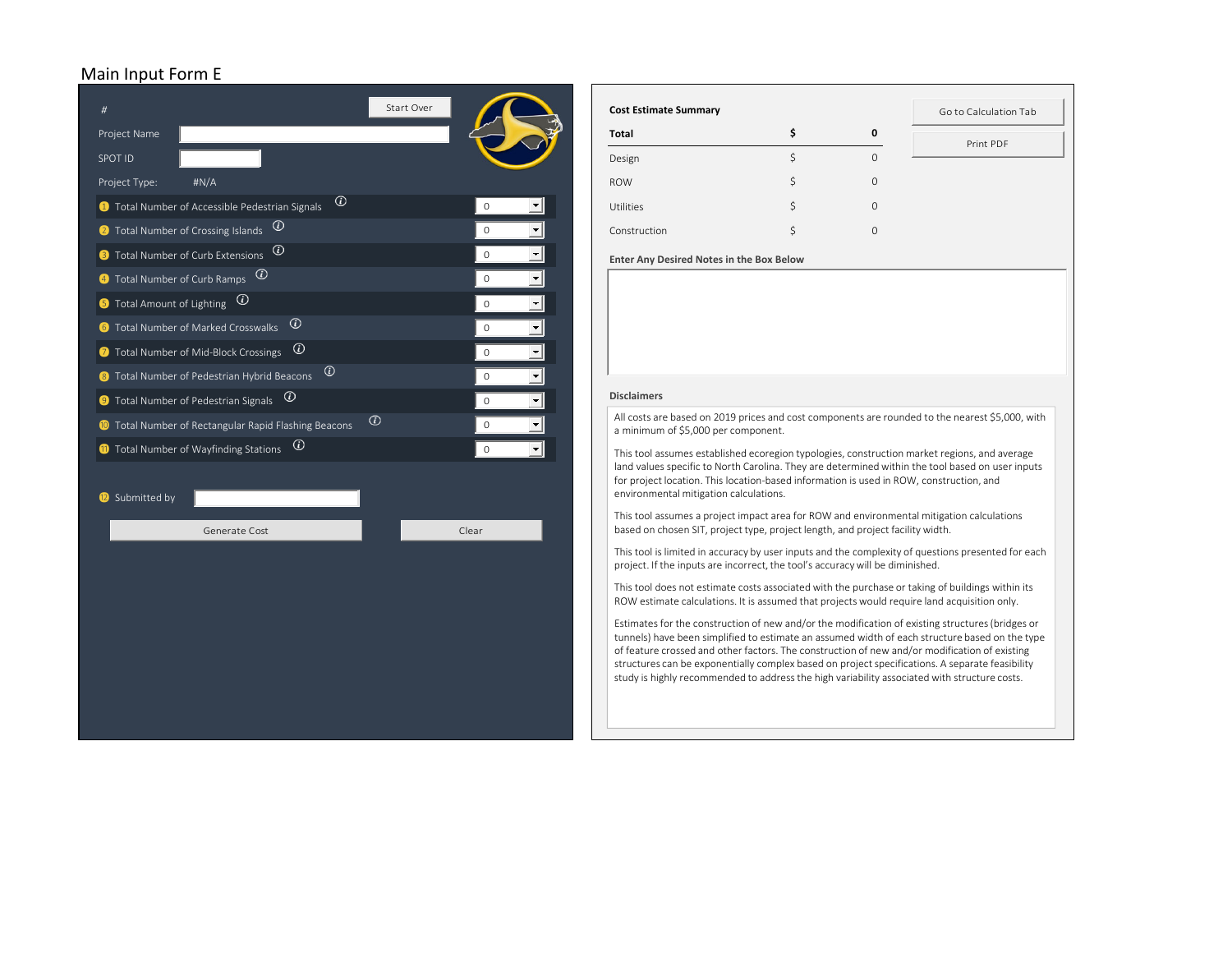## Main Input Form E

#

Start Over

Project Name

SPOT ID

Project Type: #N/A

| Input | Value |
|---|---|
| 1 Total Number of Accessible Pedestrian Signals | 0 |
| 2 Total Number of Crossing Islands | 0 |
| 3 Total Number of Curb Extensions | 0 |
| 4 Total Number of Curb Ramps | 0 |
| 5 Total Amount of Lighting | 0 |
| 6 Total Number of Marked Crosswalks | 0 |
| 7 Total Number of Mid-Block Crossings | 0 |
| 8 Total Number of Pedestrian Hybrid Beacons | 0 |
| 9 Total Number of Pedestrian Signals | 0 |
| 10 Total Number of Rectangular Rapid Flashing Beacons | 0 |
| 11 Total Number of Wayfinding Stations | 0 |

12 Submitted by

Generate Cost | Clear

**Cost Estimate Summary**

Go to Calculation Tab | Print PDF

| | | |
|---|---|---|
| **Total** | **$** | **0** |
| Design | $ | 0 |
| ROW | $ | 0 |
| Utilities | $ | 0 |
| Construction | $ | 0 |

**Enter Any Desired Notes in the Box Below**

**Disclaimers**

All costs are based on 2019 prices and cost components are rounded to the nearest $5,000, with a minimum of $5,000 per component.

This tool assumes established ecoregion typologies, construction market regions, and average land values specific to North Carolina. They are determined within the tool based on user inputs for project location. This location-based information is used in ROW, construction, and environmental mitigation calculations.

This tool assumes a project impact area for ROW and environmental mitigation calculations based on chosen SIT, project type, project length, and project facility width.

This tool is limited in accuracy by user inputs and the complexity of questions presented for each project. If the inputs are incorrect, the tool's accuracy will be diminished.

This tool does not estimate costs associated with the purchase or taking of buildings within its ROW estimate calculations. It is assumed that projects would require land acquisition only.

Estimates for the construction of new and/or the modification of existing structures (bridges or tunnels) have been simplified to estimate an assumed width of each structure based on the type of feature crossed and other factors. The construction of new and/or modification of existing structures can be exponentially complex based on project specifications. A separate feasibility study is highly recommended to address the high variability associated with structure costs.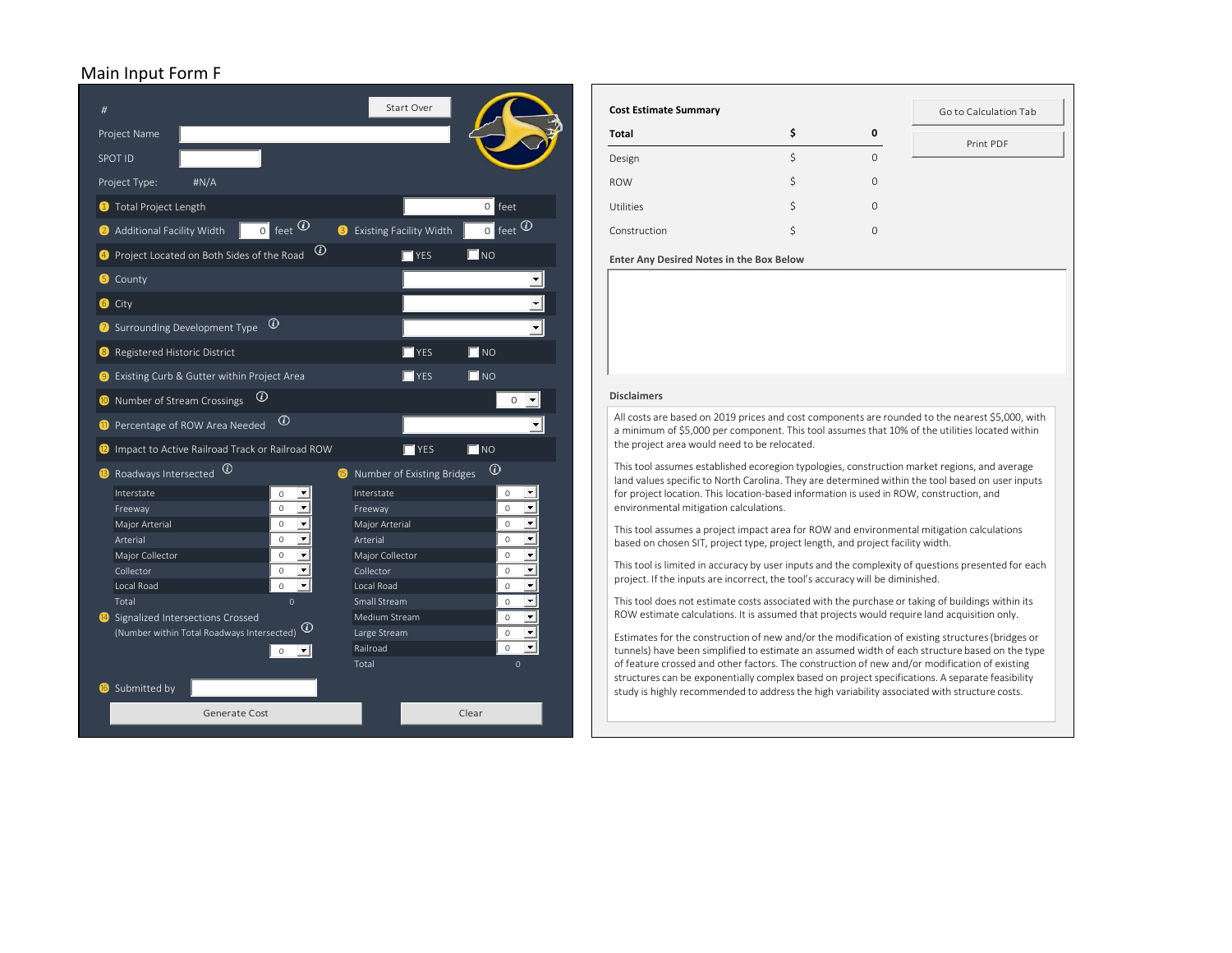# Main Input Form F

#

Start Over

Project Name

SPOT ID

Project Type: #N/A

1. Total Project Length — 0 feet
2. Additional Facility Width — 0 feet
3. Existing Facility Width — 0 feet
4. Project Located on Both Sides of the Road — YES / NO
5. County
6. City
7. Surrounding Development Type
8. Registered Historic District — YES / NO
9. Existing Curb & Gutter within Project Area — YES / NO
10. Number of Stream Crossings — 0
11. Percentage of ROW Area Needed
12. Impact to Active Railroad Track or Railroad ROW — YES / NO
13. Roadways Intersected

| Roadways Intersected | |
|---|---|
| Interstate | 0 |
| Freeway | 0 |
| Major Arterial | 0 |
| Arterial | 0 |
| Major Collector | 0 |
| Collector | 0 |
| Local Road | 0 |
| Total | 0 |

14. Signalized Intersections Crossed (Number within Total Roadways Intersected) — 0

15. Number of Existing Bridges

| Number of Existing Bridges | |
|---|---|
| Interstate | 0 |
| Freeway | 0 |
| Major Arterial | 0 |
| Arterial | 0 |
| Major Collector | 0 |
| Collector | 0 |
| Local Road | 0 |
| Small Stream | 0 |
| Medium Stream | 0 |
| Large Stream | 0 |
| Railroad | 0 |
| Total | 0 |

16. Submitted by

Generate Cost | Clear

Go to Calculation Tab | Print PDF

**Cost Estimate Summary**

| | | |
|---|---|---|
| **Total** | **$** | **0** |
| Design | $ | 0 |
| ROW | $ | 0 |
| Utilities | $ | 0 |
| Construction | $ | 0 |

**Enter Any Desired Notes in the Box Below**

**Disclaimers**

All costs are based on 2019 prices and cost components are rounded to the nearest $5,000, with a minimum of $5,000 per component. This tool assumes that 10% of the utilities located within the project area would need to be relocated.

This tool assumes established ecoregion typologies, construction market regions, and average land values specific to North Carolina. They are determined within the tool based on user inputs for project location. This location-based information is used in ROW, construction, and environmental mitigation calculations.

This tool assumes a project impact area for ROW and environmental mitigation calculations based on chosen SIT, project type, project length, and project facility width.

This tool is limited in accuracy by user inputs and the complexity of questions presented for each project. If the inputs are incorrect, the tool's accuracy will be diminished.

This tool does not estimate costs associated with the purchase or taking of buildings within its ROW estimate calculations. It is assumed that projects would require land acquisition only.

Estimates for the construction of new and/or the modification of existing structures (bridges or tunnels) have been simplified to estimate an assumed width of each structure based on the type of feature crossed and other factors. The construction of new and/or modification of existing structures can be exponentially complex based on project specifications. A separate feasibility study is highly recommended to address the high variability associated with structure costs.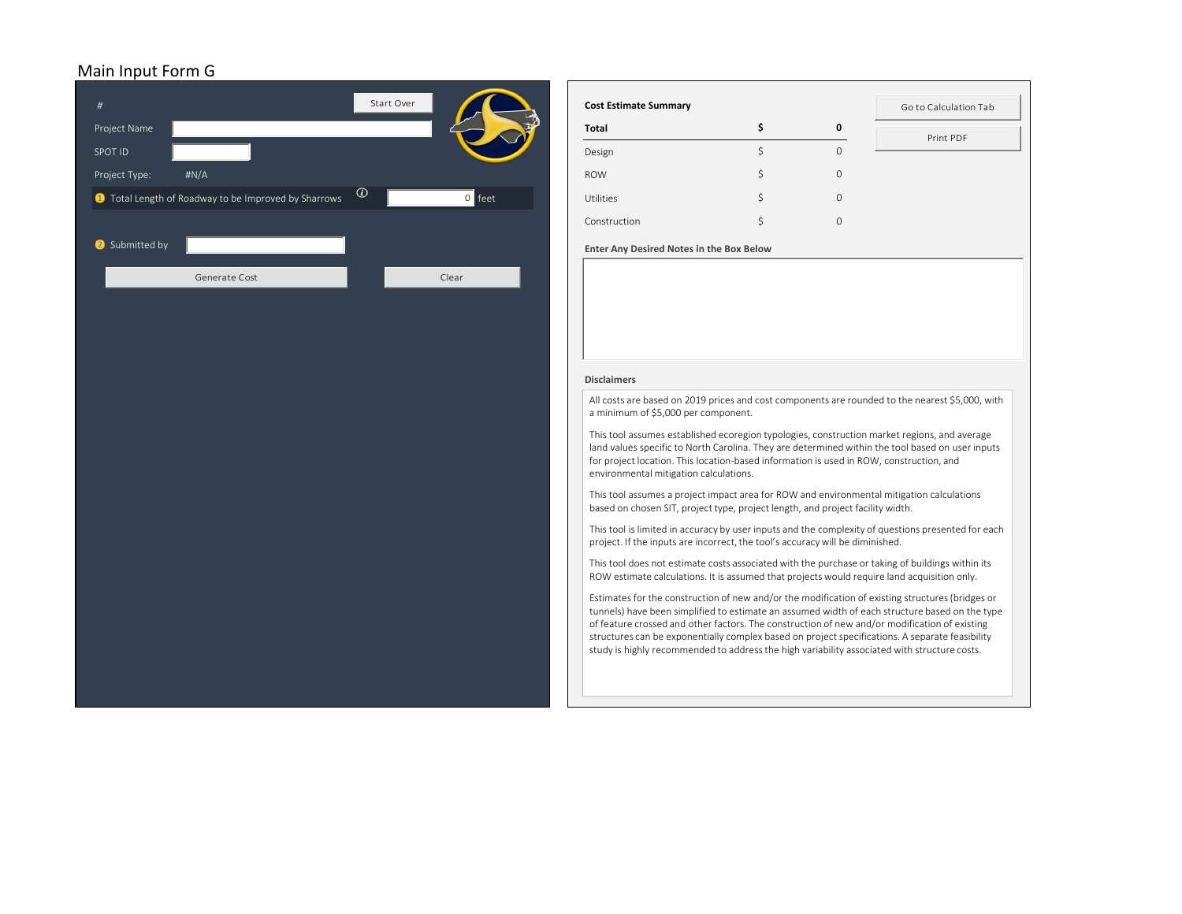# Main Input Form G

#

Start Over

Project Name

SPOT ID

Project Type: #N/A

1 Total Length of Roadway to be Improved by Sharrows ⓘ 0 feet

2 Submitted by

Generate Cost | Clear

**Cost Estimate Summary**

Go to Calculation Tab

Print PDF

| | | |
|---|---|---|
| **Total** | **$** | **0** |
| Design | $ | 0 |
| ROW | $ | 0 |
| Utilities | $ | 0 |
| Construction | $ | 0 |

**Enter Any Desired Notes in the Box Below**

**Disclaimers**

All costs are based on 2019 prices and cost components are rounded to the nearest $5,000, with a minimum of $5,000 per component.

This tool assumes established ecoregion typologies, construction market regions, and average land values specific to North Carolina. They are determined within the tool based on user inputs for project location. This location-based information is used in ROW, construction, and environmental mitigation calculations.

This tool assumes a project impact area for ROW and environmental mitigation calculations based on chosen SIT, project type, project length, and project facility width.

This tool is limited in accuracy by user inputs and the complexity of questions presented for each project. If the inputs are incorrect, the tool's accuracy will be diminished.

This tool does not estimate costs associated with the purchase or taking of buildings within its ROW estimate calculations. It is assumed that projects would require land acquisition only.

Estimates for the construction of new and/or the modification of existing structures (bridges or tunnels) have been simplified to estimate an assumed width of each structure based on the type of feature crossed and other factors. The construction of new and/or modification of existing structures can be exponentially complex based on project specifications. A separate feasibility study is highly recommended to address the high variability associated with structure costs.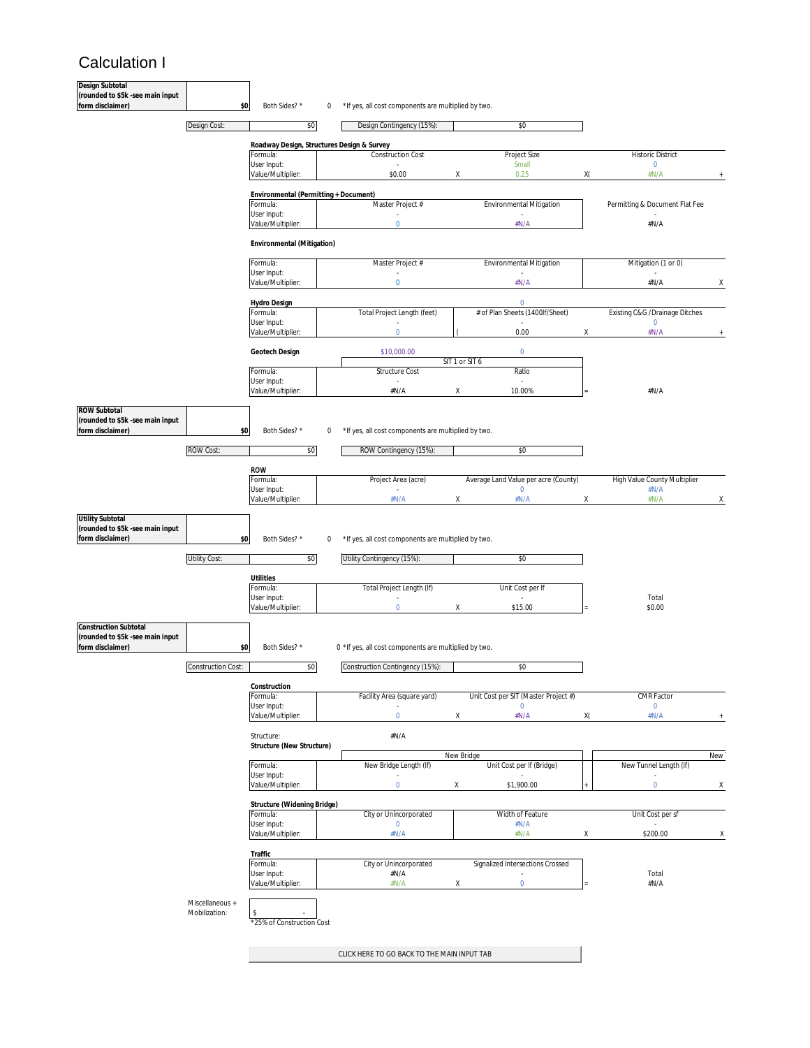# Calculation I

| **Design Subtotal (rounded to $5k -see main input form disclaimer)** | **$0** | Both Sides? * | 0 | *If yes, all cost components are multiplied by two. |
|---|---|---|---|---|

| Design Cost: | $0 | Design Contingency (15%): | $0 |
|---|---|---|---|

**Roadway Design, Structures Design & Survey**

| Formula: | Construction Cost | | Project Size | | Historic District | |
|---|---|---|---|---|---|---|
| User Input: | - | | Small | | 0 | |
| Value/Multiplier: | $0.00 | X | 0.25 | X( | #N/A | + |

**Environmental (Permitting + Document)**

| Formula: | Master Project # | Environmental Mitigation | Permitting & Document Flat Fee |
|---|---|---|---|
| User Input: | - | - | - |
| Value/Multiplier: | 0 | #N/A | #N/A |

**Environmental (Mitigation)**

| Formula: | Master Project # | Environmental Mitigation | Mitigation (1 or 0) | |
|---|---|---|---|---|
| User Input: | - | - | - | |
| Value/Multiplier: | 0 | #N/A | #N/A | X |

**Hydro Design** 0

| Formula: | Total Project Length (feet) | | # of Plan Sheets (1400lf/Sheet) | | Existing C&G /Drainage Ditches | |
|---|---|---|---|---|---|---|
| User Input: | - | | - | | 0 | |
| Value/Multiplier: | 0 | ( | 0.00 | X | #N/A | + |

**Geotech Design** $10,000.00 0

| | SIT 1 or SIT 6 | | | | |
|---|---|---|---|---|---|
| Formula: | Structure Cost | | Ratio | | |
| User Input: | - | | - | | |
| Value/Multiplier: | #N/A | X | 10.00% | = | #N/A |

| **ROW Subtotal (rounded to $5k -see main input form disclaimer)** | **$0** | Both Sides? * | 0 | *If yes, all cost components are multiplied by two. |
|---|---|---|---|---|

| ROW Cost: | $0 | ROW Contingency (15%): | $0 |
|---|---|---|---|

**ROW**

| Formula: | Project Area (acre) | | Average Land Value per acre (County) | | High Value County Multiplier | |
|---|---|---|---|---|---|---|
| User Input: | - | | 0 | | #N/A | |
| Value/Multiplier: | #N/A | X | #N/A | X | #N/A | X |

| **Utility Subtotal (rounded to $5k -see main input form disclaimer)** | **$0** | Both Sides? * | 0 | *If yes, all cost components are multiplied by two. |
|---|---|---|---|---|

| Utility Cost: | $0 | Utility Contingency (15%): | $0 |
|---|---|---|---|

**Utilities**

| Formula: | Total Project Length (lf) | | Unit Cost per lf | | |
|---|---|---|---|---|---|
| User Input: | - | | - | | Total |
| Value/Multiplier: | 0 | X | $15.00 | = | $0.00 |

| **Construction Subtotal (rounded to $5k -see main input form disclaimer)** | **$0** | Both Sides? * | 0 | *If yes, all cost components are multiplied by two. |
|---|---|---|---|---|

| Construction Cost: | $0 | Construction Contingency (15%): | $0 |
|---|---|---|---|

**Construction**

| Formula: | Facility Area (square yard) | | Unit Cost per SIT (Master Project #) | | CMR Factor | |
|---|---|---|---|---|---|---|
| User Input: | - | | 0 | | 0 | |
| Value/Multiplier: | 0 | X | #N/A | X( | #N/A | + |

Structure: #N/A

**Structure (New Structure)**

| | New Bridge | | | | New | |
|---|---|---|---|---|---|---|
| Formula: | New Bridge Length (lf) | | Unit Cost per lf (Bridge) | | New Tunnel Length (lf) | |
| User Input: | - | | - | | - | |
| Value/Multiplier: | 0 | X | $1,900.00 | + | 0 | X |

**Structure (Widening Bridge)**

| Formula: | City or Unincorporated | Width of Feature | | Unit Cost per sf | |
|---|---|---|---|---|---|
| User Input: | 0 | #N/A | | - | |
| Value/Multiplier: | #N/A | #N/A | X | $200.00 | X |

**Traffic**

| Formula: | City or Unincorporated | | Signalized Intersections Crossed | | |
|---|---|---|---|---|---|
| User Input: | #N/A | | - | | Total |
| Value/Multiplier: | #N/A | X | 0 | = | #N/A |

| Miscellaneous + Mobilization: | $ - |
|---|---|

*25% of Construction Cost

CLICK HERE TO GO BACK TO THE MAIN INPUT TAB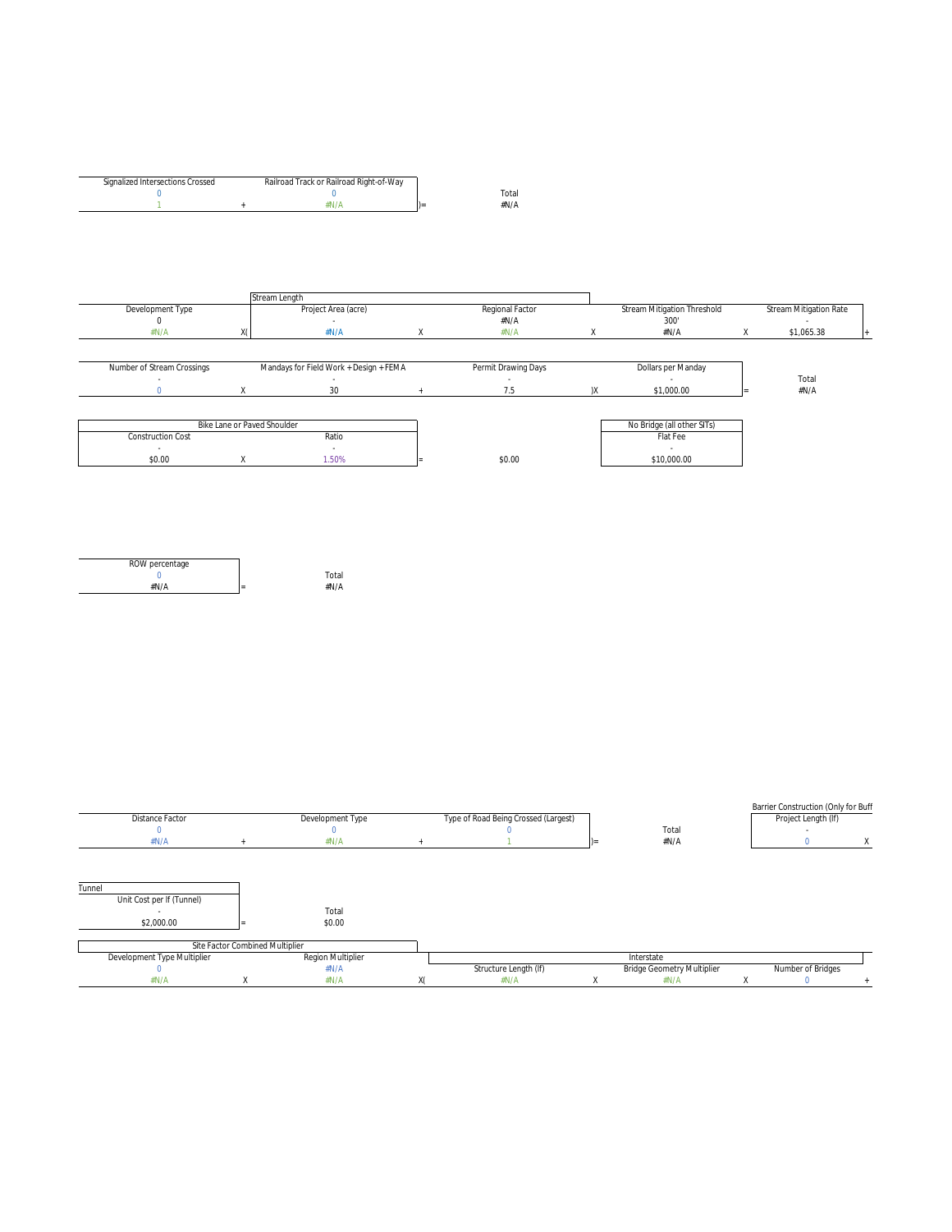| Signalized Intersections Crossed | | Railroad Track or Railroad Right-of-Way | | | Total |
|---|---|---|---|---|---|
| 0 | | 0 | | | |
| 1 | + | #N/A | )= | | #N/A |

| | | Stream Length | | | | | | | |
|---|---|---|---|---|---|---|---|---|---|
| Development Type | | Project Area (acre) | | Regional Factor | | Stream Mitigation Threshold | | Stream Mitigation Rate | |
| 0 | | - | | #N/A | | 300' | | - | |
| #N/A | X( | #N/A | X | #N/A | X | #N/A | X | $1,065.38 | + |

| Number of Stream Crossings | | Mandays for Field Work + Design + FEMA | | Permit Drawing Days | | Dollars per Manday | | Total |
|---|---|---|---|---|---|---|---|---|
| - | | - | | - | | - | | |
| 0 | X | 30 | + | 7.5 | )X | $1,000.00 | = | #N/A |

| Bike Lane or Paved Shoulder | | | | |
|---|---|---|---|---|
| Construction Cost | | Ratio | | |
| - | | - | | |
| $0.00 | X | 1.50% | = | $0.00 |

| No Bridge (all other SITs) |
|---|
| Flat Fee |
| - |
| $10,000.00 |

| ROW percentage | | Total |
|---|---|---|
| 0 | | |
| #N/A | = | #N/A |

| Distance Factor | | Development Type | | Type of Road Being Crossed (Largest) | | Total |
|---|---|---|---|---|---|---|
| 0 | | 0 | | 0 | | |
| #N/A | + | #N/A | + | 1 | )= | #N/A |

| Barrier Construction (Only for Buff | |
|---|---|
| Project Length (lf) | |
| - | |
| 0 | X |

| Tunnel | | |
|---|---|---|
| Unit Cost per lf (Tunnel) | | Total |
| - | | |
| $2,000.00 | = | $0.00 |

| Site Factor Combined Multiplier | | | | Interstate | | | | | |
|---|---|---|---|---|---|---|---|---|---|
| Development Type Multiplier | | Region Multiplier | | Structure Length (lf) | | Bridge Geometry Multiplier | | Number of Bridges | |
| 0 | | #N/A | | | | | | | |
| #N/A | X | #N/A | X( | #N/A | X | #N/A | X | 0 | + |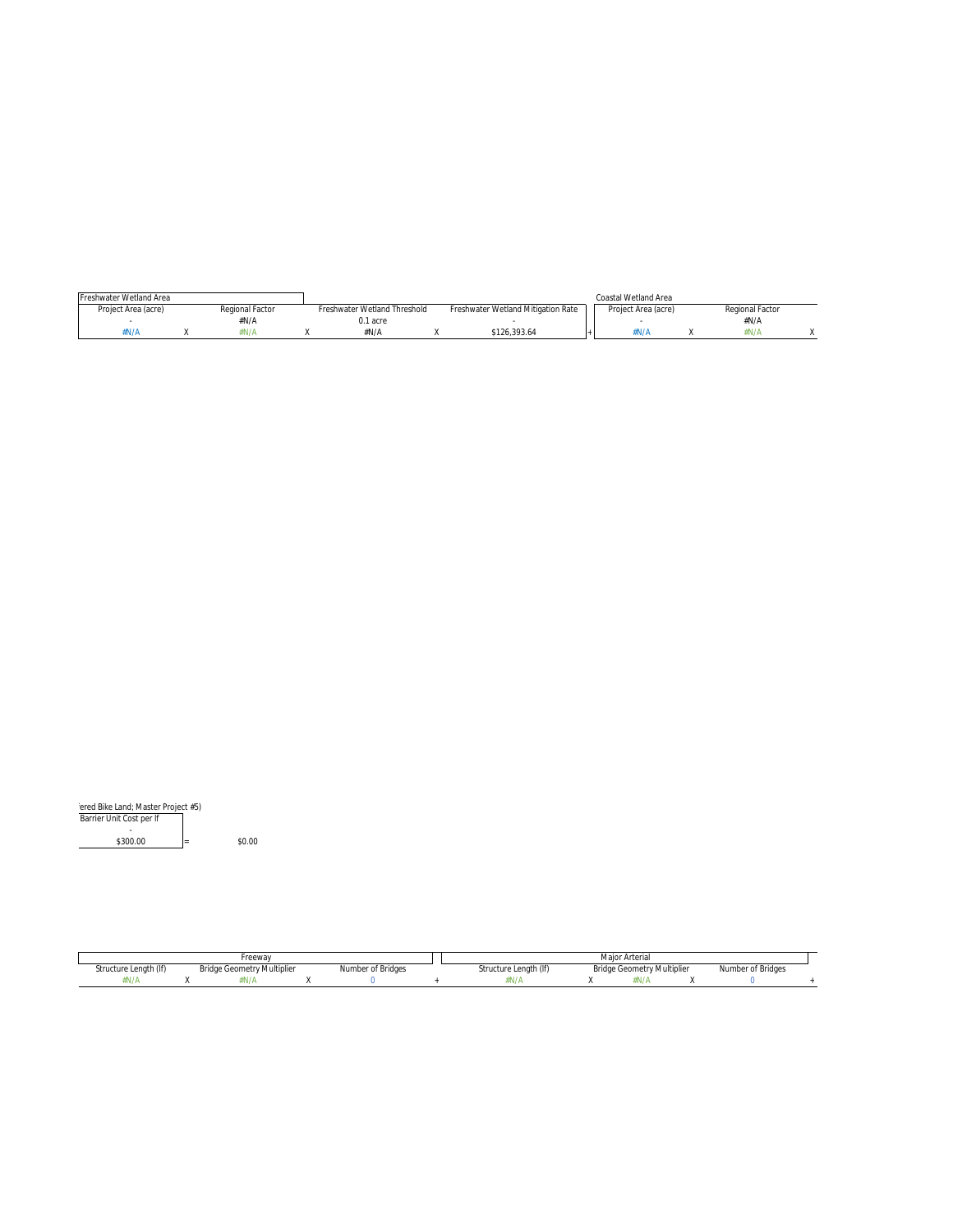| Freshwater Wetland Area | | | | | | | | | Coastal Wetland Area | | | | |
|---|---|---|---|---|---|---|---|---|---|---|---|---|---|
| Project Area (acre) | | Regional Factor | | Freshwater Wetland Threshold | | Freshwater Wetland Mitigation Rate | | | Project Area (acre) | | Regional Factor | | |
| - | | #N/A | | 0.1 acre | | - | | | - | | #N/A | | |
| #N/A | X | #N/A | X | #N/A | X | $126,393.64 | | + | #N/A | X | #N/A | X | |

| ered Bike Land; Master Project #5) | | |
|---|---|---|
| Barrier Unit Cost per lf | | |
| - | | |
| $300.00 | = | $0.00 |

| Freeway | | | | | | Major Arterial | | | | | |
|---|---|---|---|---|---|---|---|---|---|---|---|
| Structure Length (lf) | | Bridge Geometry Multiplier | | Number of Bridges | | Structure Length (lf) | | Bridge Geometry Multiplier | | Number of Bridges | |
| #N/A | X | #N/A | X | 0 | + | #N/A | X | #N/A | X | 0 | + |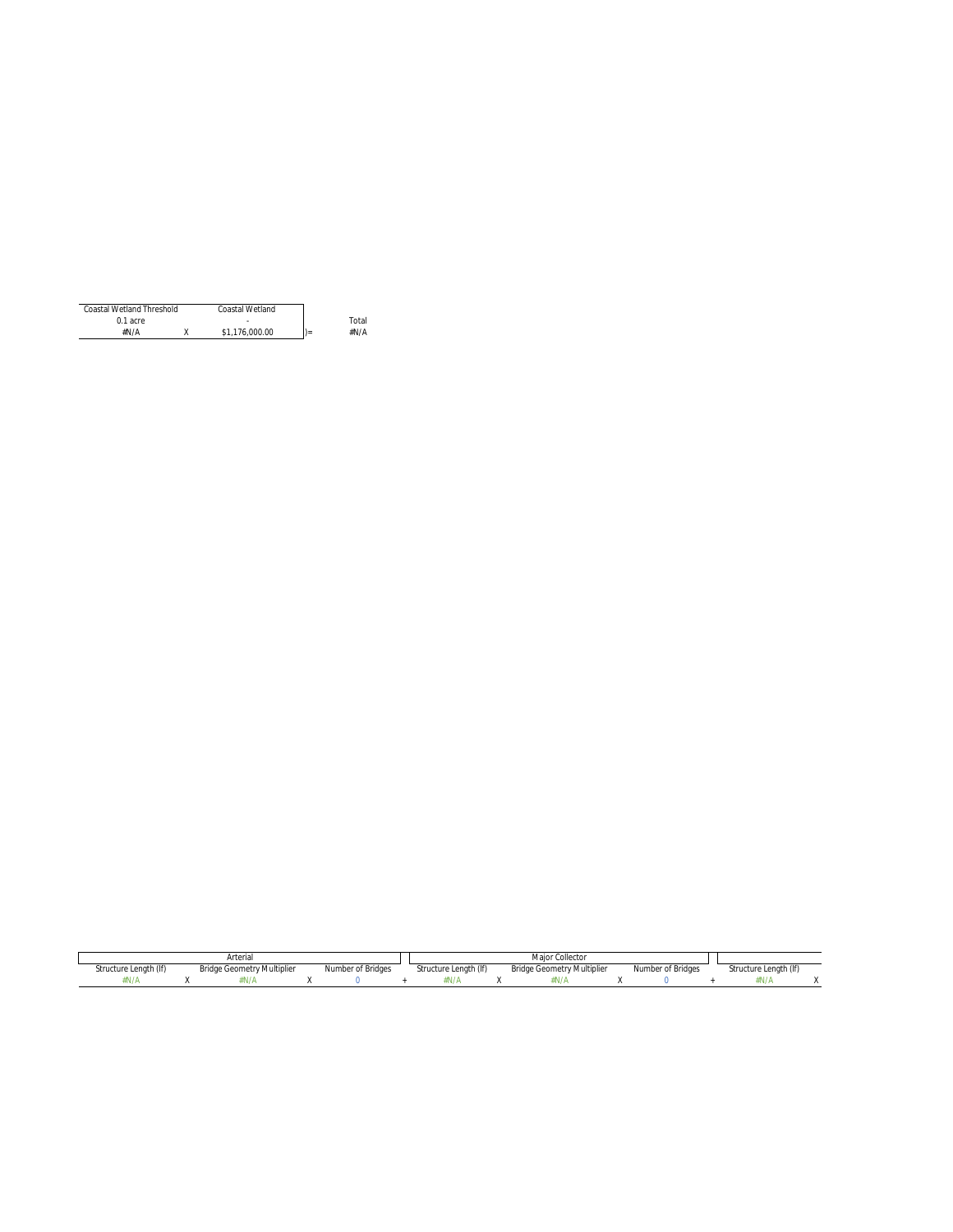| Coastal Wetland Threshold | | Coastal Wetland | | |
|---|---|---|---|---|
| 0.1 acre | | - | | Total |
| #N/A | X | $1,176,000.00 | )= | #N/A |

| Arterial | | | | | | Major Collector | | | | | | | |
|---|---|---|---|---|---|---|---|---|---|---|---|---|---|
| Structure Length (lf) | | Bridge Geometry Multiplier | | Number of Bridges | | Structure Length (lf) | | Bridge Geometry Multiplier | | Number of Bridges | | Structure Length (lf) | |
| #N/A | X | #N/A | X | 0 | + | #N/A | X | #N/A | X | 0 | + | #N/A | X |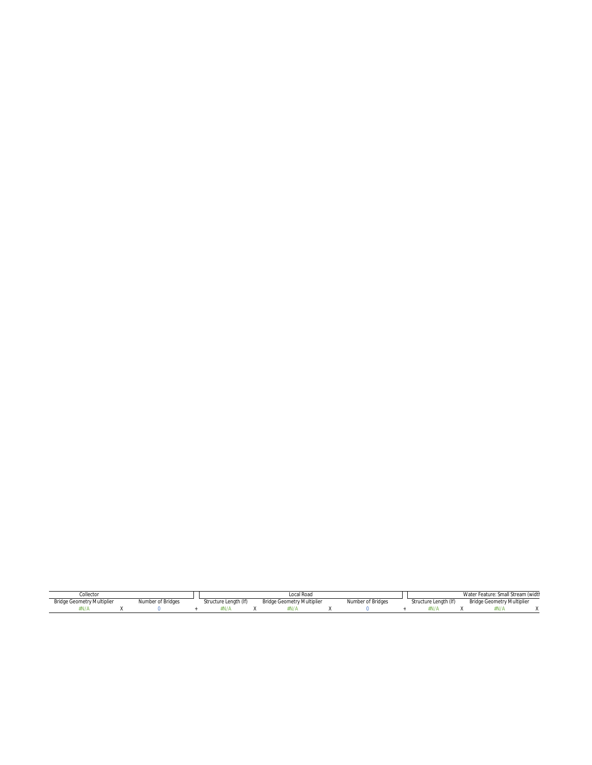| Collector | | | | Local Road | | | | | | Water Feature: Small Stream (width | | |
|---|---|---|---|---|---|---|---|---|---|---|---|---|
| Bridge Geometry Multiplier | | Number of Bridges | | Structure Length (lf) | | Bridge Geometry Multiplier | | Number of Bridges | | Structure Length (lf) | | Bridge Geometry Multiplier | |
| #N/A | X | 0 | + | #N/A | X | #N/A | X | 0 | + | #N/A | X | #N/A | X |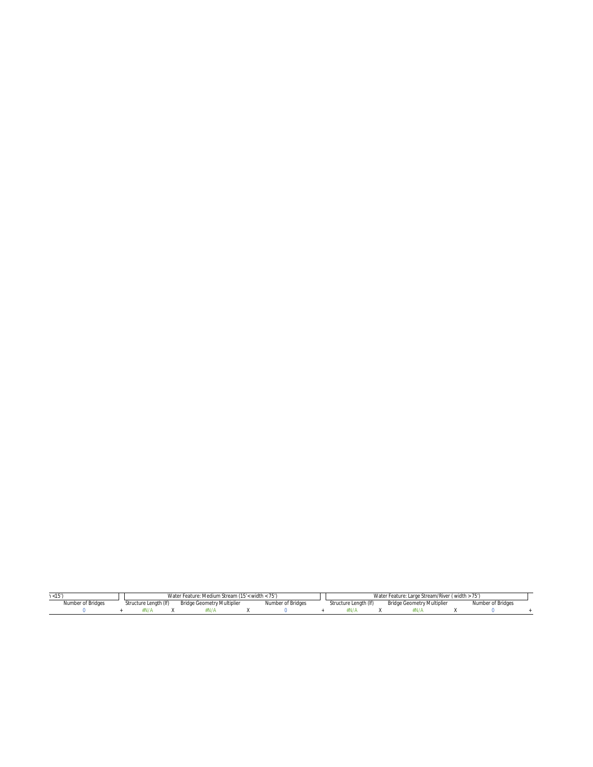| ' <15') | | Water Feature: Medium Stream (15'< width < 75') | | | | | | Water Feature: Large Stream/River ( width > 75') | | | | | |
|---|---|---|---|---|---|---|---|---|---|---|---|---|---|
| Number of Bridges | | Structure Length (lf) | | Bridge Geometry Multiplier | | Number of Bridges | | Structure Length (lf) | | Bridge Geometry Multiplier | | Number of Bridges | |
| 0 | + | #N/A | X | #N/A | X | 0 | + | #N/A | X | #N/A | X | 0 | + |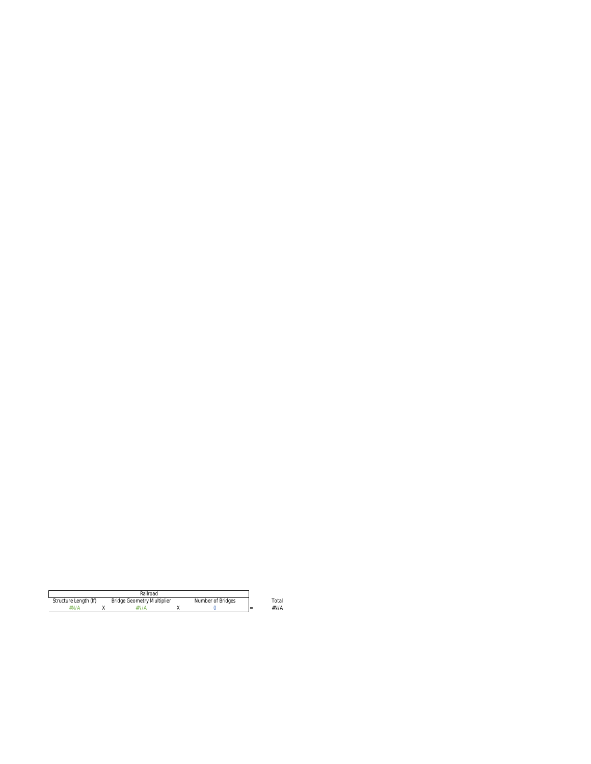| Railroad | | | | | | | |
|---|---|---|---|---|---|---|---|
| Structure Length (lf) | | Bridge Geometry Multiplier | | Number of Bridges | | Total |
| #N/A | X | #N/A | X | 0 | = | #N/A |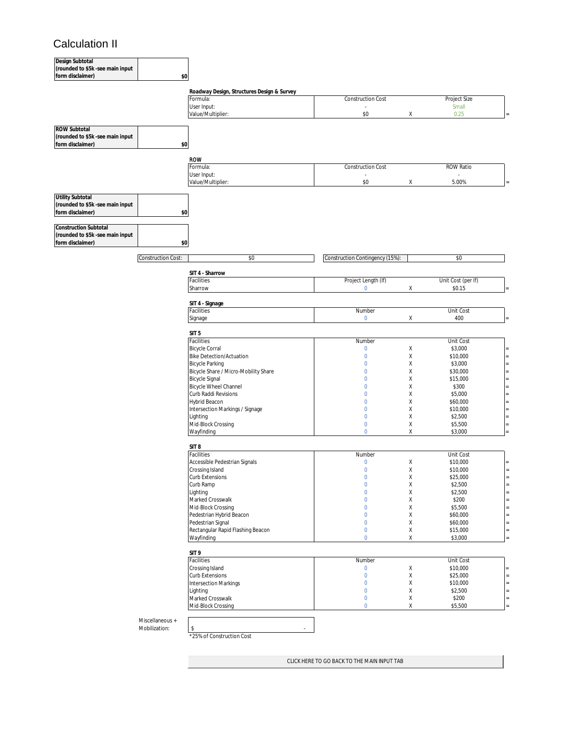# Calculation II

| Design Subtotal (rounded to $5k -see main input form disclaimer) | $0 |
|---|---|

**Roadway Design, Structures Design & Survey**

| Formula: | Construction Cost | | Project Size | |
|---|---|---|---|---|
| User Input: | - | | Small | |
| Value/Multiplier: | $0 | X | 0.25 | = |

| ROW Subtotal (rounded to $5k -see main input form disclaimer) | $0 |
|---|---|

**ROW**

| Formula: | Construction Cost | | ROW Ratio | |
|---|---|---|---|---|
| User Input: | - | | - | |
| Value/Multiplier: | $0 | X | 5.00% | = |

| Utility Subtotal (rounded to $5k -see main input form disclaimer) | $0 |
|---|---|

| Construction Subtotal (rounded to $5k -see main input form disclaimer) | $0 |
|---|---|

| Construction Cost: | $0 | Construction Contingency (15%): | $0 |
|---|---|---|---|

**SIT 4 - Sharrow**

| Facilities | Project Length (lf) | | Unit Cost (per lf) | |
|---|---|---|---|---|
| Sharrow | 0 | X | $0.15 | = |

**SIT 4 - Signage**

| Facilities | Number | | Unit Cost | |
|---|---|---|---|---|
| Signage | 0 | X | 400 | = |

**SIT 5**

| Facilities | Number | | Unit Cost | |
|---|---|---|---|---|
| Bicycle Corral | 0 | X | $3,000 | = |
| Bike Detection/Actuation | 0 | X | $10,000 | = |
| Bicycle Parking | 0 | X | $3,000 | = |
| Bicycle Share / Micro-Mobility Share | 0 | X | $30,000 | = |
| Bicycle Signal | 0 | X | $15,000 | = |
| Bicycle Wheel Channel | 0 | X | $300 | = |
| Curb Raddi Revisions | 0 | X | $5,000 | = |
| Hybrid Beacon | 0 | X | $60,000 | = |
| Intersection Markings / Signage | 0 | X | $10,000 | = |
| Lighting | 0 | X | $2,500 | = |
| Mid-Block Crossing | 0 | X | $5,500 | = |
| Wayfinding | 0 | X | $3,000 | = |

**SIT 8**

| Facilities | Number | | Unit Cost | |
|---|---|---|---|---|
| Accessible Pedestrian Signals | 0 | X | $10,000 | = |
| Crossing Island | 0 | X | $10,000 | = |
| Curb Extensions | 0 | X | $25,000 | = |
| Curb Ramp | 0 | X | $2,500 | = |
| Lighting | 0 | X | $2,500 | = |
| Marked Crosswalk | 0 | X | $200 | = |
| Mid-Block Crossing | 0 | X | $5,500 | = |
| Pedestrian Hybrid Beacon | 0 | X | $60,000 | = |
| Pedestrian Signal | 0 | X | $60,000 | = |
| Rectangular Rapid Flashing Beacon | 0 | X | $15,000 | = |
| Wayfinding | 0 | X | $3,000 | = |

**SIT 9**

| Facilities | Number | | Unit Cost | |
|---|---|---|---|---|
| Crossing Island | 0 | X | $10,000 | = |
| Curb Extensions | 0 | X | $25,000 | = |
| Intersection Markings | 0 | X | $10,000 | = |
| Lighting | 0 | X | $2,500 | = |
| Marked Crosswalk | 0 | X | $200 | = |
| Mid-Block Crossing | 0 | X | $5,500 | = |

| Miscellaneous + Mobilization: | $ - |
|---|---|

*25% of Construction Cost

CLICK HERE TO GO BACK TO THE MAIN INPUT TAB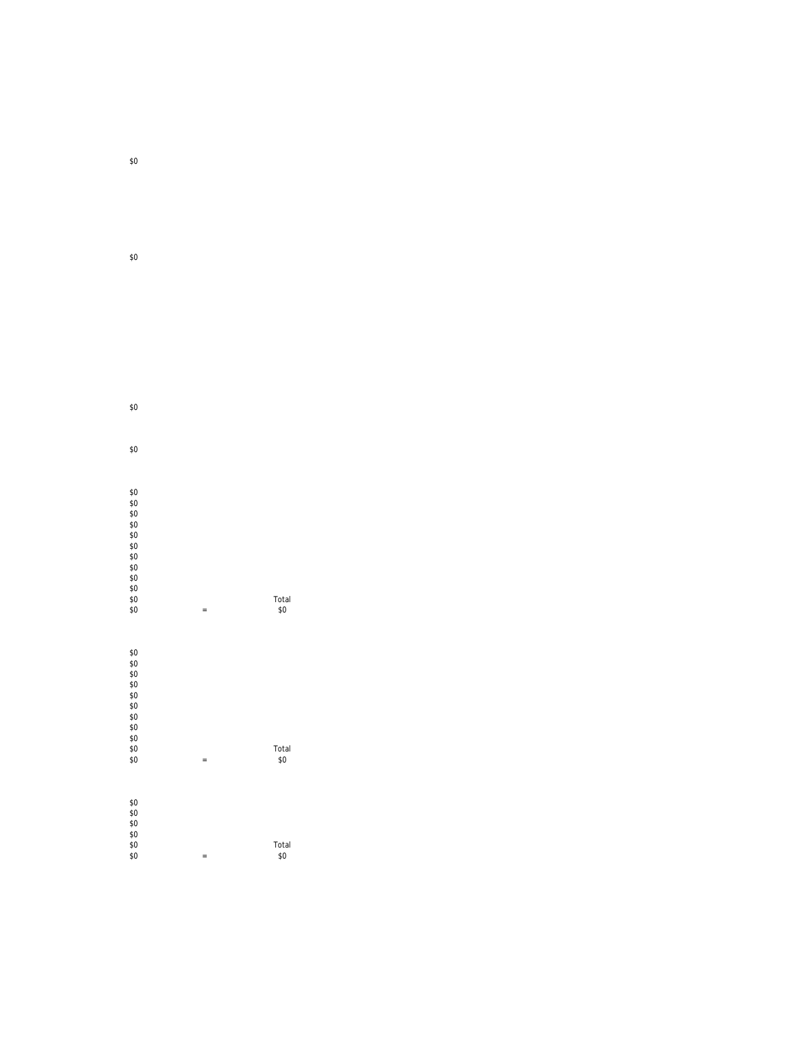$0

$0

$0

$0

$0
$0
$0
$0
$0
$0
$0
$0
$0
$0
$0 Total
$0 = $0

$0
$0
$0
$0
$0
$0
$0
$0
$0
$0 Total
$0 = $0

$0
$0
$0
$0
$0 Total
$0 = $0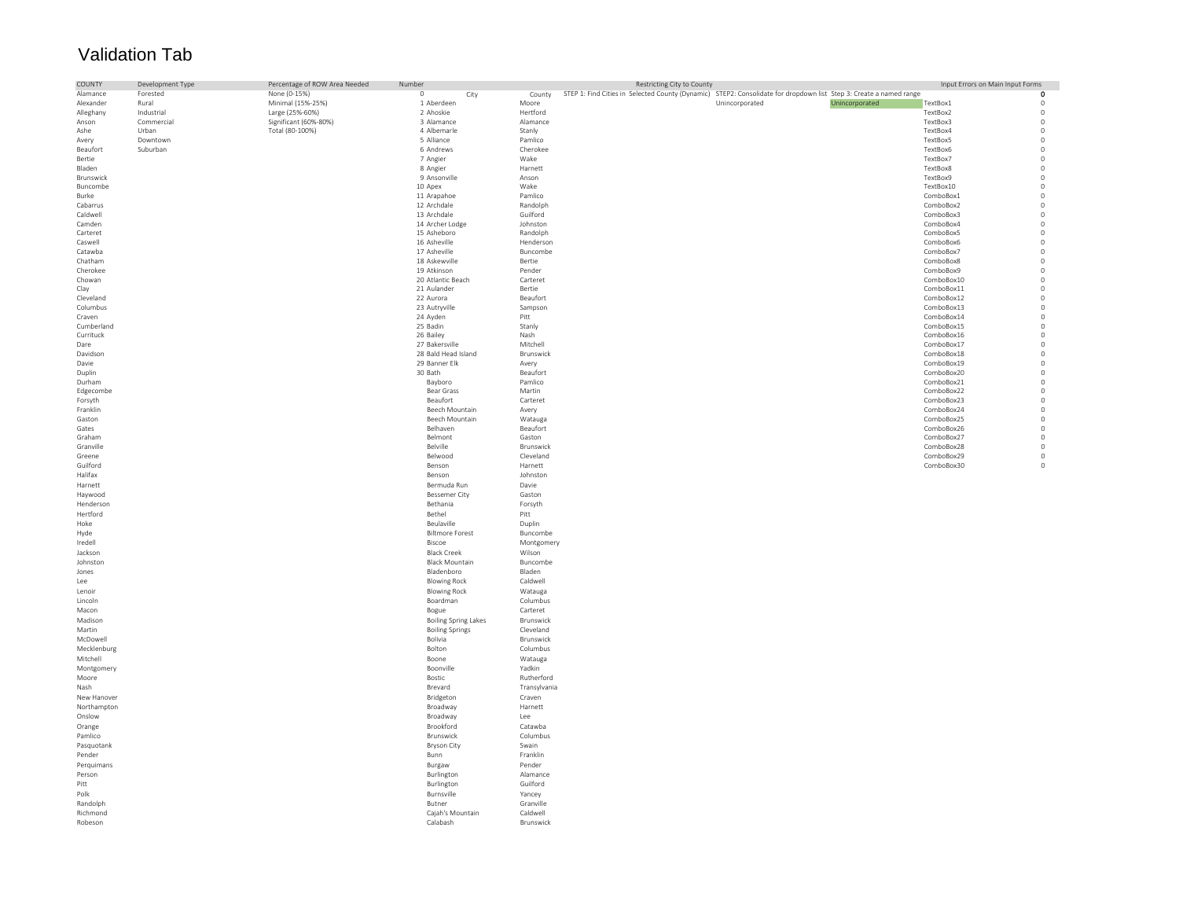# Validation Tab

| COUNTY | Development Type | Percentage of ROW Area Needed | Number | | | Restricting City to County | | | Input Errors on Main Input Forms | |
|---|---|---|---|---|---|---|---|---|---|---|
| Alamance | Forested | None (0-15%) | 0 | City | County | STEP 1: Find Cities in Selected County (Dynamic) | STEP2: Consolidate for dropdown list | Step 3: Create a named range | | 0 |
| Alexander | Rural | Minimal (15%-25%) | 1 | Aberdeen | Moore | | Unincorporated | Unincorporated | TextBox1 | 0 |
| Alleghany | Industrial | Large (25%-60%) | 2 | Ahoskie | Hertford | | | | TextBox2 | 0 |
| Anson | Commercial | Significant (60%-80%) | 3 | Alamance | Alamance | | | | TextBox3 | 0 |
| Ashe | Urban | Total (80-100%) | 4 | Albemarle | Stanly | | | | TextBox4 | 0 |
| Avery | Downtown | | 5 | Alliance | Pamlico | | | | TextBox5 | 0 |
| Beaufort | Suburban | | 6 | Andrews | Cherokee | | | | TextBox6 | 0 |
| Bertie | | | 7 | Angier | Wake | | | | TextBox7 | 0 |
| Bladen | | | 8 | Angier | Harnett | | | | TextBox8 | 0 |
| Brunswick | | | 9 | Ansonville | Anson | | | | TextBox9 | 0 |
| Buncombe | | | 10 | Apex | Wake | | | | TextBox10 | 0 |
| Burke | | | 11 | Arapahoe | Pamlico | | | | ComboBox1 | 0 |
| Cabarrus | | | 12 | Archdale | Randolph | | | | ComboBox2 | 0 |
| Caldwell | | | 13 | Archdale | Guilford | | | | ComboBox3 | 0 |
| Camden | | | 14 | Archer Lodge | Johnston | | | | ComboBox4 | 0 |
| Carteret | | | 15 | Asheboro | Randolph | | | | ComboBox5 | 0 |
| Caswell | | | 16 | Asheville | Henderson | | | | ComboBox6 | 0 |
| Catawba | | | 17 | Asheville | Buncombe | | | | ComboBox7 | 0 |
| Chatham | | | 18 | Askewville | Bertie | | | | ComboBox8 | 0 |
| Cherokee | | | 19 | Atkinson | Pender | | | | ComboBox9 | 0 |
| Chowan | | | 20 | Atlantic Beach | Carteret | | | | ComboBox10 | 0 |
| Clay | | | 21 | Aulander | Bertie | | | | ComboBox11 | 0 |
| Cleveland | | | 22 | Aurora | Beaufort | | | | ComboBox12 | 0 |
| Columbus | | | 23 | Autryville | Sampson | | | | ComboBox13 | 0 |
| Craven | | | 24 | Ayden | Pitt | | | | ComboBox14 | 0 |
| Cumberland | | | 25 | Badin | Stanly | | | | ComboBox15 | 0 |
| Currituck | | | 26 | Bailey | Nash | | | | ComboBox16 | 0 |
| Dare | | | 27 | Bakersville | Mitchell | | | | ComboBox17 | 0 |
| Davidson | | | 28 | Bald Head Island | Brunswick | | | | ComboBox18 | 0 |
| Davie | | | 29 | Banner Elk | Avery | | | | ComboBox19 | 0 |
| Duplin | | | 30 | Bath | Beaufort | | | | ComboBox20 | 0 |
| Durham | | | | Bayboro | Pamlico | | | | ComboBox21 | 0 |
| Edgecombe | | | | Bear Grass | Martin | | | | ComboBox22 | 0 |
| Forsyth | | | | Beaufort | Carteret | | | | ComboBox23 | 0 |
| Franklin | | | | Beech Mountain | Avery | | | | ComboBox24 | 0 |
| Gaston | | | | Beech Mountain | Watauga | | | | ComboBox25 | 0 |
| Gates | | | | Belhaven | Beaufort | | | | ComboBox26 | 0 |
| Graham | | | | Belmont | Gaston | | | | ComboBox27 | 0 |
| Granville | | | | Belville | Brunswick | | | | ComboBox28 | 0 |
| Greene | | | | Belwood | Cleveland | | | | ComboBox29 | 0 |
| Guilford | | | | Benson | Harnett | | | | ComboBox30 | 0 |
| Halifax | | | | Benson | Johnston | | | | | |
| Harnett | | | | Bermuda Run | Davie | | | | | |
| Haywood | | | | Bessemer City | Gaston | | | | | |
| Henderson | | | | Bethania | Forsyth | | | | | |
| Hertford | | | | Bethel | Pitt | | | | | |
| Hoke | | | | Beulaville | Duplin | | | | | |
| Hyde | | | | Biltmore Forest | Buncombe | | | | | |
| Iredell | | | | Biscoe | Montgomery | | | | | |
| Jackson | | | | Black Creek | Wilson | | | | | |
| Johnston | | | | Black Mountain | Buncombe | | | | | |
| Jones | | | | Bladenboro | Bladen | | | | | |
| Lee | | | | Blowing Rock | Caldwell | | | | | |
| Lenoir | | | | Blowing Rock | Watauga | | | | | |
| Lincoln | | | | Boardman | Columbus | | | | | |
| Macon | | | | Bogue | Carteret | | | | | |
| Madison | | | | Boiling Spring Lakes | Brunswick | | | | | |
| Martin | | | | Boiling Springs | Cleveland | | | | | |
| McDowell | | | | Bolivia | Brunswick | | | | | |
| Mecklenburg | | | | Bolton | Columbus | | | | | |
| Mitchell | | | | Boone | Watauga | | | | | |
| Montgomery | | | | Boonville | Yadkin | | | | | |
| Moore | | | | Bostic | Rutherford | | | | | |
| Nash | | | | Brevard | Transylvania | | | | | |
| New Hanover | | | | Bridgeton | Craven | | | | | |
| Northampton | | | | Broadway | Harnett | | | | | |
| Onslow | | | | Broadway | Lee | | | | | |
| Orange | | | | Brookford | Catawba | | | | | |
| Pamlico | | | | Brunswick | Columbus | | | | | |
| Pasquotank | | | | Bryson City | Swain | | | | | |
| Pender | | | | Bunn | Franklin | | | | | |
| Perquimans | | | | Burgaw | Pender | | | | | |
| Person | | | | Burlington | Alamance | | | | | |
| Pitt | | | | Burlington | Guilford | | | | | |
| Polk | | | | Burnsville | Yancey | | | | | |
| Randolph | | | | Butner | Granville | | | | | |
| Richmond | | | | Cajah's Mountain | Caldwell | | | | | |
| Robeson | | | | Calabash | Brunswick | | | | | |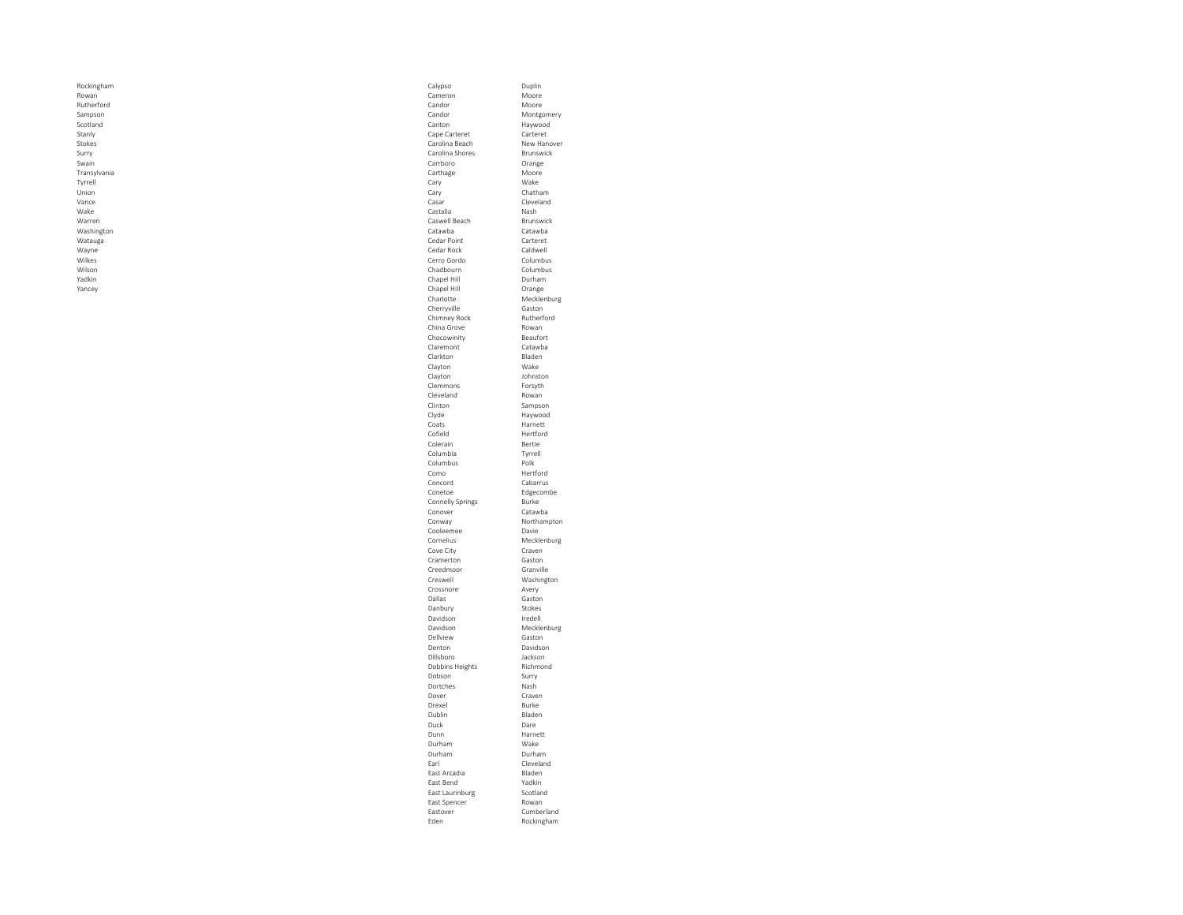Rockingham
Rowan
Rutherford
Sampson
Scotland
Stanly
Stokes
Surry
Swain
Transylvania
Tyrrell
Union
Vance
Wake
Warren
Washington
Watauga
Wayne
Wilkes
Wilson
Yadkin
Yancey

| | |
|---|---|
| Calypso | Duplin |
| Cameron | Moore |
| Candor | Moore |
| Candor | Montgomery |
| Canton | Haywood |
| Cape Carteret | Carteret |
| Carolina Beach | New Hanover |
| Carolina Shores | Brunswick |
| Carrboro | Orange |
| Carthage | Moore |
| Cary | Wake |
| Cary | Chatham |
| Casar | Cleveland |
| Castalia | Nash |
| Caswell Beach | Brunswick |
| Catawba | Catawba |
| Cedar Point | Carteret |
| Cedar Rock | Caldwell |
| Cerro Gordo | Columbus |
| Chadbourn | Columbus |
| Chapel Hill | Durham |
| Chapel Hill | Orange |
| Charlotte | Mecklenburg |
| Cherryville | Gaston |
| Chimney Rock | Rutherford |
| China Grove | Rowan |
| Chocowinity | Beaufort |
| Claremont | Catawba |
| Clarkton | Bladen |
| Clayton | Wake |
| Clayton | Johnston |
| Clemmons | Forsyth |
| Cleveland | Rowan |
| Clinton | Sampson |
| Clyde | Haywood |
| Coats | Harnett |
| Cofield | Hertford |
| Colerain | Bertie |
| Columbia | Tyrrell |
| Columbus | Polk |
| Como | Hertford |
| Concord | Cabarrus |
| Conetoe | Edgecombe |
| Connelly Springs | Burke |
| Conover | Catawba |
| Conway | Northampton |
| Cooleemee | Davie |
| Cornelius | Mecklenburg |
| Cove City | Craven |
| Cramerton | Gaston |
| Creedmoor | Granville |
| Creswell | Washington |
| Crossnore | Avery |
| Dallas | Gaston |
| Danbury | Stokes |
| Davidson | Iredell |
| Davidson | Mecklenburg |
| Dellview | Gaston |
| Denton | Davidson |
| Dillsboro | Jackson |
| Dobbins Heights | Richmond |
| Dobson | Surry |
| Dortches | Nash |
| Dover | Craven |
| Drexel | Burke |
| Dublin | Bladen |
| Duck | Dare |
| Dunn | Harnett |
| Durham | Wake |
| Durham | Durham |
| Earl | Cleveland |
| East Arcadia | Bladen |
| East Bend | Yadkin |
| East Laurinburg | Scotland |
| East Spencer | Rowan |
| Eastover | Cumberland |
| Eden | Rockingham |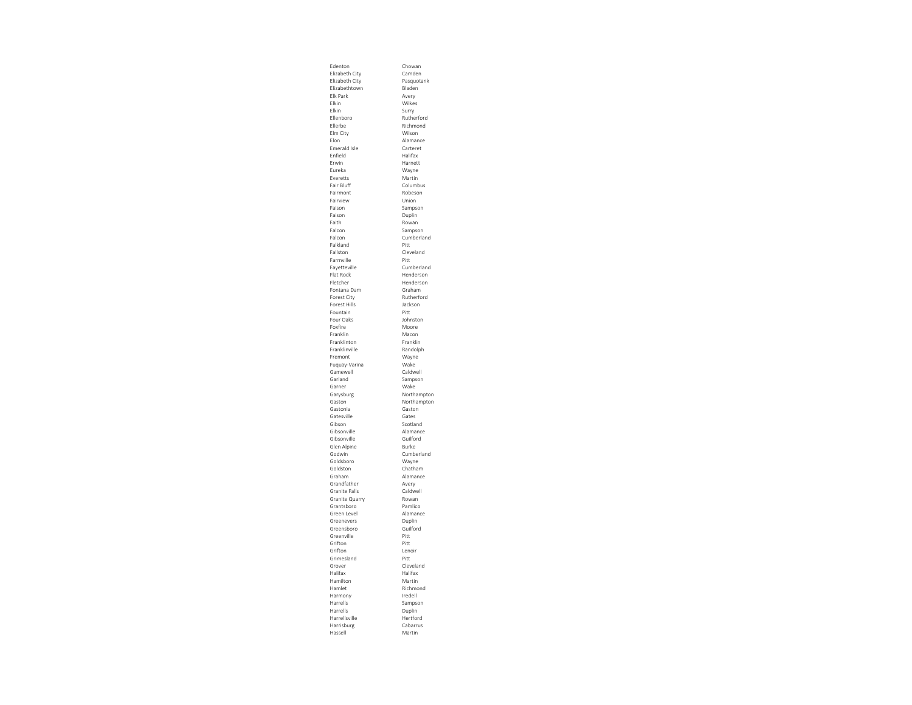| | |
|---|---|
| Edenton | Chowan |
| Elizabeth City | Camden |
| Elizabeth City | Pasquotank |
| Elizabethtown | Bladen |
| Elk Park | Avery |
| Elkin | Wilkes |
| Elkin | Surry |
| Ellenboro | Rutherford |
| Ellerbe | Richmond |
| Elm City | Wilson |
| Elon | Alamance |
| Emerald Isle | Carteret |
| Enfield | Halifax |
| Erwin | Harnett |
| Eureka | Wayne |
| Everetts | Martin |
| Fair Bluff | Columbus |
| Fairmont | Robeson |
| Fairview | Union |
| Faison | Sampson |
| Faison | Duplin |
| Faith | Rowan |
| Falcon | Sampson |
| Falcon | Cumberland |
| Falkland | Pitt |
| Fallston | Cleveland |
| Farmville | Pitt |
| Fayetteville | Cumberland |
| Flat Rock | Henderson |
| Fletcher | Henderson |
| Fontana Dam | Graham |
| Forest City | Rutherford |
| Forest Hills | Jackson |
| Fountain | Pitt |
| Four Oaks | Johnston |
| Foxfire | Moore |
| Franklin | Macon |
| Franklinton | Franklin |
| Franklinville | Randolph |
| Fremont | Wayne |
| Fuquay-Varina | Wake |
| Gamewell | Caldwell |
| Garland | Sampson |
| Garner | Wake |
| Garysburg | Northampton |
| Gaston | Northampton |
| Gastonia | Gaston |
| Gatesville | Gates |
| Gibson | Scotland |
| Gibsonville | Alamance |
| Gibsonville | Guilford |
| Glen Alpine | Burke |
| Godwin | Cumberland |
| Goldsboro | Wayne |
| Goldston | Chatham |
| Graham | Alamance |
| Grandfather | Avery |
| Granite Falls | Caldwell |
| Granite Quarry | Rowan |
| Grantsboro | Pamlico |
| Green Level | Alamance |
| Greenevers | Duplin |
| Greensboro | Guilford |
| Greenville | Pitt |
| Grifton | Pitt |
| Grifton | Lenoir |
| Grimesland | Pitt |
| Grover | Cleveland |
| Halifax | Halifax |
| Hamilton | Martin |
| Hamlet | Richmond |
| Harmony | Iredell |
| Harrells | Sampson |
| Harrells | Duplin |
| Harrellsville | Hertford |
| Harrisburg | Cabarrus |
| Hassell | Martin |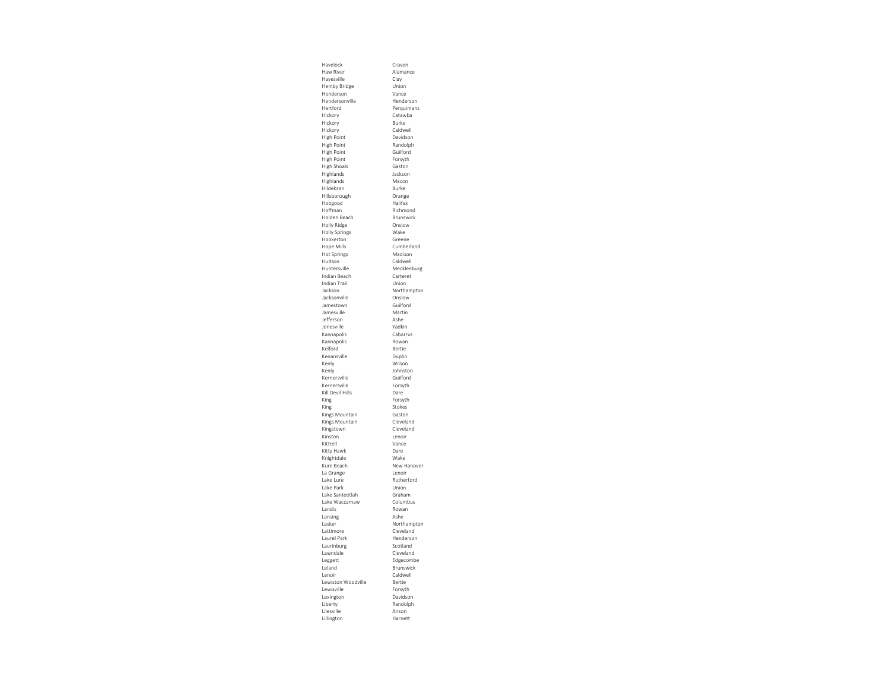| | |
|---|---|
| Havelock | Craven |
| Haw River | Alamance |
| Hayesville | Clay |
| Hemby Bridge | Union |
| Henderson | Vance |
| Hendersonville | Henderson |
| Hertford | Perquimans |
| Hickory | Catawba |
| Hickory | Burke |
| Hickory | Caldwell |
| High Point | Davidson |
| High Point | Randolph |
| High Point | Guilford |
| High Point | Forsyth |
| High Shoals | Gaston |
| Highlands | Jackson |
| Highlands | Macon |
| Hildebran | Burke |
| Hillsborough | Orange |
| Hobgood | Halifax |
| Hoffman | Richmond |
| Holden Beach | Brunswick |
| Holly Ridge | Onslow |
| Holly Springs | Wake |
| Hookerton | Greene |
| Hope Mills | Cumberland |
| Hot Springs | Madison |
| Hudson | Caldwell |
| Huntersville | Mecklenburg |
| Indian Beach | Carteret |
| Indian Trail | Union |
| Jackson | Northampton |
| Jacksonville | Onslow |
| Jamestown | Guilford |
| Jamesville | Martin |
| Jefferson | Ashe |
| Jonesville | Yadkin |
| Kannapolis | Cabarrus |
| Kannapolis | Rowan |
| Kelford | Bertie |
| Kenansville | Duplin |
| Kenly | Wilson |
| Kenly | Johnston |
| Kernersville | Guilford |
| Kernersville | Forsyth |
| Kill Devil Hills | Dare |
| King | Forsyth |
| King | Stokes |
| Kings Mountain | Gaston |
| Kings Mountain | Cleveland |
| Kingstown | Cleveland |
| Kinston | Lenoir |
| Kittrell | Vance |
| Kitty Hawk | Dare |
| Knightdale | Wake |
| Kure Beach | New Hanover |
| La Grange | Lenoir |
| Lake Lure | Rutherford |
| Lake Park | Union |
| Lake Santeetlah | Graham |
| Lake Waccamaw | Columbus |
| Landis | Rowan |
| Lansing | Ashe |
| Lasker | Northampton |
| Lattimore | Cleveland |
| Laurel Park | Henderson |
| Laurinburg | Scotland |
| Lawndale | Cleveland |
| Leggett | Edgecombe |
| Leland | Brunswick |
| Lenoir | Caldwell |
| Lewiston Woodville | Bertie |
| Lewisville | Forsyth |
| Lexington | Davidson |
| Liberty | Randolph |
| Lilesville | Anson |
| Lillington | Harnett |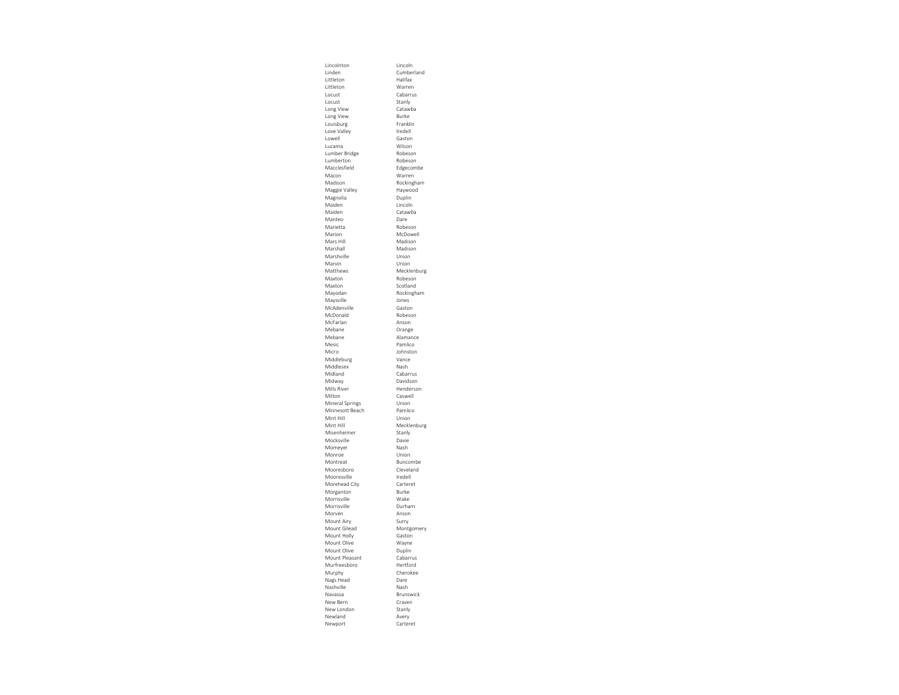| | |
|---|---|
| Lincolnton | Lincoln |
| Linden | Cumberland |
| Littleton | Halifax |
| Littleton | Warren |
| Locust | Cabarrus |
| Locust | Stanly |
| Long View | Catawba |
| Long View | Burke |
| Louisburg | Franklin |
| Love Valley | Iredell |
| Lowell | Gaston |
| Lucama | Wilson |
| Lumber Bridge | Robeson |
| Lumberton | Robeson |
| Macclesfield | Edgecombe |
| Macon | Warren |
| Madison | Rockingham |
| Maggie Valley | Haywood |
| Magnolia | Duplin |
| Maiden | Lincoln |
| Maiden | Catawba |
| Manteo | Dare |
| Marietta | Robeson |
| Marion | McDowell |
| Mars Hill | Madison |
| Marshall | Madison |
| Marshville | Union |
| Marvin | Union |
| Matthews | Mecklenburg |
| Maxton | Robeson |
| Maxton | Scotland |
| Mayodan | Rockingham |
| Maysville | Jones |
| McAdenville | Gaston |
| McDonald | Robeson |
| McFarlan | Anson |
| Mebane | Orange |
| Mebane | Alamance |
| Mesic | Pamlico |
| Micro | Johnston |
| Middleburg | Vance |
| Middlesex | Nash |
| Midland | Cabarrus |
| Midway | Davidson |
| Mills River | Henderson |
| Milton | Caswell |
| Mineral Springs | Union |
| Minnesott Beach | Pamlico |
| Mint Hill | Union |
| Mint Hill | Mecklenburg |
| Misenheimer | Stanly |
| Mocksville | Davie |
| Momeyer | Nash |
| Monroe | Union |
| Montreat | Buncombe |
| Mooresboro | Cleveland |
| Mooresville | Iredell |
| Morehead City | Carteret |
| Morganton | Burke |
| Morrisville | Wake |
| Morrisville | Durham |
| Morven | Anson |
| Mount Airy | Surry |
| Mount Gilead | Montgomery |
| Mount Holly | Gaston |
| Mount Olive | Wayne |
| Mount Olive | Duplin |
| Mount Pleasant | Cabarrus |
| Murfreesboro | Hertford |
| Murphy | Cherokee |
| Nags Head | Dare |
| Nashville | Nash |
| Navassa | Brunswick |
| New Bern | Craven |
| New London | Stanly |
| Newland | Avery |
| Newport | Carteret |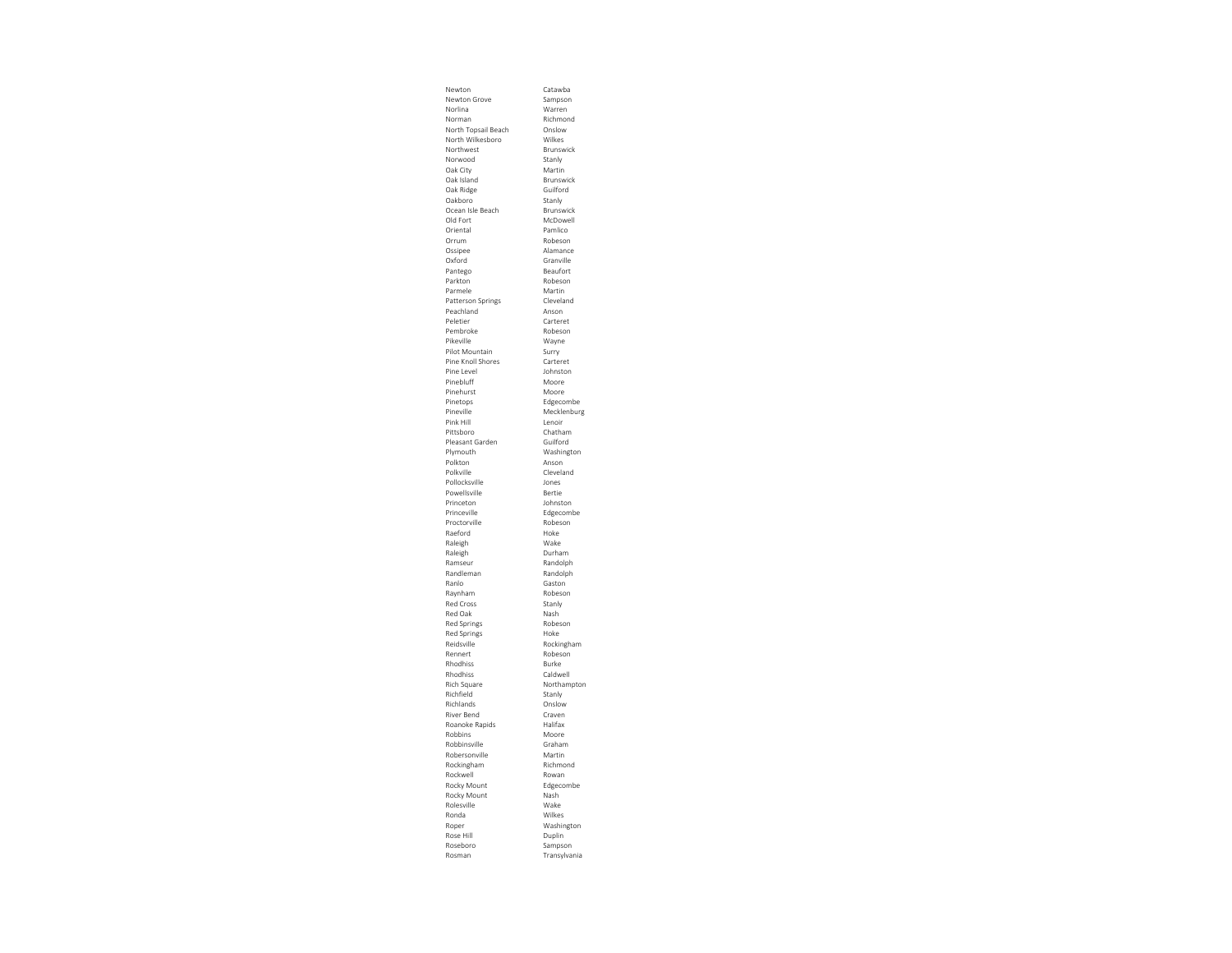| | |
|---|---|
| Newton | Catawba |
| Newton Grove | Sampson |
| Norlina | Warren |
| Norman | Richmond |
| North Topsail Beach | Onslow |
| North Wilkesboro | Wilkes |
| Northwest | Brunswick |
| Norwood | Stanly |
| Oak City | Martin |
| Oak Island | Brunswick |
| Oak Ridge | Guilford |
| Oakboro | Stanly |
| Ocean Isle Beach | Brunswick |
| Old Fort | McDowell |
| Oriental | Pamlico |
| Orrum | Robeson |
| Ossipee | Alamance |
| Oxford | Granville |
| Pantego | Beaufort |
| Parkton | Robeson |
| Parmele | Martin |
| Patterson Springs | Cleveland |
| Peachland | Anson |
| Peletier | Carteret |
| Pembroke | Robeson |
| Pikeville | Wayne |
| Pilot Mountain | Surry |
| Pine Knoll Shores | Carteret |
| Pine Level | Johnston |
| Pinebluff | Moore |
| Pinehurst | Moore |
| Pinetops | Edgecombe |
| Pineville | Mecklenburg |
| Pink Hill | Lenoir |
| Pittsboro | Chatham |
| Pleasant Garden | Guilford |
| Plymouth | Washington |
| Polkton | Anson |
| Polkville | Cleveland |
| Pollocksville | Jones |
| Powellsville | Bertie |
| Princeton | Johnston |
| Princeville | Edgecombe |
| Proctorville | Robeson |
| Raeford | Hoke |
| Raleigh | Wake |
| Raleigh | Durham |
| Ramseur | Randolph |
| Randleman | Randolph |
| Ranlo | Gaston |
| Raynham | Robeson |
| Red Cross | Stanly |
| Red Oak | Nash |
| Red Springs | Robeson |
| Red Springs | Hoke |
| Reidsville | Rockingham |
| Rennert | Robeson |
| Rhodhiss | Burke |
| Rhodhiss | Caldwell |
| Rich Square | Northampton |
| Richfield | Stanly |
| Richlands | Onslow |
| River Bend | Craven |
| Roanoke Rapids | Halifax |
| Robbins | Moore |
| Robbinsville | Graham |
| Robersonville | Martin |
| Rockingham | Richmond |
| Rockwell | Rowan |
| Rocky Mount | Edgecombe |
| Rocky Mount | Nash |
| Rolesville | Wake |
| Ronda | Wilkes |
| Roper | Washington |
| Rose Hill | Duplin |
| Roseboro | Sampson |
| Rosman | Transylvania |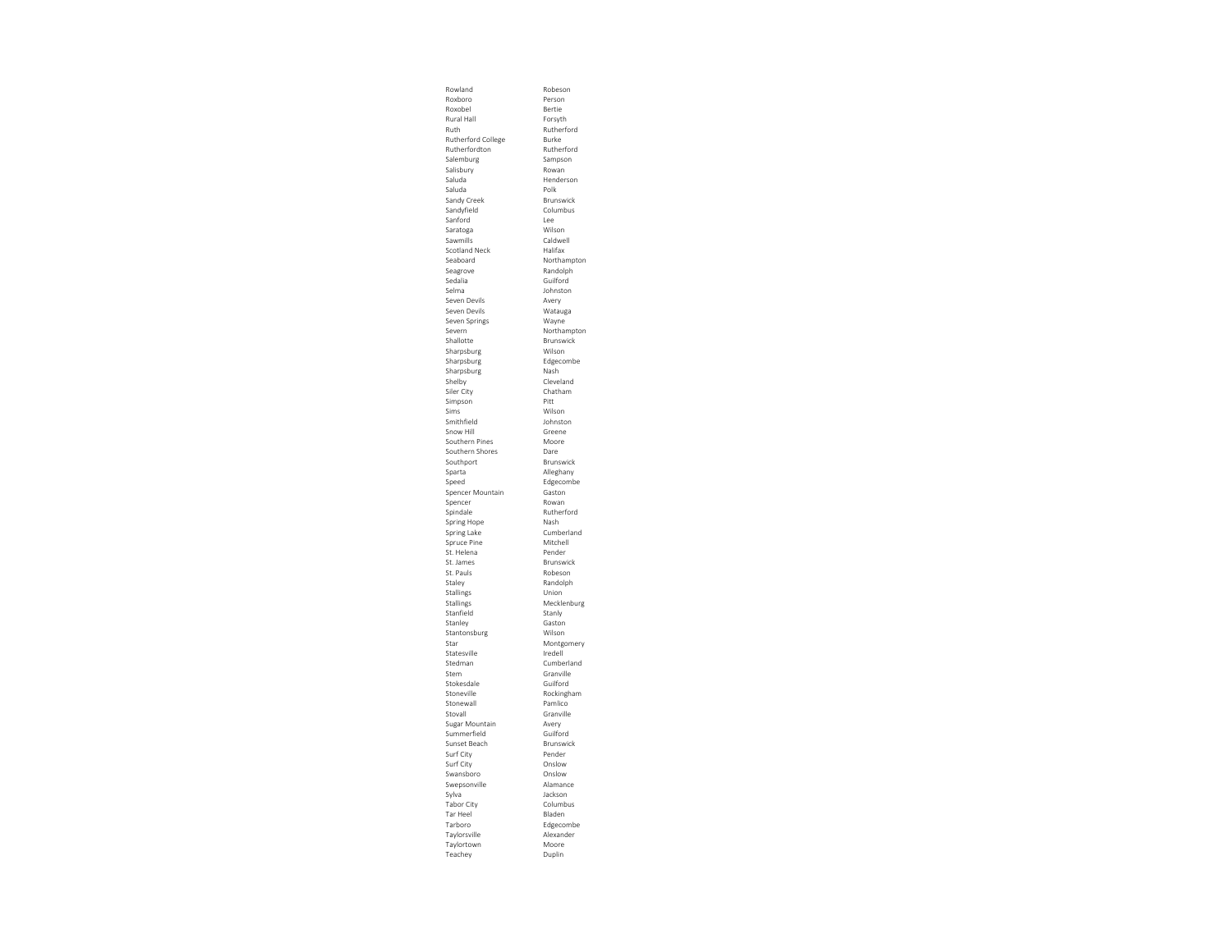| | |
|---|---|
| Rowland | Robeson |
| Roxboro | Person |
| Roxobel | Bertie |
| Rural Hall | Forsyth |
| Ruth | Rutherford |
| Rutherford College | Burke |
| Rutherfordton | Rutherford |
| Salemburg | Sampson |
| Salisbury | Rowan |
| Saluda | Henderson |
| Saluda | Polk |
| Sandy Creek | Brunswick |
| Sandyfield | Columbus |
| Sanford | Lee |
| Saratoga | Wilson |
| Sawmills | Caldwell |
| Scotland Neck | Halifax |
| Seaboard | Northampton |
| Seagrove | Randolph |
| Sedalia | Guilford |
| Selma | Johnston |
| Seven Devils | Avery |
| Seven Devils | Watauga |
| Seven Springs | Wayne |
| Severn | Northampton |
| Shallotte | Brunswick |
| Sharpsburg | Wilson |
| Sharpsburg | Edgecombe |
| Sharpsburg | Nash |
| Shelby | Cleveland |
| Siler City | Chatham |
| Simpson | Pitt |
| Sims | Wilson |
| Smithfield | Johnston |
| Snow Hill | Greene |
| Southern Pines | Moore |
| Southern Shores | Dare |
| Southport | Brunswick |
| Sparta | Alleghany |
| Speed | Edgecombe |
| Spencer Mountain | Gaston |
| Spencer | Rowan |
| Spindale | Rutherford |
| Spring Hope | Nash |
| Spring Lake | Cumberland |
| Spruce Pine | Mitchell |
| St. Helena | Pender |
| St. James | Brunswick |
| St. Pauls | Robeson |
| Staley | Randolph |
| Stallings | Union |
| Stallings | Mecklenburg |
| Stanfield | Stanly |
| Stanley | Gaston |
| Stantonsburg | Wilson |
| Star | Montgomery |
| Statesville | Iredell |
| Stedman | Cumberland |
| Stem | Granville |
| Stokesdale | Guilford |
| Stoneville | Rockingham |
| Stonewall | Pamlico |
| Stovall | Granville |
| Sugar Mountain | Avery |
| Summerfield | Guilford |
| Sunset Beach | Brunswick |
| Surf City | Pender |
| Surf City | Onslow |
| Swansboro | Onslow |
| Swepsonville | Alamance |
| Sylva | Jackson |
| Tabor City | Columbus |
| Tar Heel | Bladen |
| Tarboro | Edgecombe |
| Taylorsville | Alexander |
| Taylortown | Moore |
| Teachey | Duplin |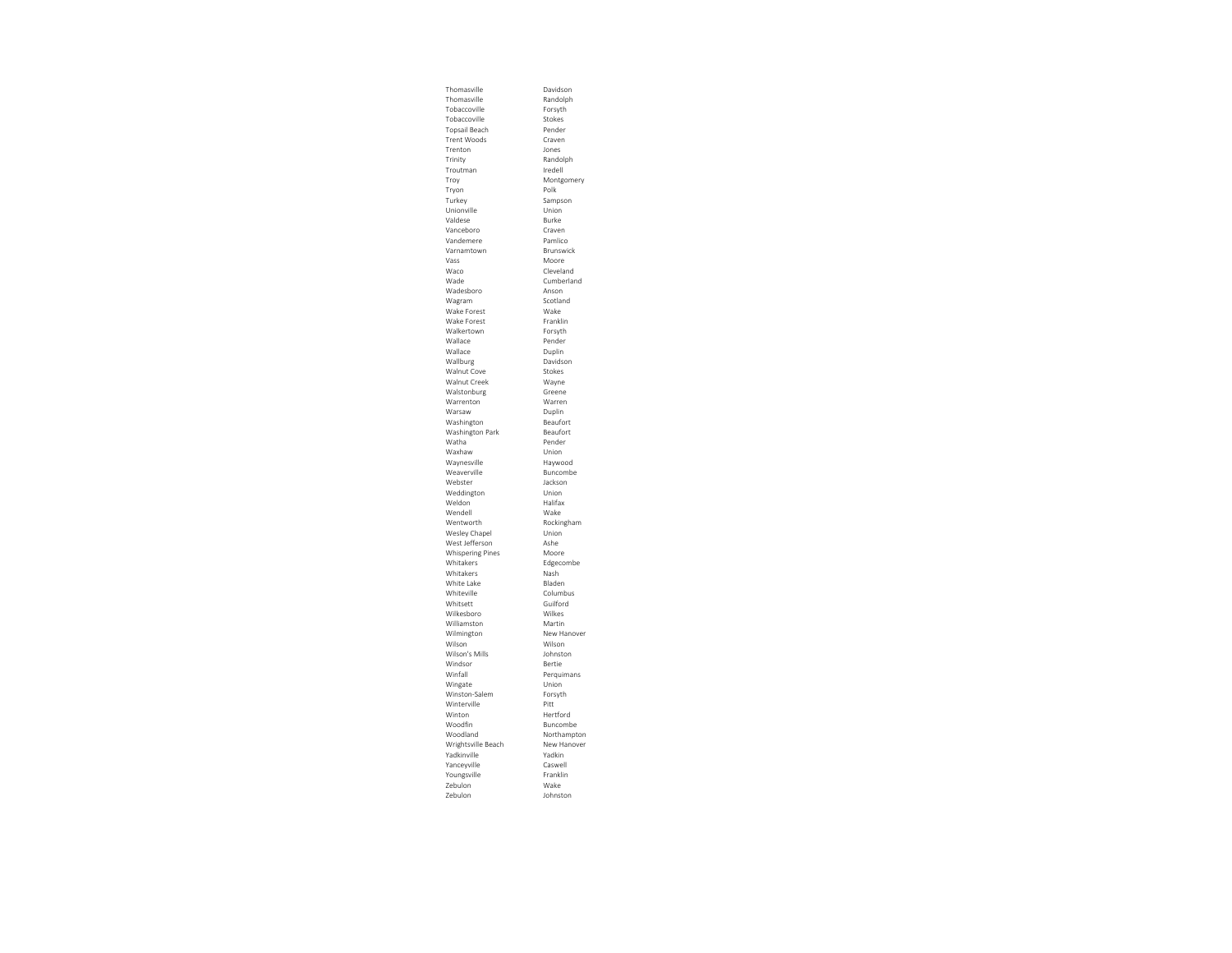| | |
|---|---|
| Thomasville | Davidson |
| Thomasville | Randolph |
| Tobaccoville | Forsyth |
| Tobaccoville | Stokes |
| Topsail Beach | Pender |
| Trent Woods | Craven |
| Trenton | Jones |
| Trinity | Randolph |
| Troutman | Iredell |
| Troy | Montgomery |
| Tryon | Polk |
| Turkey | Sampson |
| Unionville | Union |
| Valdese | Burke |
| Vanceboro | Craven |
| Vandemere | Pamlico |
| Varnamtown | Brunswick |
| Vass | Moore |
| Waco | Cleveland |
| Wade | Cumberland |
| Wadesboro | Anson |
| Wagram | Scotland |
| Wake Forest | Wake |
| Wake Forest | Franklin |
| Walkertown | Forsyth |
| Wallace | Pender |
| Wallace | Duplin |
| Wallburg | Davidson |
| Walnut Cove | Stokes |
| Walnut Creek | Wayne |
| Walstonburg | Greene |
| Warrenton | Warren |
| Warsaw | Duplin |
| Washington | Beaufort |
| Washington Park | Beaufort |
| Watha | Pender |
| Waxhaw | Union |
| Waynesville | Haywood |
| Weaverville | Buncombe |
| Webster | Jackson |
| Weddington | Union |
| Weldon | Halifax |
| Wendell | Wake |
| Wentworth | Rockingham |
| Wesley Chapel | Union |
| West Jefferson | Ashe |
| Whispering Pines | Moore |
| Whitakers | Edgecombe |
| Whitakers | Nash |
| White Lake | Bladen |
| Whiteville | Columbus |
| Whitsett | Guilford |
| Wilkesboro | Wilkes |
| Williamston | Martin |
| Wilmington | New Hanover |
| Wilson | Wilson |
| Wilson's Mills | Johnston |
| Windsor | Bertie |
| Winfall | Perquimans |
| Wingate | Union |
| Winston-Salem | Forsyth |
| Winterville | Pitt |
| Winton | Hertford |
| Woodfin | Buncombe |
| Woodland | Northampton |
| Wrightsville Beach | New Hanover |
| Yadkinville | Yadkin |
| Yanceyville | Caswell |
| Youngsville | Franklin |
| Zebulon | Wake |
| Zebulon | Johnston |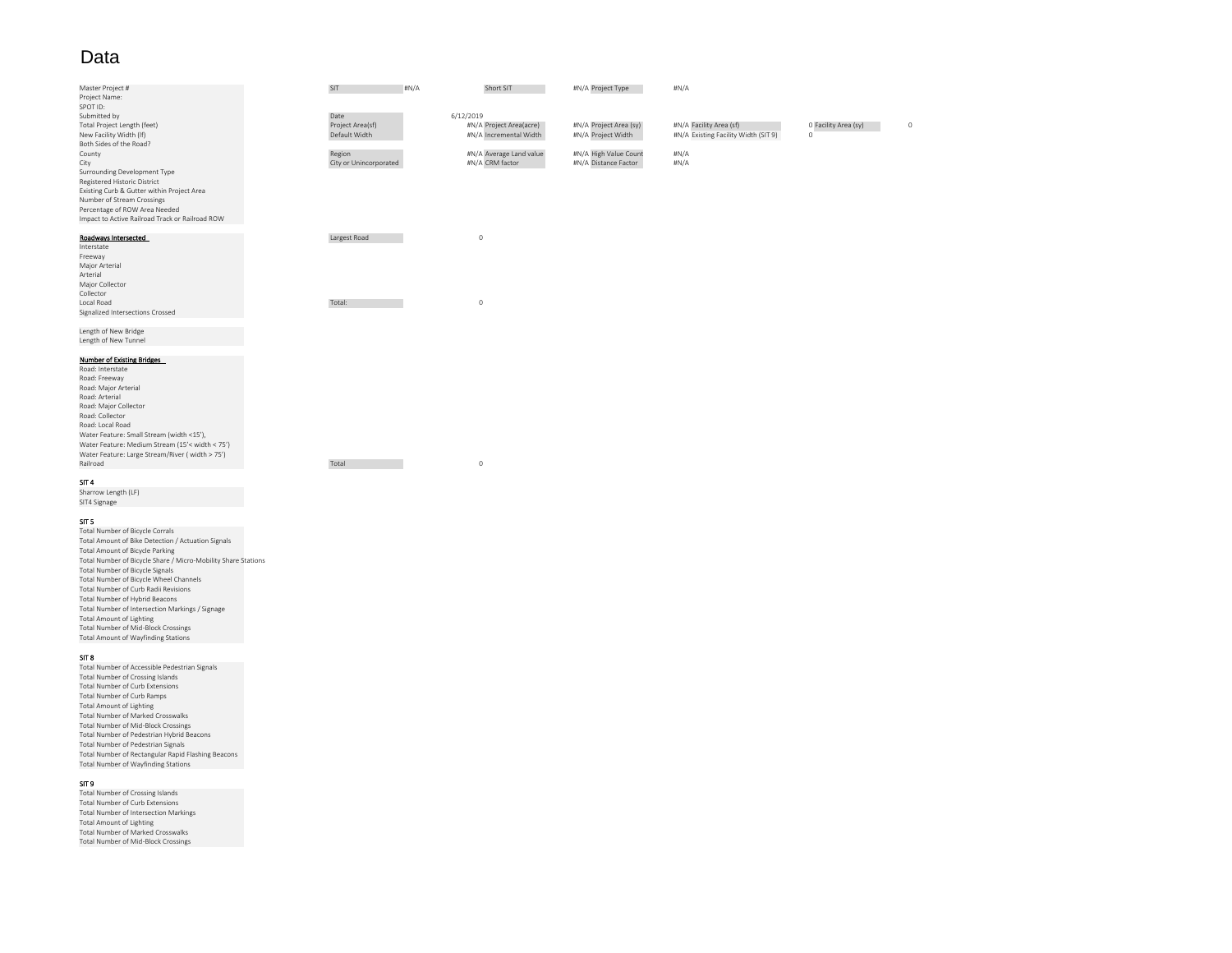# Data

| Master Project # | SIT | #N/A | Short SIT | #N/A | Project Type | #N/A | | | | |
|---|---|---|---|---|---|---|---|---|---|---|
| Project Name: | | | | | | | | | | |
| SPOT ID: | | | | | | | | | | |
| Submitted by | Date | 6/12/2019 | | | | | | | | |
| Total Project Length (feet) | Project Area(sf) | #N/A | Project Area(acre) | #N/A | Project Area (sy) | #N/A | Facility Area (sf) | 0 | Facility Area (sy) | 0 |
| New Facility Width (lf) | Default Width | #N/A | Incremental Width | #N/A | Project Width | #N/A | Existing Facility Width (SIT 9) | 0 | | |
| Both Sides of the Road? | | | | | | | | | | |
| County | Region | #N/A | Average Land value | #N/A | High Value Count | #N/A | | | | |
| City | City or Unincorporated | #N/A | CRM factor | #N/A | Distance Factor | #N/A | | | | |
| Surrounding Development Type | | | | | | | | | | |
| Registered Historic District | | | | | | | | | | |
| Existing Curb & Gutter within Project Area | | | | | | | | | | |
| Number of Stream Crossings | | | | | | | | | | |
| Percentage of ROW Area Needed | | | | | | | | | | |
| Impact to Active Railroad Track or Railroad ROW | | | | | | | | | | |

| **Roadways Intersected** | Largest Road | 0 |
|---|---|---|
| Interstate | | |
| Freeway | | |
| Major Arterial | | |
| Arterial | | |
| Major Collector | | |
| Collector | | |
| Local Road | Total: | 0 |
| Signalized Intersections Crossed | | |

Length of New Bridge
Length of New Tunnel

| **Number of Existing Bridges** | | |
|---|---|---|
| Road: Interstate | | |
| Road: Freeway | | |
| Road: Major Arterial | | |
| Road: Arterial | | |
| Road: Major Collector | | |
| Road: Collector | | |
| Road: Local Road | | |
| Water Feature: Small Stream (width <15'), | | |
| Water Feature: Medium Stream (15'< width < 75') | | |
| Water Feature: Large Stream/River ( width > 75') | | |
| Railroad | Total | 0 |

**SIT 4**

Sharrow Length (LF)
SIT4 Signage

**SIT 5**

Total Number of Bicycle Corrals
Total Amount of Bike Detection / Actuation Signals
Total Amount of Bicycle Parking
Total Number of Bicycle Share / Micro-Mobility Share Stations
Total Number of Bicycle Signals
Total Number of Bicycle Wheel Channels
Total Number of Curb Radii Revisions
Total Number of Hybrid Beacons
Total Number of Intersection Markings / Signage
Total Amount of Lighting
Total Number of Mid-Block Crossings
Total Amount of Wayfinding Stations

**SIT 8**

Total Number of Accessible Pedestrian Signals
Total Number of Crossing Islands
Total Number of Curb Extensions
Total Number of Curb Ramps
Total Amount of Lighting
Total Number of Marked Crosswalks
Total Number of Mid-Block Crossings
Total Number of Pedestrian Hybrid Beacons
Total Number of Pedestrian Signals
Total Number of Rectangular Rapid Flashing Beacons
Total Number of Wayfinding Stations

**SIT 9**

Total Number of Crossing Islands
Total Number of Curb Extensions
Total Number of Intersection Markings
Total Amount of Lighting
Total Number of Marked Crosswalks
Total Number of Mid-Block Crossings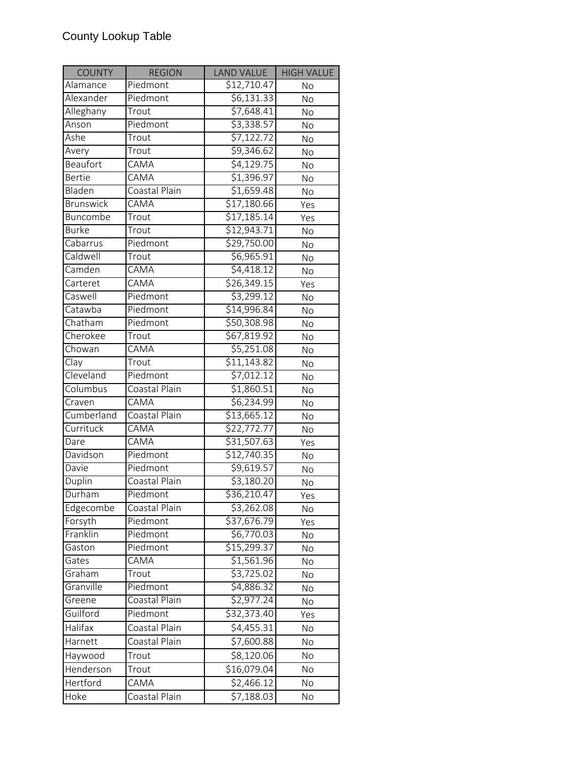County Lookup Table

| COUNTY | REGION | LAND VALUE | HIGH VALUE |
|---|---|---|---|
| Alamance | Piedmont | $12,710.47 | No |
| Alexander | Piedmont | $6,131.33 | No |
| Alleghany | Trout | $7,648.41 | No |
| Anson | Piedmont | $3,338.57 | No |
| Ashe | Trout | $7,122.72 | No |
| Avery | Trout | $9,346.62 | No |
| Beaufort | CAMA | $4,129.75 | No |
| Bertie | CAMA | $1,396.97 | No |
| Bladen | Coastal Plain | $1,659.48 | No |
| Brunswick | CAMA | $17,180.66 | Yes |
| Buncombe | Trout | $17,185.14 | Yes |
| Burke | Trout | $12,943.71 | No |
| Cabarrus | Piedmont | $29,750.00 | No |
| Caldwell | Trout | $6,965.91 | No |
| Camden | CAMA | $4,418.12 | No |
| Carteret | CAMA | $26,349.15 | Yes |
| Caswell | Piedmont | $3,299.12 | No |
| Catawba | Piedmont | $14,996.84 | No |
| Chatham | Piedmont | $50,308.98 | No |
| Cherokee | Trout | $67,819.92 | No |
| Chowan | CAMA | $5,251.08 | No |
| Clay | Trout | $11,143.82 | No |
| Cleveland | Piedmont | $7,012.12 | No |
| Columbus | Coastal Plain | $1,860.51 | No |
| Craven | CAMA | $6,234.99 | No |
| Cumberland | Coastal Plain | $13,665.12 | No |
| Currituck | CAMA | $22,772.77 | No |
| Dare | CAMA | $31,507.63 | Yes |
| Davidson | Piedmont | $12,740.35 | No |
| Davie | Piedmont | $9,619.57 | No |
| Duplin | Coastal Plain | $3,180.20 | No |
| Durham | Piedmont | $36,210.47 | Yes |
| Edgecombe | Coastal Plain | $3,262.08 | No |
| Forsyth | Piedmont | $37,676.79 | Yes |
| Franklin | Piedmont | $6,770.03 | No |
| Gaston | Piedmont | $15,299.37 | No |
| Gates | CAMA | $1,561.96 | No |
| Graham | Trout | $3,725.02 | No |
| Granville | Piedmont | $4,886.32 | No |
| Greene | Coastal Plain | $2,977.24 | No |
| Guilford | Piedmont | $32,373.40 | Yes |
| Halifax | Coastal Plain | $4,455.31 | No |
| Harnett | Coastal Plain | $7,600.88 | No |
| Haywood | Trout | $8,120.06 | No |
| Henderson | Trout | $16,079.04 | No |
| Hertford | CAMA | $2,466.12 | No |
| Hoke | Coastal Plain | $7,188.03 | No |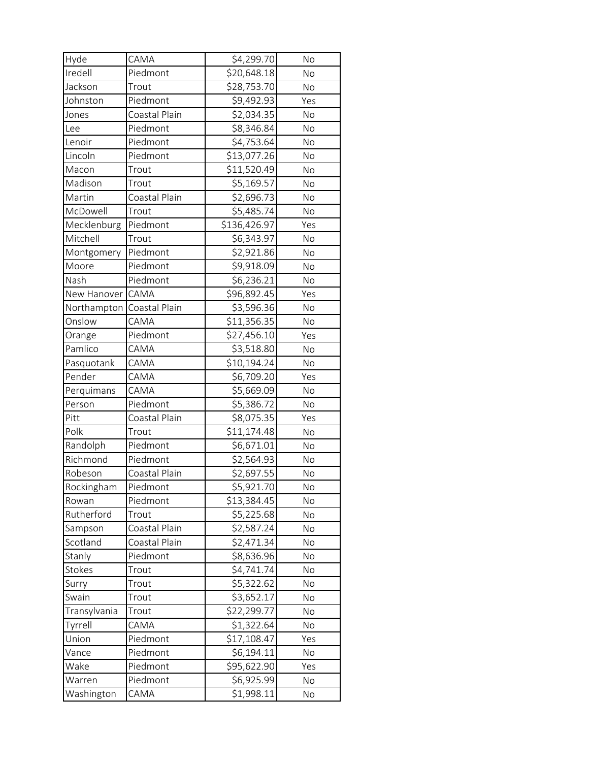| Hyde | CAMA | $4,299.70 | No |
|---|---|---|---|
| Iredell | Piedmont | $20,648.18 | No |
| Jackson | Trout | $28,753.70 | No |
| Johnston | Piedmont | $9,492.93 | Yes |
| Jones | Coastal Plain | $2,034.35 | No |
| Lee | Piedmont | $8,346.84 | No |
| Lenoir | Piedmont | $4,753.64 | No |
| Lincoln | Piedmont | $13,077.26 | No |
| Macon | Trout | $11,520.49 | No |
| Madison | Trout | $5,169.57 | No |
| Martin | Coastal Plain | $2,696.73 | No |
| McDowell | Trout | $5,485.74 | No |
| Mecklenburg | Piedmont | $136,426.97 | Yes |
| Mitchell | Trout | $6,343.97 | No |
| Montgomery | Piedmont | $2,921.86 | No |
| Moore | Piedmont | $9,918.09 | No |
| Nash | Piedmont | $6,236.21 | No |
| New Hanover | CAMA | $96,892.45 | Yes |
| Northampton | Coastal Plain | $3,596.36 | No |
| Onslow | CAMA | $11,356.35 | No |
| Orange | Piedmont | $27,456.10 | Yes |
| Pamlico | CAMA | $3,518.80 | No |
| Pasquotank | CAMA | $10,194.24 | No |
| Pender | CAMA | $6,709.20 | Yes |
| Perquimans | CAMA | $5,669.09 | No |
| Person | Piedmont | $5,386.72 | No |
| Pitt | Coastal Plain | $8,075.35 | Yes |
| Polk | Trout | $11,174.48 | No |
| Randolph | Piedmont | $6,671.01 | No |
| Richmond | Piedmont | $2,564.93 | No |
| Robeson | Coastal Plain | $2,697.55 | No |
| Rockingham | Piedmont | $5,921.70 | No |
| Rowan | Piedmont | $13,384.45 | No |
| Rutherford | Trout | $5,225.68 | No |
| Sampson | Coastal Plain | $2,587.24 | No |
| Scotland | Coastal Plain | $2,471.34 | No |
| Stanly | Piedmont | $8,636.96 | No |
| Stokes | Trout | $4,741.74 | No |
| Surry | Trout | $5,322.62 | No |
| Swain | Trout | $3,652.17 | No |
| Transylvania | Trout | $22,299.77 | No |
| Tyrrell | CAMA | $1,322.64 | No |
| Union | Piedmont | $17,108.47 | Yes |
| Vance | Piedmont | $6,194.11 | No |
| Wake | Piedmont | $95,622.90 | Yes |
| Warren | Piedmont | $6,925.99 | No |
| Washington | CAMA | $1,998.11 | No |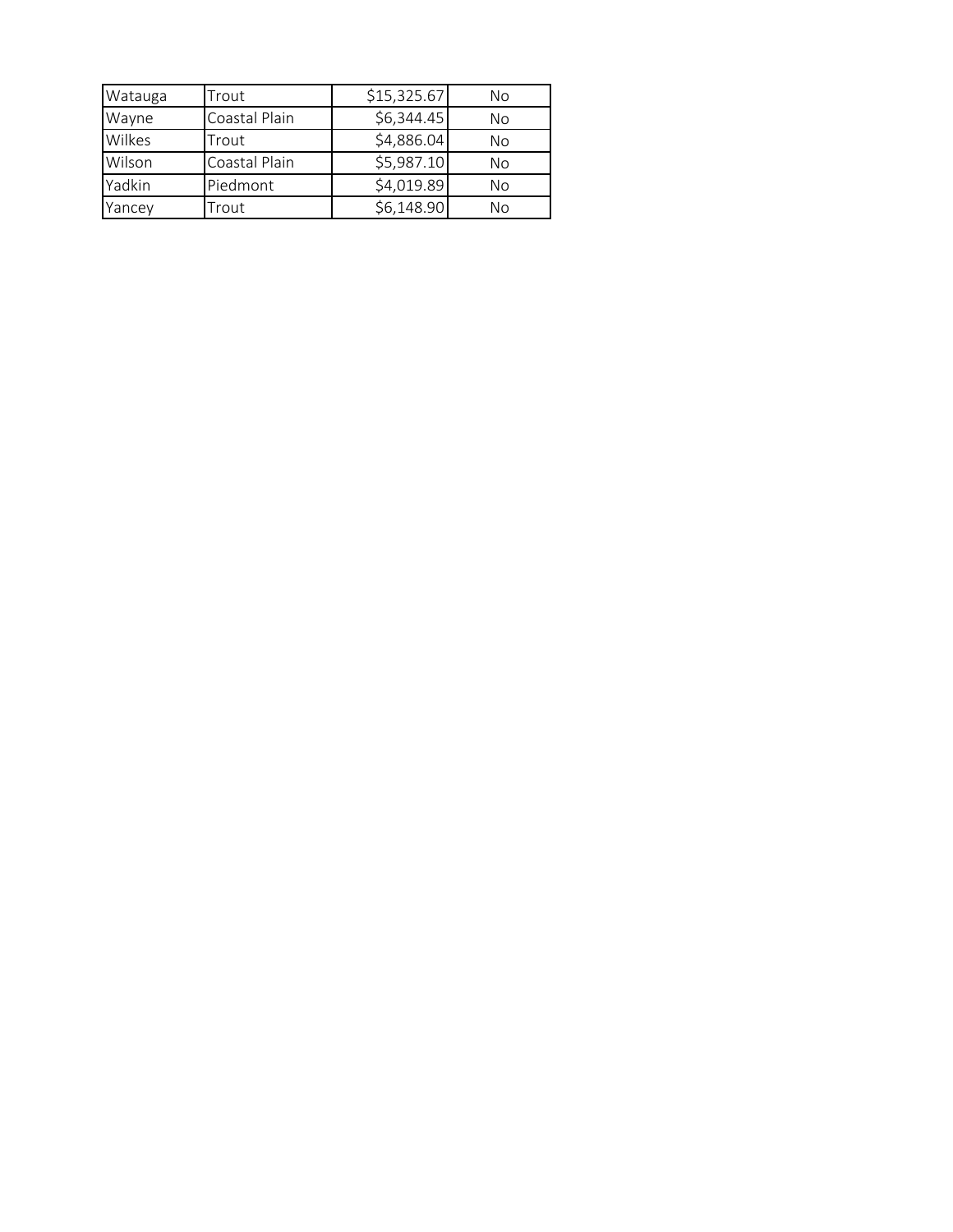| | | | |
|---|---|---|---|
| Watauga | Trout | $15,325.67 | No |
| Wayne | Coastal Plain | $6,344.45 | No |
| Wilkes | Trout | $4,886.04 | No |
| Wilson | Coastal Plain | $5,987.10 | No |
| Yadkin | Piedmont | $4,019.89 | No |
| Yancey | Trout | $6,148.90 | No |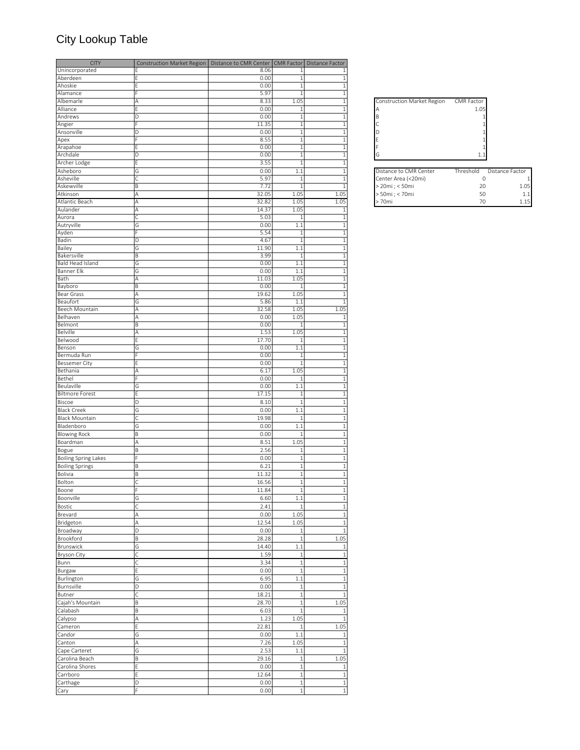# City Lookup Table

| CITY | Construction Market Region | Distance to CMR Center | CMR Factor | Distance Factor |
|---|---|---|---|---|
| Unincorporated | E | 8.06 | 1 | 1 |
| Aberdeen | E | 0.00 | 1 | 1 |
| Ahoskie | E | 0.00 | 1 | 1 |
| Alamance | F | 5.97 | 1 | 1 |
| Albemarle | A | 8.33 | 1.05 | 1 |
| Alliance | E | 0.00 | 1 | 1 |
| Andrews | D | 0.00 | 1 | 1 |
| Angier | F | 11.35 | 1 | 1 |
| Ansonville | D | 0.00 | 1 | 1 |
| Apex | F | 8.55 | 1 | 1 |
| Arapahoe | E | 0.00 | 1 | 1 |
| Archdale | D | 0.00 | 1 | 1 |
| Archer Lodge | E | 3.55 | 1 | 1 |
| Asheboro | G | 0.00 | 1.1 | 1 |
| Asheville | C | 5.97 | 1 | 1 |
| Askewville | B | 7.72 | 1 | 1 |
| Atkinson | A | 32.05 | 1.05 | 1.05 |
| Atlantic Beach | A | 32.82 | 1.05 | 1.05 |
| Aulander | A | 14.37 | 1.05 | 1 |
| Aurora | C | 5.03 | 1 | 1 |
| Autryville | G | 0.00 | 1.1 | 1 |
| Ayden | F | 5.54 | 1 | 1 |
| Badin | D | 4.67 | 1 | 1 |
| Bailey | G | 11.90 | 1.1 | 1 |
| Bakersville | B | 3.99 | 1 | 1 |
| Bald Head Island | G | 0.00 | 1.1 | 1 |
| Banner Elk | G | 0.00 | 1.1 | 1 |
| Bath | A | 11.03 | 1.05 | 1 |
| Bayboro | B | 0.00 | 1 | 1 |
| Bear Grass | A | 19.62 | 1.05 | 1 |
| Beaufort | G | 5.86 | 1.1 | 1 |
| Beech Mountain | A | 32.58 | 1.05 | 1.05 |
| Belhaven | A | 0.00 | 1.05 | 1 |
| Belmont | B | 0.00 | 1 | 1 |
| Belville | A | 1.53 | 1.05 | 1 |
| Belwood | E | 17.70 | 1 | 1 |
| Benson | G | 0.00 | 1.1 | 1 |
| Bermuda Run | F | 0.00 | 1 | 1 |
| Bessemer City | E | 0.00 | 1 | 1 |
| Bethania | A | 6.17 | 1.05 | 1 |
| Bethel | F | 0.00 | 1 | 1 |
| Beulaville | G | 0.00 | 1.1 | 1 |
| Biltmore Forest | E | 17.15 | 1 | 1 |
| Biscoe | D | 8.10 | 1 | 1 |
| Black Creek | G | 0.00 | 1.1 | 1 |
| Black Mountain | C | 19.98 | 1 | 1 |
| Bladenboro | G | 0.00 | 1.1 | 1 |
| Blowing Rock | B | 0.00 | 1 | 1 |
| Boardman | A | 8.51 | 1.05 | 1 |
| Bogue | B | 2.56 | 1 | 1 |
| Boiling Spring Lakes | F | 0.00 | 1 | 1 |
| Boiling Springs | B | 6.21 | 1 | 1 |
| Bolivia | B | 11.32 | 1 | 1 |
| Bolton | C | 16.56 | 1 | 1 |
| Boone | F | 11.84 | 1 | 1 |
| Boonville | G | 6.60 | 1.1 | 1 |
| Bostic | C | 2.41 | 1 | 1 |
| Brevard | A | 0.00 | 1.05 | 1 |
| Bridgeton | A | 12.54 | 1.05 | 1 |
| Broadway | D | 0.00 | 1 | 1 |
| Brookford | B | 28.28 | 1 | 1.05 |
| Brunswick | G | 14.40 | 1.1 | 1 |
| Bryson City | C | 1.59 | 1 | 1 |
| Bunn | C | 3.34 | 1 | 1 |
| Burgaw | E | 0.00 | 1 | 1 |
| Burlington | G | 6.95 | 1.1 | 1 |
| Burnsville | D | 0.00 | 1 | 1 |
| Butner | C | 18.21 | 1 | 1 |
| Cajah's Mountain | B | 28.70 | 1 | 1.05 |
| Calabash | B | 6.03 | 1 | 1 |
| Calypso | A | 1.23 | 1.05 | 1 |
| Cameron | E | 22.81 | 1 | 1.05 |
| Candor | G | 0.00 | 1.1 | 1 |
| Canton | A | 7.26 | 1.05 | 1 |
| Cape Carteret | G | 2.53 | 1.1 | 1 |
| Carolina Beach | B | 29.16 | 1 | 1.05 |
| Carolina Shores | E | 0.00 | 1 | 1 |
| Carrboro | E | 12.64 | 1 | 1 |
| Carthage | D | 0.00 | 1 | 1 |
| Cary | F | 0.00 | 1 | 1 |

| Construction Market Region | CMR Factor |
|---|---|
| A | 1.05 |
| B | 1 |
| C | 1 |
| D | 1 |
| E | 1 |
| F | 1 |
| G | 1.1 |

| Distance to CMR Center | Threshold | Distance Factor |
|---|---|---|
| Center Area (<20mi) | 0 | 1 |
| > 20mi ; < 50mi | 20 | 1.05 |
| > 50mi ; < 70mi | 50 | 1.1 |
| > 70mi | 70 | 1.15 |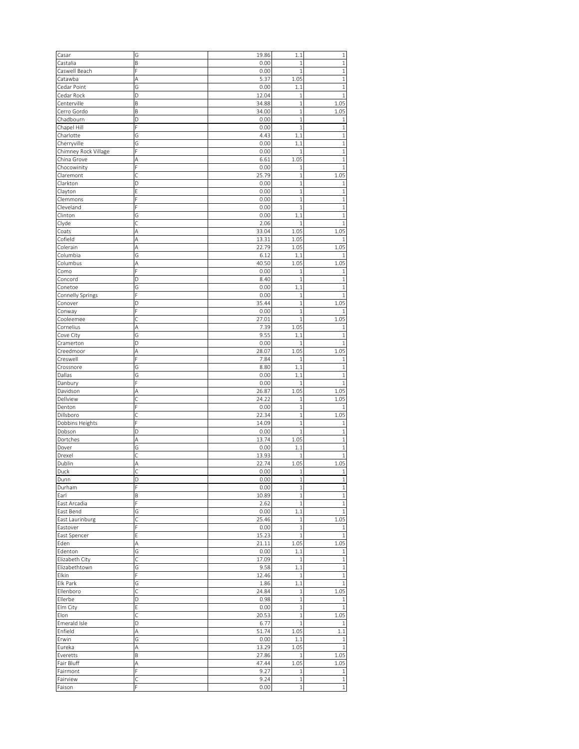| | | | | |
|---|---|---|---|---|
| Casar | G | 19.86 | 1.1 | 1 |
| Castalia | B | 0.00 | 1 | 1 |
| Caswell Beach | F | 0.00 | 1 | 1 |
| Catawba | A | 5.37 | 1.05 | 1 |
| Cedar Point | G | 0.00 | 1.1 | 1 |
| Cedar Rock | D | 12.04 | 1 | 1 |
| Centerville | B | 34.88 | 1 | 1.05 |
| Cerro Gordo | B | 34.00 | 1 | 1.05 |
| Chadbourn | D | 0.00 | 1 | 1 |
| Chapel Hill | F | 0.00 | 1 | 1 |
| Charlotte | G | 4.43 | 1.1 | 1 |
| Cherryville | G | 0.00 | 1.1 | 1 |
| Chimney Rock Village | F | 0.00 | 1 | 1 |
| China Grove | A | 6.61 | 1.05 | 1 |
| Chocowinity | F | 0.00 | 1 | 1 |
| Claremont | C | 25.79 | 1 | 1.05 |
| Clarkton | D | 0.00 | 1 | 1 |
| Clayton | E | 0.00 | 1 | 1 |
| Clemmons | F | 0.00 | 1 | 1 |
| Cleveland | F | 0.00 | 1 | 1 |
| Clinton | G | 0.00 | 1.1 | 1 |
| Clyde | C | 2.06 | 1 | 1 |
| Coats | A | 33.04 | 1.05 | 1.05 |
| Cofield | A | 13.31 | 1.05 | 1 |
| Colerain | A | 22.79 | 1.05 | 1.05 |
| Columbia | G | 6.12 | 1.1 | 1 |
| Columbus | A | 40.50 | 1.05 | 1.05 |
| Como | F | 0.00 | 1 | 1 |
| Concord | D | 8.40 | 1 | 1 |
| Conetoe | G | 0.00 | 1.1 | 1 |
| Connelly Springs | F | 0.00 | 1 | 1 |
| Conover | D | 35.44 | 1 | 1.05 |
| Conway | F | 0.00 | 1 | 1 |
| Cooleemee | C | 27.01 | 1 | 1.05 |
| Cornelius | A | 7.39 | 1.05 | 1 |
| Cove City | G | 9.55 | 1.1 | 1 |
| Cramerton | D | 0.00 | 1 | 1 |
| Creedmoor | A | 28.07 | 1.05 | 1.05 |
| Creswell | F | 7.84 | 1 | 1 |
| Crossnore | G | 8.80 | 1.1 | 1 |
| Dallas | G | 0.00 | 1.1 | 1 |
| Danbury | F | 0.00 | 1 | 1 |
| Davidson | A | 26.87 | 1.05 | 1.05 |
| Dellview | C | 24.22 | 1 | 1.05 |
| Denton | F | 0.00 | 1 | 1 |
| Dillsboro | C | 22.34 | 1 | 1.05 |
| Dobbins Heights | F | 14.09 | 1 | 1 |
| Dobson | D | 0.00 | 1 | 1 |
| Dortches | A | 13.74 | 1.05 | 1 |
| Dover | G | 0.00 | 1.1 | 1 |
| Drexel | C | 13.93 | 1 | 1 |
| Dublin | A | 22.74 | 1.05 | 1.05 |
| Duck | C | 0.00 | 1 | 1 |
| Dunn | D | 0.00 | 1 | 1 |
| Durham | F | 0.00 | 1 | 1 |
| Earl | B | 10.89 | 1 | 1 |
| East Arcadia | F | 2.62 | 1 | 1 |
| East Bend | G | 0.00 | 1.1 | 1 |
| East Laurinburg | C | 25.46 | 1 | 1.05 |
| Eastover | F | 0.00 | 1 | 1 |
| East Spencer | E | 15.23 | 1 | 1 |
| Eden | A | 21.11 | 1.05 | 1.05 |
| Edenton | G | 0.00 | 1.1 | 1 |
| Elizabeth City | C | 17.09 | 1 | 1 |
| Elizabethtown | G | 9.58 | 1.1 | 1 |
| Elkin | F | 12.46 | 1 | 1 |
| Elk Park | G | 1.86 | 1.1 | 1 |
| Ellenboro | C | 24.84 | 1 | 1.05 |
| Ellerbe | D | 0.98 | 1 | 1 |
| Elm City | E | 0.00 | 1 | 1 |
| Elon | C | 20.53 | 1 | 1.05 |
| Emerald Isle | D | 6.77 | 1 | 1 |
| Enfield | A | 51.74 | 1.05 | 1.1 |
| Erwin | G | 0.00 | 1.1 | 1 |
| Eureka | A | 13.29 | 1.05 | 1 |
| Everetts | B | 27.86 | 1 | 1.05 |
| Fair Bluff | A | 47.44 | 1.05 | 1.05 |
| Fairmont | F | 9.27 | 1 | 1 |
| Fairview | C | 9.24 | 1 | 1 |
| Faison | F | 0.00 | 1 | 1 |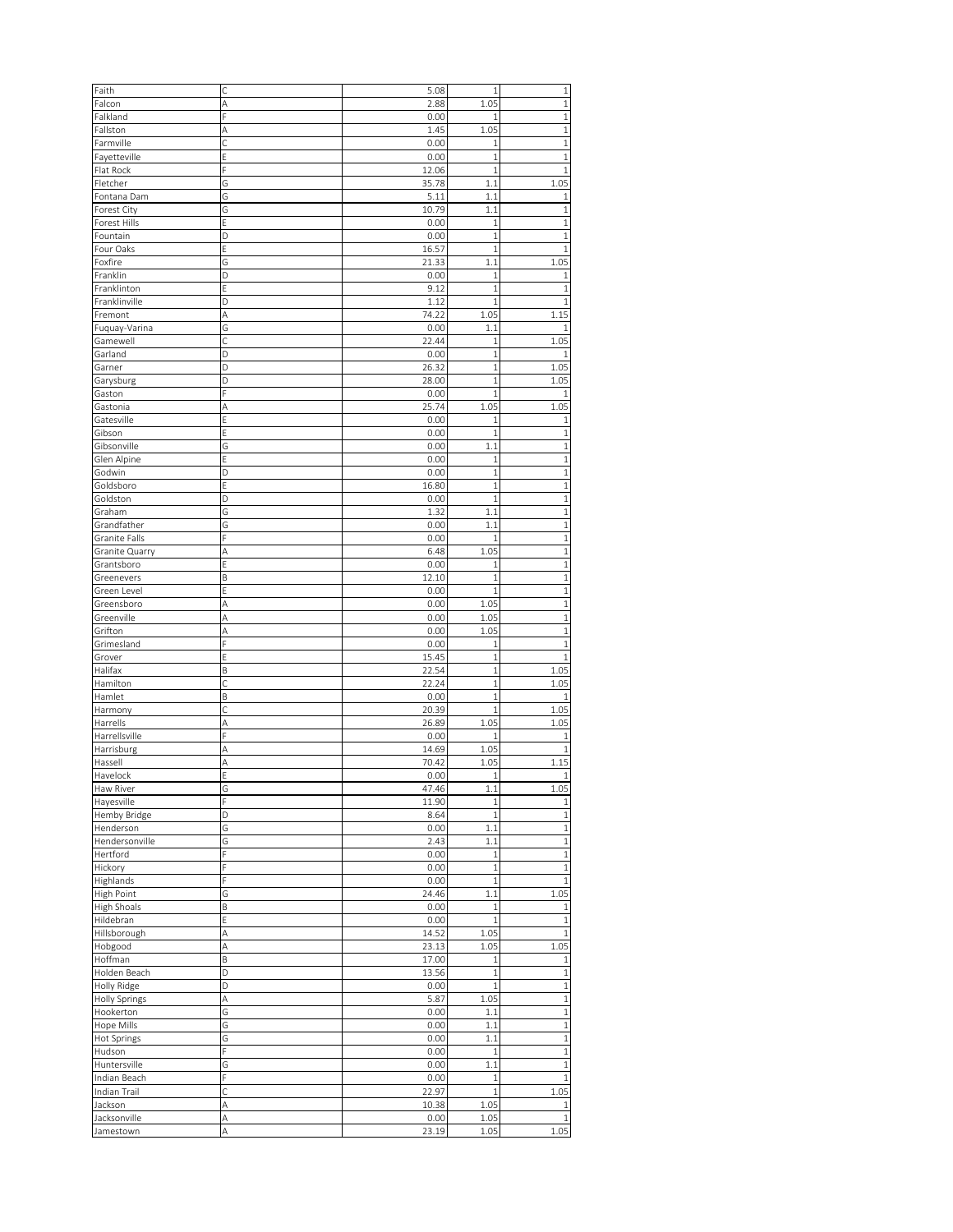| Faith | C | 5.08 | 1 | 1 |
|---|---|---|---|---|
| Falcon | A | 2.88 | 1.05 | 1 |
| Falkland | F | 0.00 | 1 | 1 |
| Fallston | A | 1.45 | 1.05 | 1 |
| Farmville | C | 0.00 | 1 | 1 |
| Fayetteville | E | 0.00 | 1 | 1 |
| Flat Rock | F | 12.06 | 1 | 1 |
| Fletcher | G | 35.78 | 1.1 | 1.05 |
| Fontana Dam | G | 5.11 | 1.1 | 1 |
| Forest City | G | 10.79 | 1.1 | 1 |
| Forest Hills | E | 0.00 | 1 | 1 |
| Fountain | D | 0.00 | 1 | 1 |
| Four Oaks | E | 16.57 | 1 | 1 |
| Foxfire | G | 21.33 | 1.1 | 1.05 |
| Franklin | D | 0.00 | 1 | 1 |
| Franklinton | E | 9.12 | 1 | 1 |
| Franklinville | D | 1.12 | 1 | 1 |
| Fremont | A | 74.22 | 1.05 | 1.15 |
| Fuquay-Varina | G | 0.00 | 1.1 | 1 |
| Gamewell | C | 22.44 | 1 | 1.05 |
| Garland | D | 0.00 | 1 | 1 |
| Garner | D | 26.32 | 1 | 1.05 |
| Garysburg | D | 28.00 | 1 | 1.05 |
| Gaston | F | 0.00 | 1 | 1 |
| Gastonia | A | 25.74 | 1.05 | 1.05 |
| Gatesville | E | 0.00 | 1 | 1 |
| Gibson | E | 0.00 | 1 | 1 |
| Gibsonville | G | 0.00 | 1.1 | 1 |
| Glen Alpine | E | 0.00 | 1 | 1 |
| Godwin | D | 0.00 | 1 | 1 |
| Goldsboro | E | 16.80 | 1 | 1 |
| Goldston | D | 0.00 | 1 | 1 |
| Graham | G | 1.32 | 1.1 | 1 |
| Grandfather | G | 0.00 | 1.1 | 1 |
| Granite Falls | F | 0.00 | 1 | 1 |
| Granite Quarry | A | 6.48 | 1.05 | 1 |
| Grantsboro | E | 0.00 | 1 | 1 |
| Greenevers | B | 12.10 | 1 | 1 |
| Green Level | E | 0.00 | 1 | 1 |
| Greensboro | A | 0.00 | 1.05 | 1 |
| Greenville | A | 0.00 | 1.05 | 1 |
| Grifton | A | 0.00 | 1.05 | 1 |
| Grimesland | F | 0.00 | 1 | 1 |
| Grover | E | 15.45 | 1 | 1 |
| Halifax | B | 22.54 | 1 | 1.05 |
| Hamilton | C | 22.24 | 1 | 1.05 |
| Hamlet | B | 0.00 | 1 | 1 |
| Harmony | C | 20.39 | 1 | 1.05 |
| Harrells | A | 26.89 | 1.05 | 1.05 |
| Harrellsville | F | 0.00 | 1 | 1 |
| Harrisburg | A | 14.69 | 1.05 | 1 |
| Hassell | A | 70.42 | 1.05 | 1.15 |
| Havelock | E | 0.00 | 1 | 1 |
| Haw River | G | 47.46 | 1.1 | 1.05 |
| Hayesville | F | 11.90 | 1 | 1 |
| Hemby Bridge | D | 8.64 | 1 | 1 |
| Henderson | G | 0.00 | 1.1 | 1 |
| Hendersonville | G | 2.43 | 1.1 | 1 |
| Hertford | F | 0.00 | 1 | 1 |
| Hickory | F | 0.00 | 1 | 1 |
| Highlands | F | 0.00 | 1 | 1 |
| High Point | G | 24.46 | 1.1 | 1.05 |
| High Shoals | B | 0.00 | 1 | 1 |
| Hildebran | E | 0.00 | 1 | 1 |
| Hillsborough | A | 14.52 | 1.05 | 1 |
| Hobgood | A | 23.13 | 1.05 | 1.05 |
| Hoffman | B | 17.00 | 1 | 1 |
| Holden Beach | D | 13.56 | 1 | 1 |
| Holly Ridge | D | 0.00 | 1 | 1 |
| Holly Springs | A | 5.87 | 1.05 | 1 |
| Hookerton | G | 0.00 | 1.1 | 1 |
| Hope Mills | G | 0.00 | 1.1 | 1 |
| Hot Springs | G | 0.00 | 1.1 | 1 |
| Hudson | F | 0.00 | 1 | 1 |
| Huntersville | G | 0.00 | 1.1 | 1 |
| Indian Beach | F | 0.00 | 1 | 1 |
| Indian Trail | C | 22.97 | 1 | 1.05 |
| Jackson | A | 10.38 | 1.05 | 1 |
| Jacksonville | A | 0.00 | 1.05 | 1 |
| Jamestown | A | 23.19 | 1.05 | 1.05 |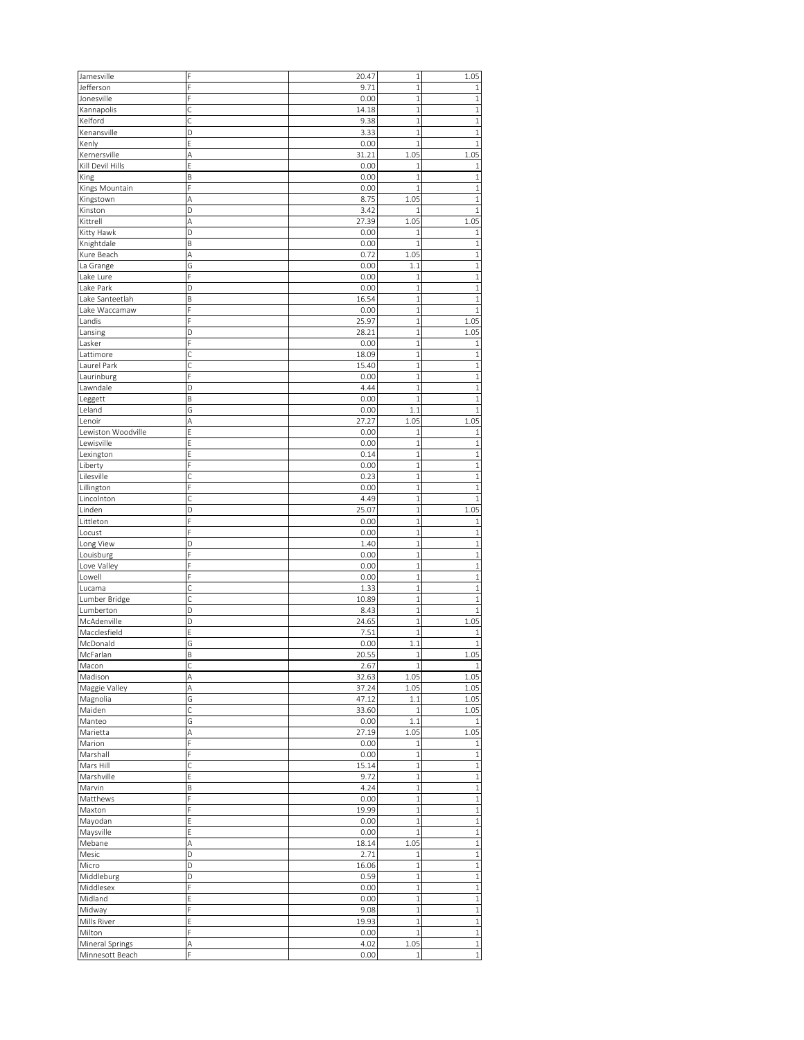| | | | | |
|---|---|---|---|---|
| Jamesville | F | 20.47 | 1 | 1.05 |
| Jefferson | F | 9.71 | 1 | 1 |
| Jonesville | F | 0.00 | 1 | 1 |
| Kannapolis | C | 14.18 | 1 | 1 |
| Kelford | C | 9.38 | 1 | 1 |
| Kenansville | D | 3.33 | 1 | 1 |
| Kenly | E | 0.00 | 1 | 1 |
| Kernersville | A | 31.21 | 1.05 | 1.05 |
| Kill Devil Hills | E | 0.00 | 1 | 1 |
| King | B | 0.00 | 1 | 1 |
| Kings Mountain | F | 0.00 | 1 | 1 |
| Kingstown | A | 8.75 | 1.05 | 1 |
| Kinston | D | 3.42 | 1 | 1 |
| Kittrell | A | 27.39 | 1.05 | 1.05 |
| Kitty Hawk | D | 0.00 | 1 | 1 |
| Knightdale | B | 0.00 | 1 | 1 |
| Kure Beach | A | 0.72 | 1.05 | 1 |
| La Grange | G | 0.00 | 1.1 | 1 |
| Lake Lure | F | 0.00 | 1 | 1 |
| Lake Park | D | 0.00 | 1 | 1 |
| Lake Santeetlah | B | 16.54 | 1 | 1 |
| Lake Waccamaw | F | 0.00 | 1 | 1 |
| Landis | F | 25.97 | 1 | 1.05 |
| Lansing | D | 28.21 | 1 | 1.05 |
| Lasker | F | 0.00 | 1 | 1 |
| Lattimore | C | 18.09 | 1 | 1 |
| Laurel Park | C | 15.40 | 1 | 1 |
| Laurinburg | F | 0.00 | 1 | 1 |
| Lawndale | D | 4.44 | 1 | 1 |
| Leggett | B | 0.00 | 1 | 1 |
| Leland | G | 0.00 | 1.1 | 1 |
| Lenoir | A | 27.27 | 1.05 | 1.05 |
| Lewiston Woodville | E | 0.00 | 1 | 1 |
| Lewisville | E | 0.00 | 1 | 1 |
| Lexington | E | 0.14 | 1 | 1 |
| Liberty | F | 0.00 | 1 | 1 |
| Lilesville | C | 0.23 | 1 | 1 |
| Lillington | F | 0.00 | 1 | 1 |
| Lincolnton | C | 4.49 | 1 | 1 |
| Linden | D | 25.07 | 1 | 1.05 |
| Littleton | F | 0.00 | 1 | 1 |
| Locust | F | 0.00 | 1 | 1 |
| Long View | D | 1.40 | 1 | 1 |
| Louisburg | F | 0.00 | 1 | 1 |
| Love Valley | F | 0.00 | 1 | 1 |
| Lowell | F | 0.00 | 1 | 1 |
| Lucama | C | 1.33 | 1 | 1 |
| Lumber Bridge | C | 10.89 | 1 | 1 |
| Lumberton | D | 8.43 | 1 | 1 |
| McAdenville | D | 24.65 | 1 | 1.05 |
| Macclesfield | E | 7.51 | 1 | 1 |
| McDonald | G | 0.00 | 1.1 | 1 |
| McFarlan | B | 20.55 | 1 | 1.05 |
| Macon | C | 2.67 | 1 | 1 |
| Madison | A | 32.63 | 1.05 | 1.05 |
| Maggie Valley | A | 37.24 | 1.05 | 1.05 |
| Magnolia | G | 47.12 | 1.1 | 1.05 |
| Maiden | C | 33.60 | 1 | 1.05 |
| Manteo | G | 0.00 | 1.1 | 1 |
| Marietta | A | 27.19 | 1.05 | 1.05 |
| Marion | F | 0.00 | 1 | 1 |
| Marshall | F | 0.00 | 1 | 1 |
| Mars Hill | C | 15.14 | 1 | 1 |
| Marshville | E | 9.72 | 1 | 1 |
| Marvin | B | 4.24 | 1 | 1 |
| Matthews | F | 0.00 | 1 | 1 |
| Maxton | F | 19.99 | 1 | 1 |
| Mayodan | E | 0.00 | 1 | 1 |
| Maysville | E | 0.00 | 1 | 1 |
| Mebane | A | 18.14 | 1.05 | 1 |
| Mesic | D | 2.71 | 1 | 1 |
| Micro | D | 16.06 | 1 | 1 |
| Middleburg | D | 0.59 | 1 | 1 |
| Middlesex | F | 0.00 | 1 | 1 |
| Midland | E | 0.00 | 1 | 1 |
| Midway | F | 9.08 | 1 | 1 |
| Mills River | E | 19.93 | 1 | 1 |
| Milton | F | 0.00 | 1 | 1 |
| Mineral Springs | A | 4.02 | 1.05 | 1 |
| Minnesott Beach | F | 0.00 | 1 | 1 |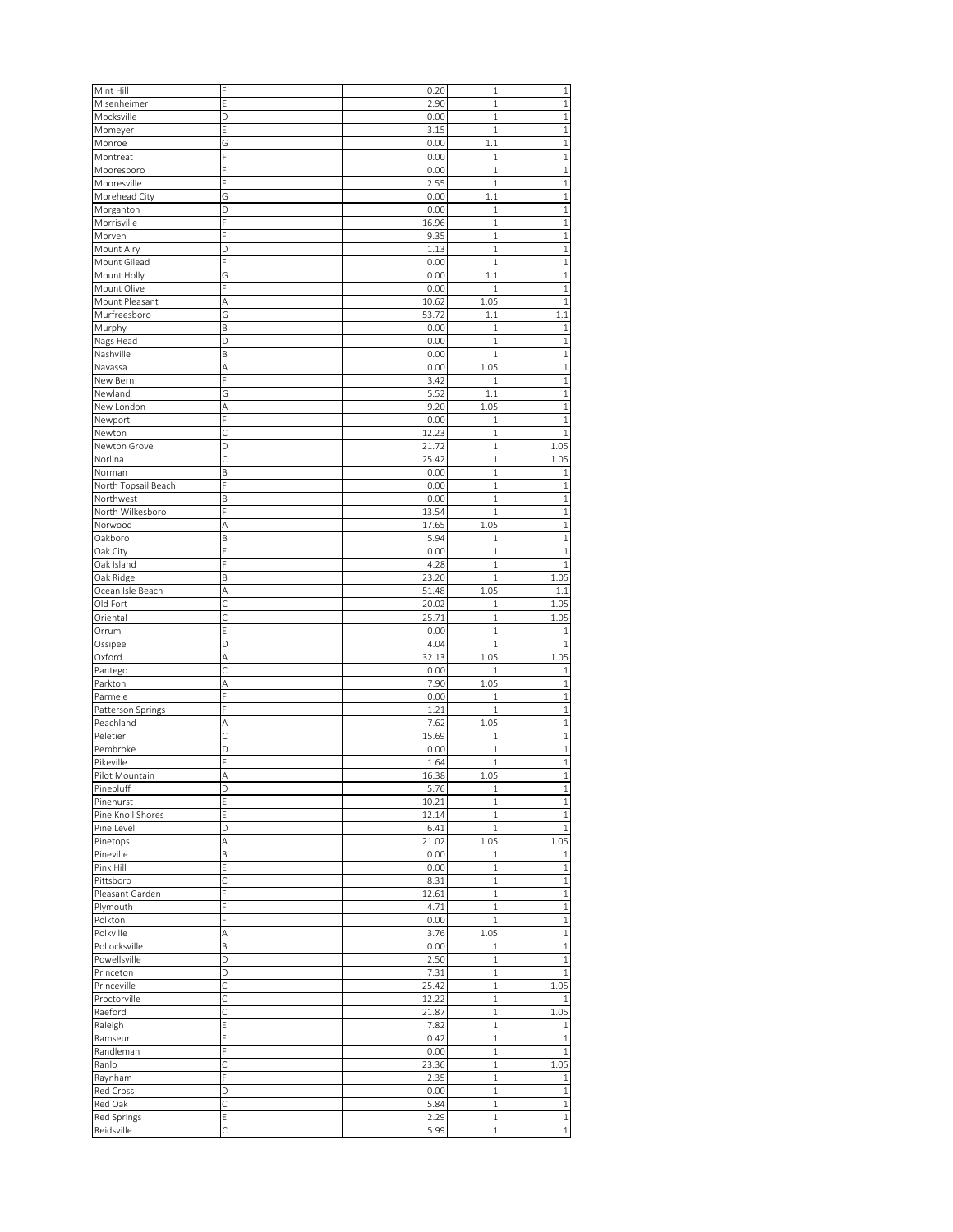| Mint Hill | F | 0.20 | 1 | 1 |
|---|---|---|---|---|
| Misenheimer | E | 2.90 | 1 | 1 |
| Mocksville | D | 0.00 | 1 | 1 |
| Momeyer | E | 3.15 | 1 | 1 |
| Monroe | G | 0.00 | 1.1 | 1 |
| Montreat | F | 0.00 | 1 | 1 |
| Mooresboro | F | 0.00 | 1 | 1 |
| Mooresville | F | 2.55 | 1 | 1 |
| Morehead City | G | 0.00 | 1.1 | 1 |
| Morganton | D | 0.00 | 1 | 1 |
| Morrisville | F | 16.96 | 1 | 1 |
| Morven | F | 9.35 | 1 | 1 |
| Mount Airy | D | 1.13 | 1 | 1 |
| Mount Gilead | F | 0.00 | 1 | 1 |
| Mount Holly | G | 0.00 | 1.1 | 1 |
| Mount Olive | F | 0.00 | 1 | 1 |
| Mount Pleasant | A | 10.62 | 1.05 | 1 |
| Murfreesboro | G | 53.72 | 1.1 | 1.1 |
| Murphy | B | 0.00 | 1 | 1 |
| Nags Head | D | 0.00 | 1 | 1 |
| Nashville | B | 0.00 | 1 | 1 |
| Navassa | A | 0.00 | 1.05 | 1 |
| New Bern | F | 3.42 | 1 | 1 |
| Newland | G | 5.52 | 1.1 | 1 |
| New London | A | 9.20 | 1.05 | 1 |
| Newport | F | 0.00 | 1 | 1 |
| Newton | C | 12.23 | 1 | 1 |
| Newton Grove | D | 21.72 | 1 | 1.05 |
| Norlina | C | 25.42 | 1 | 1.05 |
| Norman | B | 0.00 | 1 | 1 |
| North Topsail Beach | F | 0.00 | 1 | 1 |
| Northwest | B | 0.00 | 1 | 1 |
| North Wilkesboro | F | 13.54 | 1 | 1 |
| Norwood | A | 17.65 | 1.05 | 1 |
| Oakboro | B | 5.94 | 1 | 1 |
| Oak City | E | 0.00 | 1 | 1 |
| Oak Island | F | 4.28 | 1 | 1 |
| Oak Ridge | B | 23.20 | 1 | 1.05 |
| Ocean Isle Beach | A | 51.48 | 1.05 | 1.1 |
| Old Fort | C | 20.02 | 1 | 1.05 |
| Oriental | C | 25.71 | 1 | 1.05 |
| Orrum | E | 0.00 | 1 | 1 |
| Ossipee | D | 4.04 | 1 | 1 |
| Oxford | A | 32.13 | 1.05 | 1.05 |
| Pantego | C | 0.00 | 1 | 1 |
| Parkton | A | 7.90 | 1.05 | 1 |
| Parmele | F | 0.00 | 1 | 1 |
| Patterson Springs | F | 1.21 | 1 | 1 |
| Peachland | A | 7.62 | 1.05 | 1 |
| Peletier | C | 15.69 | 1 | 1 |
| Pembroke | D | 0.00 | 1 | 1 |
| Pikeville | F | 1.64 | 1 | 1 |
| Pilot Mountain | A | 16.38 | 1.05 | 1 |
| Pinebluff | D | 5.76 | 1 | 1 |
| Pinehurst | E | 10.21 | 1 | 1 |
| Pine Knoll Shores | E | 12.14 | 1 | 1 |
| Pine Level | D | 6.41 | 1 | 1 |
| Pinetops | A | 21.02 | 1.05 | 1.05 |
| Pineville | B | 0.00 | 1 | 1 |
| Pink Hill | E | 0.00 | 1 | 1 |
| Pittsboro | C | 8.31 | 1 | 1 |
| Pleasant Garden | F | 12.61 | 1 | 1 |
| Plymouth | F | 4.71 | 1 | 1 |
| Polkton | F | 0.00 | 1 | 1 |
| Polkville | A | 3.76 | 1.05 | 1 |
| Pollocksville | B | 0.00 | 1 | 1 |
| Powellsville | D | 2.50 | 1 | 1 |
| Princeton | D | 7.31 | 1 | 1 |
| Princeville | C | 25.42 | 1 | 1.05 |
| Proctorville | C | 12.22 | 1 | 1 |
| Raeford | C | 21.87 | 1 | 1.05 |
| Raleigh | E | 7.82 | 1 | 1 |
| Ramseur | E | 0.42 | 1 | 1 |
| Randleman | F | 0.00 | 1 | 1 |
| Ranlo | C | 23.36 | 1 | 1.05 |
| Raynham | F | 2.35 | 1 | 1 |
| Red Cross | D | 0.00 | 1 | 1 |
| Red Oak | C | 5.84 | 1 | 1 |
| Red Springs | E | 2.29 | 1 | 1 |
| Reidsville | C | 5.99 | 1 | 1 |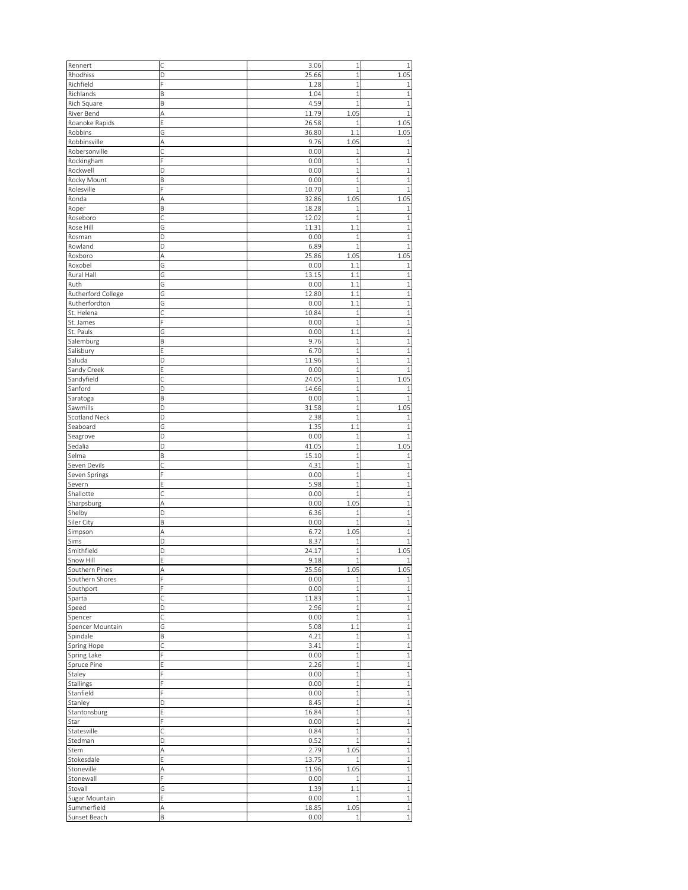| Rennert | C | 3.06 | 1 | 1 |
|---|---|---|---|---|
| Rhodhiss | D | 25.66 | 1 | 1.05 |
| Richfield | F | 1.28 | 1 | 1 |
| Richlands | B | 1.04 | 1 | 1 |
| Rich Square | B | 4.59 | 1 | 1 |
| River Bend | A | 11.79 | 1.05 | 1 |
| Roanoke Rapids | E | 26.58 | 1 | 1.05 |
| Robbins | G | 36.80 | 1.1 | 1.05 |
| Robbinsville | A | 9.76 | 1.05 | 1 |
| Robersonville | C | 0.00 | 1 | 1 |
| Rockingham | F | 0.00 | 1 | 1 |
| Rockwell | D | 0.00 | 1 | 1 |
| Rocky Mount | B | 0.00 | 1 | 1 |
| Rolesville | F | 10.70 | 1 | 1 |
| Ronda | A | 32.86 | 1.05 | 1.05 |
| Roper | B | 18.28 | 1 | 1 |
| Roseboro | C | 12.02 | 1 | 1 |
| Rose Hill | G | 11.31 | 1.1 | 1 |
| Rosman | D | 0.00 | 1 | 1 |
| Rowland | D | 6.89 | 1 | 1 |
| Roxboro | A | 25.86 | 1.05 | 1.05 |
| Roxobel | G | 0.00 | 1.1 | 1 |
| Rural Hall | G | 13.15 | 1.1 | 1 |
| Ruth | G | 0.00 | 1.1 | 1 |
| Rutherford College | G | 12.80 | 1.1 | 1 |
| Rutherfordton | G | 0.00 | 1.1 | 1 |
| St. Helena | C | 10.84 | 1 | 1 |
| St. James | F | 0.00 | 1 | 1 |
| St. Pauls | G | 0.00 | 1.1 | 1 |
| Salemburg | B | 9.76 | 1 | 1 |
| Salisbury | E | 6.70 | 1 | 1 |
| Saluda | D | 11.96 | 1 | 1 |
| Sandy Creek | E | 0.00 | 1 | 1 |
| Sandyfield | C | 24.05 | 1 | 1.05 |
| Sanford | D | 14.66 | 1 | 1 |
| Saratoga | B | 0.00 | 1 | 1 |
| Sawmills | D | 31.58 | 1 | 1.05 |
| Scotland Neck | D | 2.38 | 1 | 1 |
| Seaboard | G | 1.35 | 1.1 | 1 |
| Seagrove | D | 0.00 | 1 | 1 |
| Sedalia | D | 41.05 | 1 | 1.05 |
| Selma | B | 15.10 | 1 | 1 |
| Seven Devils | C | 4.31 | 1 | 1 |
| Seven Springs | F | 0.00 | 1 | 1 |
| Severn | E | 5.98 | 1 | 1 |
| Shallotte | C | 0.00 | 1 | 1 |
| Sharpsburg | A | 0.00 | 1.05 | 1 |
| Shelby | D | 6.36 | 1 | 1 |
| Siler City | B | 0.00 | 1 | 1 |
| Simpson | A | 6.72 | 1.05 | 1 |
| Sims | D | 8.37 | 1 | 1 |
| Smithfield | D | 24.17 | 1 | 1.05 |
| Snow Hill | E | 9.18 | 1 | 1 |
| Southern Pines | A | 25.56 | 1.05 | 1.05 |
| Southern Shores | F | 0.00 | 1 | 1 |
| Southport | F | 0.00 | 1 | 1 |
| Sparta | C | 11.83 | 1 | 1 |
| Speed | D | 2.96 | 1 | 1 |
| Spencer | C | 0.00 | 1 | 1 |
| Spencer Mountain | G | 5.08 | 1.1 | 1 |
| Spindale | B | 4.21 | 1 | 1 |
| Spring Hope | C | 3.41 | 1 | 1 |
| Spring Lake | F | 0.00 | 1 | 1 |
| Spruce Pine | E | 2.26 | 1 | 1 |
| Staley | F | 0.00 | 1 | 1 |
| Stallings | F | 0.00 | 1 | 1 |
| Stanfield | F | 0.00 | 1 | 1 |
| Stanley | D | 8.45 | 1 | 1 |
| Stantonsburg | E | 16.84 | 1 | 1 |
| Star | F | 0.00 | 1 | 1 |
| Statesville | C | 0.84 | 1 | 1 |
| Stedman | D | 0.52 | 1 | 1 |
| Stem | A | 2.79 | 1.05 | 1 |
| Stokesdale | E | 13.75 | 1 | 1 |
| Stoneville | A | 11.96 | 1.05 | 1 |
| Stonewall | F | 0.00 | 1 | 1 |
| Stovall | G | 1.39 | 1.1 | 1 |
| Sugar Mountain | E | 0.00 | 1 | 1 |
| Summerfield | A | 18.85 | 1.05 | 1 |
| Sunset Beach | B | 0.00 | 1 | 1 |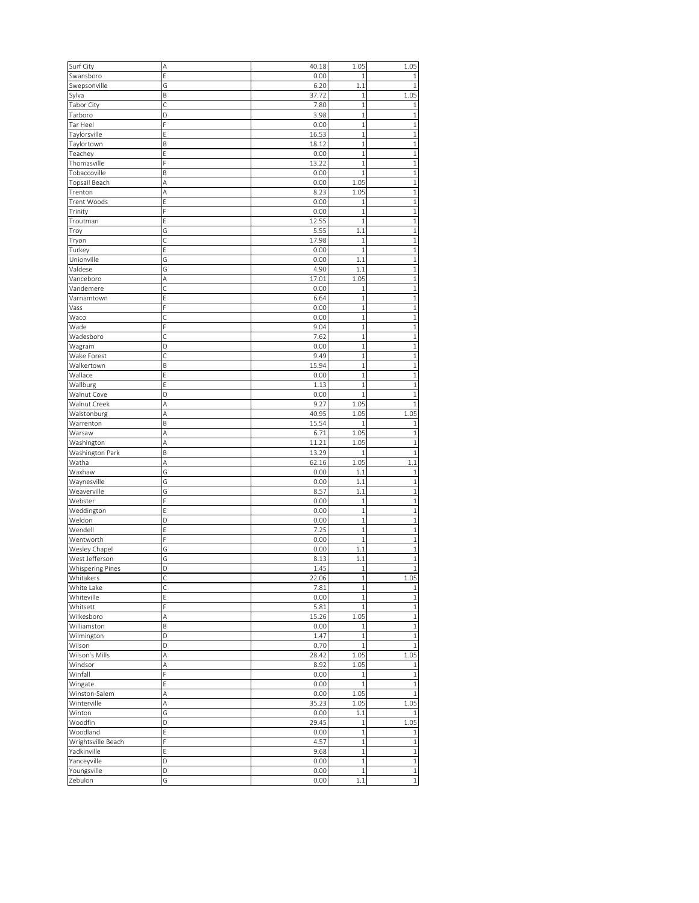| Surf City | A | 40.18 | 1.05 | 1.05 |
|---|---|---|---|---|
| Swansboro | E | 0.00 | 1 | 1 |
| Swepsonville | G | 6.20 | 1.1 | 1 |
| Sylva | B | 37.72 | 1 | 1.05 |
| Tabor City | C | 7.80 | 1 | 1 |
| Tarboro | D | 3.98 | 1 | 1 |
| Tar Heel | F | 0.00 | 1 | 1 |
| Taylorsville | E | 16.53 | 1 | 1 |
| Taylortown | B | 18.12 | 1 | 1 |
| Teachey | E | 0.00 | 1 | 1 |
| Thomasville | F | 13.22 | 1 | 1 |
| Tobaccoville | B | 0.00 | 1 | 1 |
| Topsail Beach | A | 0.00 | 1.05 | 1 |
| Trenton | A | 8.23 | 1.05 | 1 |
| Trent Woods | E | 0.00 | 1 | 1 |
| Trinity | F | 0.00 | 1 | 1 |
| Troutman | E | 12.55 | 1 | 1 |
| Troy | G | 5.55 | 1.1 | 1 |
| Tryon | C | 17.98 | 1 | 1 |
| Turkey | E | 0.00 | 1 | 1 |
| Unionville | G | 0.00 | 1.1 | 1 |
| Valdese | G | 4.90 | 1.1 | 1 |
| Vanceboro | A | 17.01 | 1.05 | 1 |
| Vandemere | C | 0.00 | 1 | 1 |
| Varnamtown | E | 6.64 | 1 | 1 |
| Vass | F | 0.00 | 1 | 1 |
| Waco | C | 0.00 | 1 | 1 |
| Wade | F | 9.04 | 1 | 1 |
| Wadesboro | C | 7.62 | 1 | 1 |
| Wagram | D | 0.00 | 1 | 1 |
| Wake Forest | C | 9.49 | 1 | 1 |
| Walkertown | B | 15.94 | 1 | 1 |
| Wallace | E | 0.00 | 1 | 1 |
| Wallburg | E | 1.13 | 1 | 1 |
| Walnut Cove | D | 0.00 | 1 | 1 |
| Walnut Creek | A | 9.27 | 1.05 | 1 |
| Walstonburg | A | 40.95 | 1.05 | 1.05 |
| Warrenton | B | 15.54 | 1 | 1 |
| Warsaw | A | 6.71 | 1.05 | 1 |
| Washington | A | 11.21 | 1.05 | 1 |
| Washington Park | B | 13.29 | 1 | 1 |
| Watha | A | 62.16 | 1.05 | 1.1 |
| Waxhaw | G | 0.00 | 1.1 | 1 |
| Waynesville | G | 0.00 | 1.1 | 1 |
| Weaverville | G | 8.57 | 1.1 | 1 |
| Webster | F | 0.00 | 1 | 1 |
| Weddington | E | 0.00 | 1 | 1 |
| Weldon | D | 0.00 | 1 | 1 |
| Wendell | E | 7.25 | 1 | 1 |
| Wentworth | F | 0.00 | 1 | 1 |
| Wesley Chapel | G | 0.00 | 1.1 | 1 |
| West Jefferson | G | 8.13 | 1.1 | 1 |
| Whispering Pines | D | 1.45 | 1 | 1 |
| Whitakers | C | 22.06 | 1 | 1.05 |
| White Lake | C | 7.81 | 1 | 1 |
| Whiteville | E | 0.00 | 1 | 1 |
| Whitsett | F | 5.81 | 1 | 1 |
| Wilkesboro | A | 15.26 | 1.05 | 1 |
| Williamston | B | 0.00 | 1 | 1 |
| Wilmington | D | 1.47 | 1 | 1 |
| Wilson | D | 0.70 | 1 | 1 |
| Wilson's Mills | A | 28.42 | 1.05 | 1.05 |
| Windsor | A | 8.92 | 1.05 | 1 |
| Winfall | F | 0.00 | 1 | 1 |
| Wingate | E | 0.00 | 1 | 1 |
| Winston-Salem | A | 0.00 | 1.05 | 1 |
| Winterville | A | 35.23 | 1.05 | 1.05 |
| Winton | G | 0.00 | 1.1 | 1 |
| Woodfin | D | 29.45 | 1 | 1.05 |
| Woodland | E | 0.00 | 1 | 1 |
| Wrightsville Beach | F | 4.57 | 1 | 1 |
| Yadkinville | E | 9.68 | 1 | 1 |
| Yanceyville | D | 0.00 | 1 | 1 |
| Youngsville | D | 0.00 | 1 | 1 |
| Zebulon | G | 0.00 | 1.1 | 1 |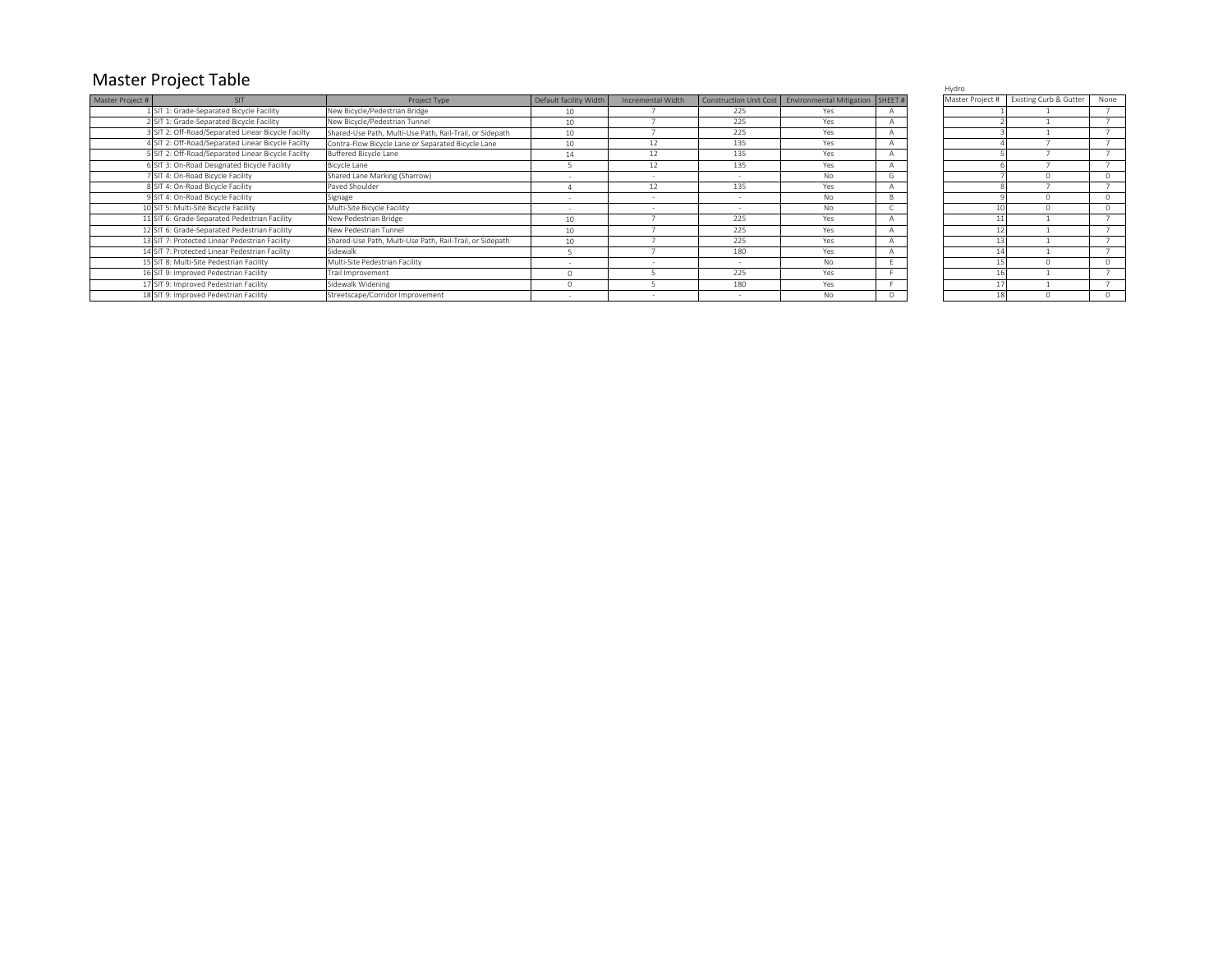# Master Project Table

| Master Project # | SIT | Project Type | Default facility Width | Incremental Width | Construction Unit Cost | Environmental Mitigation | SHEET # |
|---|---|---|---|---|---|---|---|
| 1 | SIT 1: Grade-Separated Bicycle Facility | New Bicycle/Pedestrian Bridge | 10 | 7 | 225 | Yes | A |
| 2 | SIT 1: Grade-Separated Bicycle Facility | New Bicycle/Pedestrian Tunnel | 10 | 7 | 225 | Yes | A |
| 3 | SIT 2: Off-Road/Separated Linear Bicycle Facilty | Shared-Use Path, Multi-Use Path, Rail-Trail, or Sidepath | 10 | 7 | 225 | Yes | A |
| 4 | SIT 2: Off-Road/Separated Linear Bicycle Facilty | Contra-Flow Bicycle Lane or Separated Bicycle Lane | 10 | 12 | 135 | Yes | A |
| 5 | SIT 2: Off-Road/Separated Linear Bicycle Facilty | Buffered Bicycle Lane | 14 | 12 | 135 | Yes | A |
| 6 | SIT 3: On-Road Designated Bicycle Facility | Bicycle Lane | 5 | 12 | 135 | Yes | A |
| 7 | SIT 4: On-Road Bicycle Facility | Shared Lane Marking (Sharrow) | - | - | - | No | G |
| 8 | SIT 4: On-Road Bicycle Facility | Paved Shoulder | 4 | 12 | 135 | Yes | A |
| 9 | SIT 4: On-Road Bicycle Facility | Signage | - | - | - | No | B |
| 10 | SIT 5: Multi-Site Bicycle Facility | Multi-Site Bicycle Facility | - | - | - | No | C |
| 11 | SIT 6: Grade-Separated Pedestrian Facility | New Pedestrian Bridge | 10 | 7 | 225 | Yes | A |
| 12 | SIT 6: Grade-Separated Pedestrian Facility | New Pedestrian Tunnel | 10 | 7 | 225 | Yes | A |
| 13 | SIT 7: Protected Linear Pedestrian Facility | Shared-Use Path, Multi-Use Path, Rail-Trail, or Sidepath | 10 | 7 | 225 | Yes | A |
| 14 | SIT 7: Protected Linear Pedestrian Facility | Sidewalk | 5 | 7 | 180 | Yes | A |
| 15 | SIT 8: Multi-Site Pedestrian Facility | Multi-Site Pedestrian Facility | - | - | - | No | E |
| 16 | SIT 9: Improved Pedestrian Facility | Trail Improvement | 0 | 5 | 225 | Yes | F |
| 17 | SIT 9: Improved Pedestrian Facility | Sidewalk Widening | 0 | 5 | 180 | Yes | F |
| 18 | SIT 9: Improved Pedestrian Facility | Streetscape/Corridor Improvement | - | - | - | No | D |

Hydro

| Master Project # | Existing Curb & Gutter | None |
|---|---|---|
| 1 | 1 | 7 |
| 2 | 1 | 7 |
| 3 | 1 | 7 |
| 4 | 7 | 7 |
| 5 | 7 | 7 |
| 6 | 7 | 7 |
| 7 | 0 | 0 |
| 8 | 7 | 7 |
| 9 | 0 | 0 |
| 10 | 0 | 0 |
| 11 | 1 | 7 |
| 12 | 1 | 7 |
| 13 | 1 | 7 |
| 14 | 1 | 7 |
| 15 | 0 | 0 |
| 16 | 1 | 7 |
| 17 | 1 | 7 |
| 18 | 0 | 0 |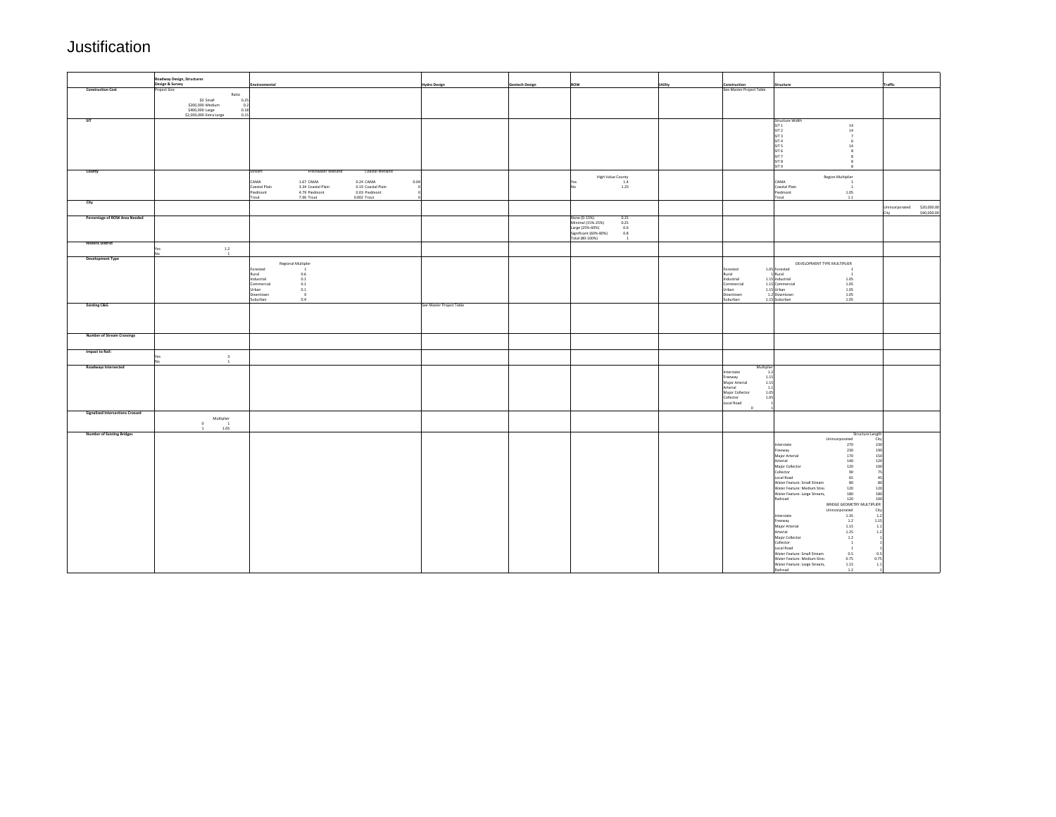# Justification

| | Roadway Design, Structures Design & Survey | Environmental | Hydro Design | Geotech Design | ROW | Utility | Construction | Structure | Traffic |
|---|---|---|---|---|---|---|---|---|---|
| **Construction Cost** | Project Size / Ratio<br>$0 Small 0.25<br>$200,000 Medium 0.2<br>$400,000 Large 0.18<br>$2,000,000 Extra Large 0.15 | | | | | | See Master Project Table | | |
| **S/T** | | | | | | | | Structure Width<br>S/T 1 14<br>S/T 2 14<br>S/T 3 7<br>S/T 4 6<br>S/T 5 14<br>S/T 6 8<br>S/T 7 8<br>S/T 8 8<br>S/T 9 8 | |
| **County** | | Stream / Freshwater Wetland / Coastal Wetland<br>CAMA 1.67 CAMA 0.24 CAMA 0.04<br>Coastal Plain 3.34 Coastal Plain 0.19 Coastal Plain 0<br>Piedmont 4.79 Piedmont 0.03 Piedmont 0<br>Trout 7.96 Trout 0.002 Trout 0 | | | High Value County<br>Yes 1.4<br>No 1.25 | | | Region Multiplier<br>CAMA 1<br>Coastal Plain 1<br>Piedmont 1.05<br>Trout 1.1 | |
| **City** | | | | | | | | | Unincorporated $20,000.00<br>City $40,000.00 |
| **Percentage of ROW Area Needed** | | | | | None (0-15%) 0.15<br>Minimal (15%-25%) 0.25<br>Large (25%-60%) 0.6<br>Significant (60%-80%) 0.8<br>Total (80-100%) 1 | | | | |
| **Historic District** | Yes 1.2<br>No 1 | | | | | | | | |
| **Development Type** | | Regional Multiplier<br>Forested 1<br>Rural 0.6<br>Industrial 0.1<br>Commercial 0.1<br>Urban 0.1<br>Downtown 0<br>Suburban 0.4 | | | | | Forested 1.05<br>Rural 1<br>Industrial 1.15<br>Commercial 1.15<br>Urban 1.15<br>Downtown 1.2<br>Suburban 1.15 | DEVELOPMENT TYPE MULTIPLIER<br>Forested 1<br>Rural 1<br>Industrial 1.05<br>Commercial 1.05<br>Urban 1.05<br>Downtown 1.05<br>Suburban 1.05 | |
| **Existing C&G** | | | See Master Project Table | | | | | | |
| **Number of Stream Crossings** | | | | | | | | | |
| **Impact to Rail:** | Yes 3<br>No 1 | | | | | | | | |
| **Roadways Intersected** | | | | | | | Multiplier<br>Interstate 1.2<br>Freeway 1.15<br>Major Arterial 1.15<br>Arterial 1.1<br>Major Collector 1.05<br>Collector 1.05<br>Local Road 1<br>0 1 | | |
| **Signalized Intersections Crossed** | Multiplier<br>0 1<br>1 1.05 | | | | | | | | |
| **Number of Existing Bridges** | | | | | | | | Structure Length (Unincorporated / City)<br>Interstate 270 230<br>Freeway 230 190<br>Major Arterial 170 150<br>Arterial 140 120<br>Major Collector 120 100<br>Collector 90 75<br>Local Road 65 45<br>Water Feature: Small Stream 80 80<br>Water Feature: Medium Stre 120 120<br>Water Feature: Large Stream 180 180<br>Railroad 120 100<br>BRIDGE GEOMETRY MULTIPLIER (Unincorporated / City)<br>Interstate 1.35 1.2<br>Freeway 1.2 1.15<br>Major Arterial 1.15 1.1<br>Arterial 1.25 1.2<br>Major Collector 1.2 1<br>Collector 1 1<br>Local Road 1 1<br>Water Feature: Small Stream 0.5 0.5<br>Water Feature: Medium Stre 0.75 0.75<br>Water Feature: Large Stream 1.15 1.1<br>Railroad 1.2 1 | |